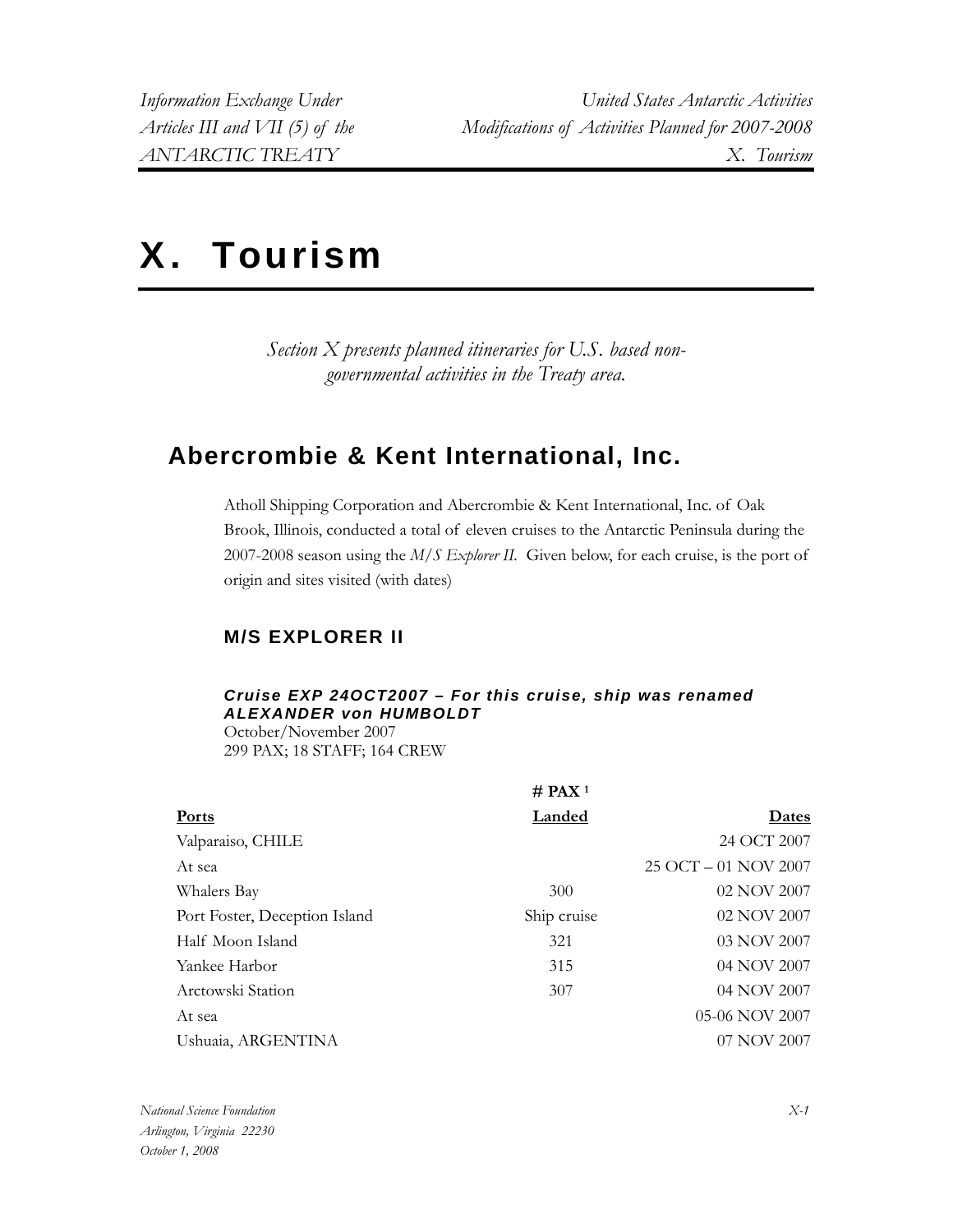# X. Tourism

*Section X presents planned itineraries for U.S. based non-governmental activities in the Treaty area.*

## Abercrombie & Kent International, Inc.

Atholl Shipping Corporation and Abercrombie & Kent International, Inc. of Oak Brook, Illinois, conducted a total of eleven cruises to the Antarctic Peninsula during the 2007-2008 season using the *M/S Explorer II*. Given below, for each cruise, is the port of origin and sites visited (with dates)

### M/S EXPLORER II

#### *Cruise EXP 24OCT2007 – For this cruise, ship was renamed ALEXANDER von HUMBOLDT*

October/November 2007
299 PAX; 18 STAFF; 164 CREW

| Ports | # PAX [1] Landed | Dates |
|---|---|---|
| Valparaiso, CHILE | | 24 OCT 2007 |
| At sea | | 25 OCT – 01 NOV 2007 |
| Whalers Bay | 300 | 02 NOV 2007 |
| Port Foster, Deception Island | Ship cruise | 02 NOV 2007 |
| Half Moon Island | 321 | 03 NOV 2007 |
| Yankee Harbor | 315 | 04 NOV 2007 |
| Arctowski Station | 307 | 04 NOV 2007 |
| At sea | | 05-06 NOV 2007 |
| Ushuaia, ARGENTINA | | 07 NOV 2007 |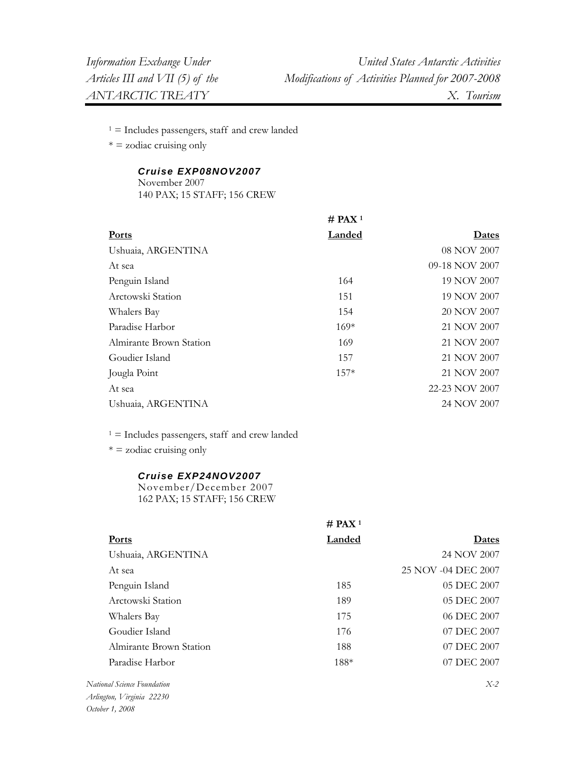[1] = Includes passengers, staff and crew landed

* = zodiac cruising only

### *Cruise EXP08NOV2007*

November 2007
140 PAX; 15 STAFF; 156 CREW

| Ports | # PAX [1] Landed | Dates |
|---|---|---|
| Ushuaia, ARGENTINA | | 08 NOV 2007 |
| At sea | | 09-18 NOV 2007 |
| Penguin Island | 164 | 19 NOV 2007 |
| Arctowski Station | 151 | 19 NOV 2007 |
| Whalers Bay | 154 | 20 NOV 2007 |
| Paradise Harbor | 169* | 21 NOV 2007 |
| Almirante Brown Station | 169 | 21 NOV 2007 |
| Goudier Island | 157 | 21 NOV 2007 |
| Jougla Point | 157* | 21 NOV 2007 |
| At sea | | 22-23 NOV 2007 |
| Ushuaia, ARGENTINA | | 24 NOV 2007 |

[1] = Includes passengers, staff and crew landed

* = zodiac cruising only

### *Cruise EXP24NOV2007*

November/December 2007
162 PAX; 15 STAFF; 156 CREW

| Ports | # PAX [1] Landed | Dates |
|---|---|---|
| Ushuaia, ARGENTINA | | 24 NOV 2007 |
| At sea | | 25 NOV -04 DEC 2007 |
| Penguin Island | 185 | 05 DEC 2007 |
| Arctowski Station | 189 | 05 DEC 2007 |
| Whalers Bay | 175 | 06 DEC 2007 |
| Goudier Island | 176 | 07 DEC 2007 |
| Almirante Brown Station | 188 | 07 DEC 2007 |
| Paradise Harbor | 188* | 07 DEC 2007 |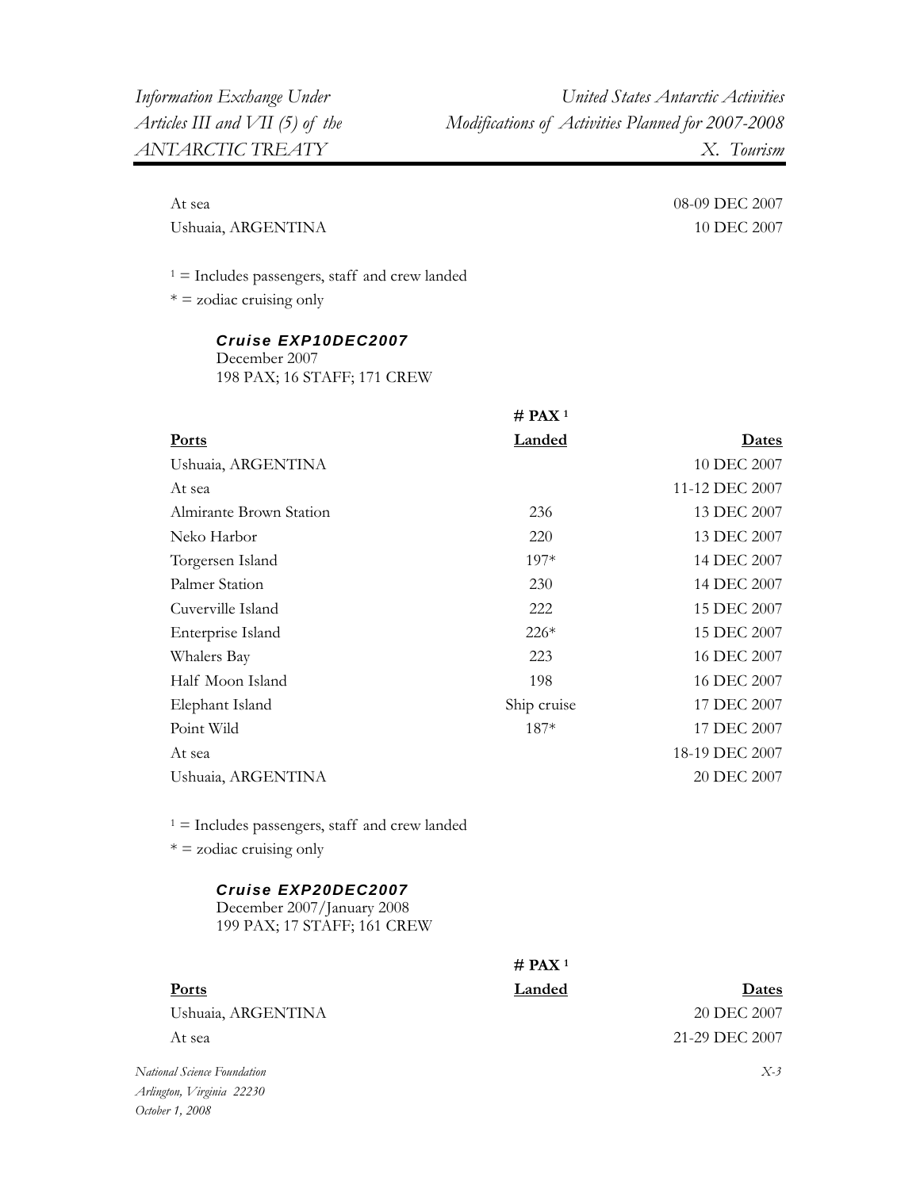| | | |
|---|---|---|
| At sea | | 08-09 DEC 2007 |
| Ushuaia, ARGENTINA | | 10 DEC 2007 |

[1] = Includes passengers, staff and crew landed

* = zodiac cruising only

***Cruise EXP10DEC2007***

December 2007

198 PAX; 16 STAFF; 171 CREW

| Ports | # PAX [1] Landed | Dates |
|---|---|---|
| Ushuaia, ARGENTINA | | 10 DEC 2007 |
| At sea | | 11-12 DEC 2007 |
| Almirante Brown Station | 236 | 13 DEC 2007 |
| Neko Harbor | 220 | 13 DEC 2007 |
| Torgersen Island | 197* | 14 DEC 2007 |
| Palmer Station | 230 | 14 DEC 2007 |
| Cuverville Island | 222 | 15 DEC 2007 |
| Enterprise Island | 226* | 15 DEC 2007 |
| Whalers Bay | 223 | 16 DEC 2007 |
| Half Moon Island | 198 | 16 DEC 2007 |
| Elephant Island | Ship cruise | 17 DEC 2007 |
| Point Wild | 187* | 17 DEC 2007 |
| At sea | | 18-19 DEC 2007 |
| Ushuaia, ARGENTINA | | 20 DEC 2007 |

[1] = Includes passengers, staff and crew landed

* = zodiac cruising only

***Cruise EXP20DEC2007***

December 2007/January 2008

199 PAX; 17 STAFF; 161 CREW

| Ports | # PAX [1] Landed | Dates |
|---|---|---|
| Ushuaia, ARGENTINA | | 20 DEC 2007 |
| At sea | | 21-29 DEC 2007 |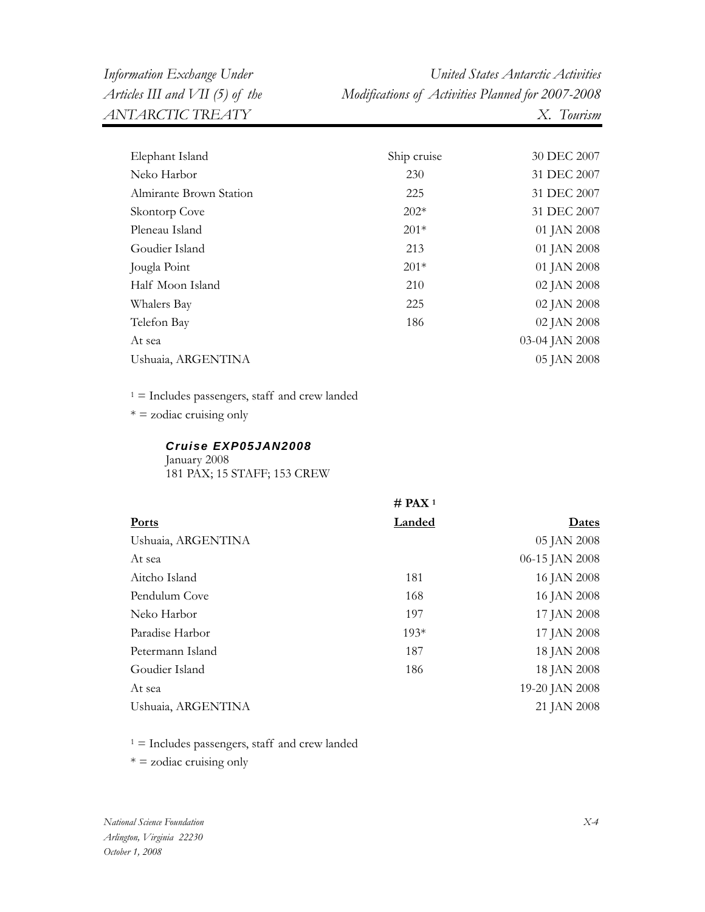| | | |
|---|---|---|
| Elephant Island | Ship cruise | 30 DEC 2007 |
| Neko Harbor | 230 | 31 DEC 2007 |
| Almirante Brown Station | 225 | 31 DEC 2007 |
| Skontorp Cove | 202* | 31 DEC 2007 |
| Pleneau Island | 201* | 01 JAN 2008 |
| Goudier Island | 213 | 01 JAN 2008 |
| Jougla Point | 201* | 01 JAN 2008 |
| Half Moon Island | 210 | 02 JAN 2008 |
| Whalers Bay | 225 | 02 JAN 2008 |
| Telefon Bay | 186 | 02 JAN 2008 |
| At sea | | 03-04 JAN 2008 |
| Ushuaia, ARGENTINA | | 05 JAN 2008 |

[1] = Includes passengers, staff and crew landed

\* = zodiac cruising only

***Cruise EXP05JAN2008***
January 2008
181 PAX; 15 STAFF; 153 CREW

| **Ports** | **# PAX [1] Landed** | **Dates** |
|---|---|---|
| Ushuaia, ARGENTINA | | 05 JAN 2008 |
| At sea | | 06-15 JAN 2008 |
| Aitcho Island | 181 | 16 JAN 2008 |
| Pendulum Cove | 168 | 16 JAN 2008 |
| Neko Harbor | 197 | 17 JAN 2008 |
| Paradise Harbor | 193* | 17 JAN 2008 |
| Petermann Island | 187 | 18 JAN 2008 |
| Goudier Island | 186 | 18 JAN 2008 |
| At sea | | 19-20 JAN 2008 |
| Ushuaia, ARGENTINA | | 21 JAN 2008 |

[1] = Includes passengers, staff and crew landed

\* = zodiac cruising only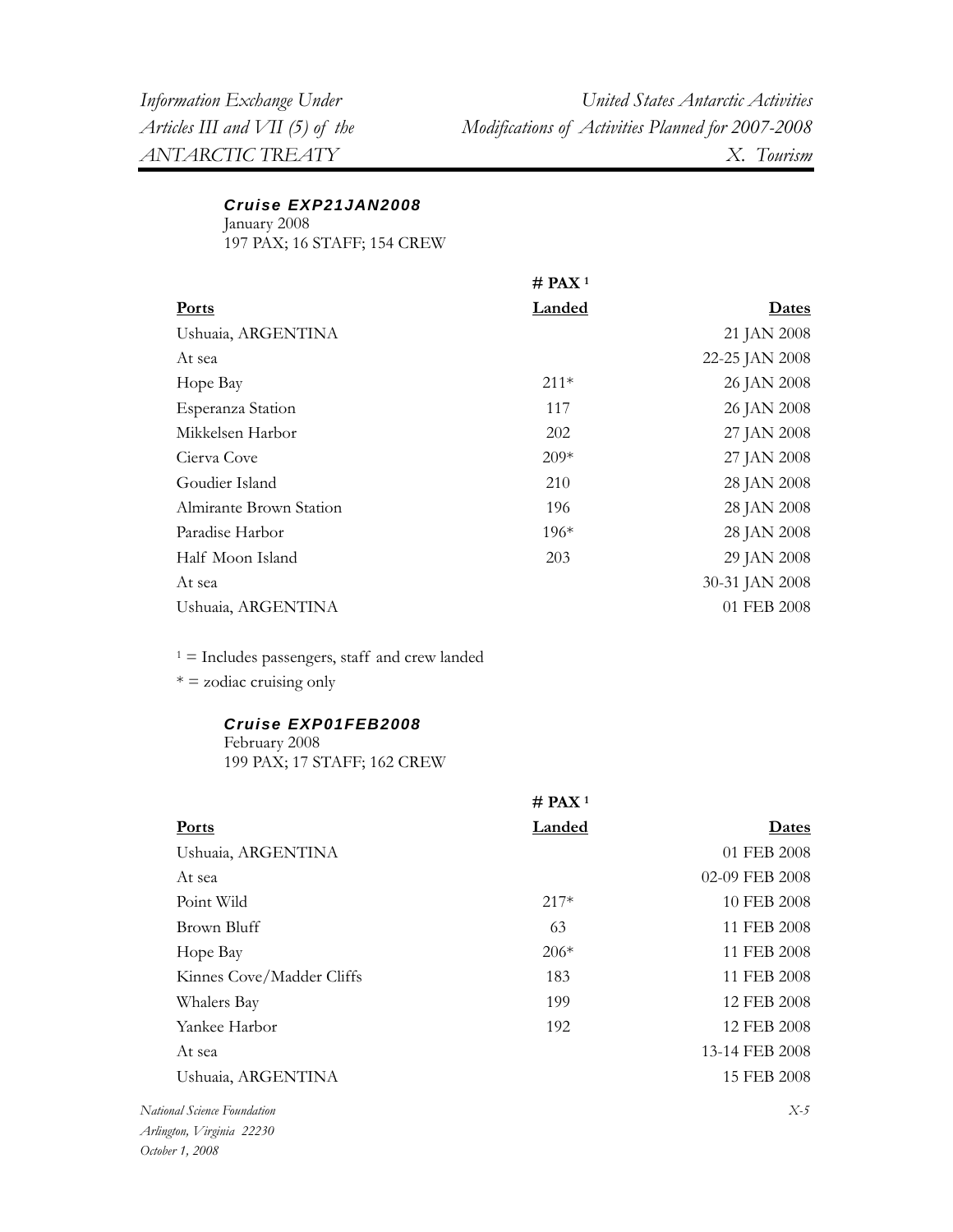### *Cruise EXP21JAN2008*

January 2008
197 PAX; 16 STAFF; 154 CREW

| Ports | # PAX [1] Landed | Dates |
|---|---|---|
| Ushuaia, ARGENTINA | | 21 JAN 2008 |
| At sea | | 22-25 JAN 2008 |
| Hope Bay | 211* | 26 JAN 2008 |
| Esperanza Station | 117 | 26 JAN 2008 |
| Mikkelsen Harbor | 202 | 27 JAN 2008 |
| Cierva Cove | 209* | 27 JAN 2008 |
| Goudier Island | 210 | 28 JAN 2008 |
| Almirante Brown Station | 196 | 28 JAN 2008 |
| Paradise Harbor | 196* | 28 JAN 2008 |
| Half Moon Island | 203 | 29 JAN 2008 |
| At sea | | 30-31 JAN 2008 |
| Ushuaia, ARGENTINA | | 01 FEB 2008 |

[1] = Includes passengers, staff and crew landed

* = zodiac cruising only

### *Cruise EXP01FEB2008*

February 2008
199 PAX; 17 STAFF; 162 CREW

| Ports | # PAX [1] Landed | Dates |
|---|---|---|
| Ushuaia, ARGENTINA | | 01 FEB 2008 |
| At sea | | 02-09 FEB 2008 |
| Point Wild | 217* | 10 FEB 2008 |
| Brown Bluff | 63 | 11 FEB 2008 |
| Hope Bay | 206* | 11 FEB 2008 |
| Kinnes Cove/Madder Cliffs | 183 | 11 FEB 2008 |
| Whalers Bay | 199 | 12 FEB 2008 |
| Yankee Harbor | 192 | 12 FEB 2008 |
| At sea | | 13-14 FEB 2008 |
| Ushuaia, ARGENTINA | | 15 FEB 2008 |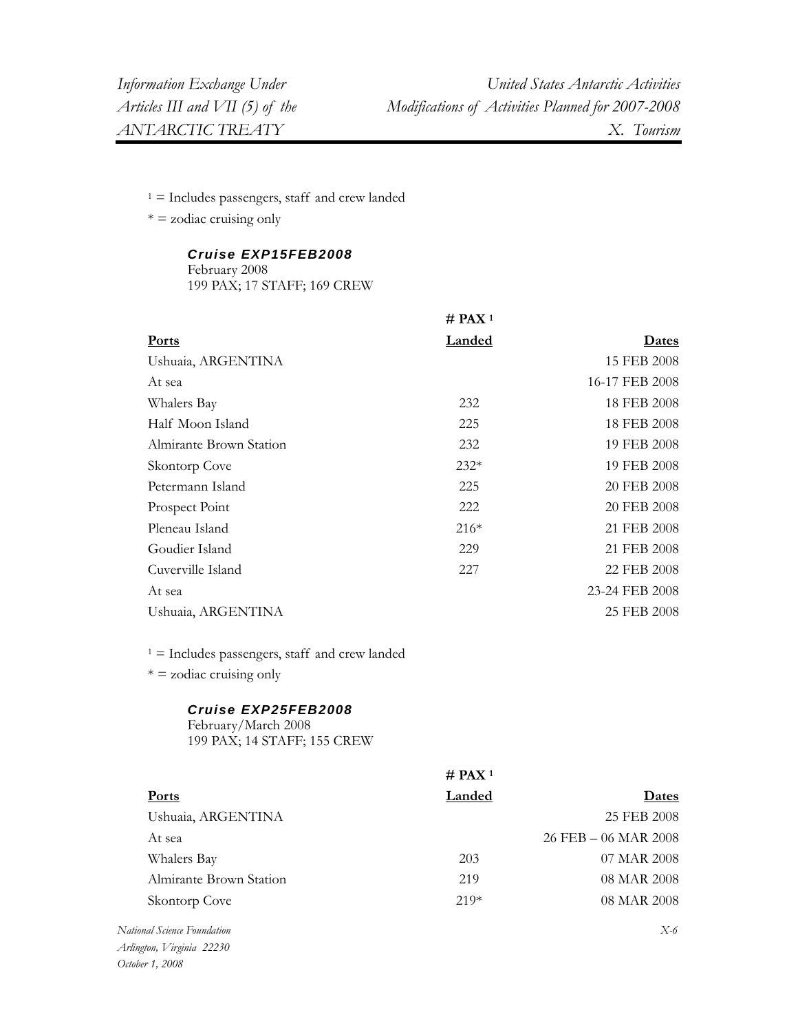[1] = Includes passengers, staff and crew landed

\* = zodiac cruising only

***Cruise EXP15FEB2008***
February 2008
199 PAX; 17 STAFF; 169 CREW

| Ports | # PAX [1] Landed | Dates |
|---|---|---|
| Ushuaia, ARGENTINA | | 15 FEB 2008 |
| At sea | | 16-17 FEB 2008 |
| Whalers Bay | 232 | 18 FEB 2008 |
| Half Moon Island | 225 | 18 FEB 2008 |
| Almirante Brown Station | 232 | 19 FEB 2008 |
| Skontorp Cove | 232* | 19 FEB 2008 |
| Petermann Island | 225 | 20 FEB 2008 |
| Prospect Point | 222 | 20 FEB 2008 |
| Pleneau Island | 216* | 21 FEB 2008 |
| Goudier Island | 229 | 21 FEB 2008 |
| Cuverville Island | 227 | 22 FEB 2008 |
| At sea | | 23-24 FEB 2008 |
| Ushuaia, ARGENTINA | | 25 FEB 2008 |

[1] = Includes passengers, staff and crew landed

\* = zodiac cruising only

***Cruise EXP25FEB2008***
February/March 2008
199 PAX; 14 STAFF; 155 CREW

| Ports | # PAX [1] Landed | Dates |
|---|---|---|
| Ushuaia, ARGENTINA | | 25 FEB 2008 |
| At sea | | 26 FEB – 06 MAR 2008 |
| Whalers Bay | 203 | 07 MAR 2008 |
| Almirante Brown Station | 219 | 08 MAR 2008 |
| Skontorp Cove | 219* | 08 MAR 2008 |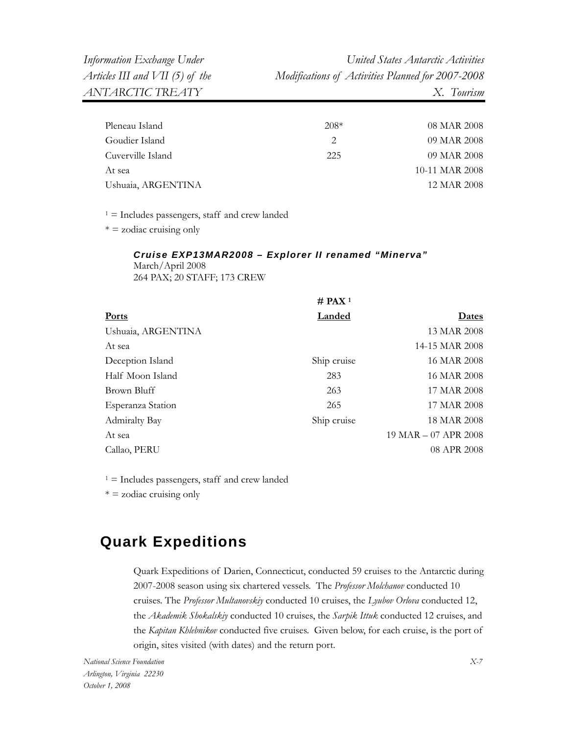| | | |
|---|---|---|
| Pleneau Island | 208* | 08 MAR 2008 |
| Goudier Island | 2 | 09 MAR 2008 |
| Cuverville Island | 225 | 09 MAR 2008 |
| At sea | | 10-11 MAR 2008 |
| Ushuaia, ARGENTINA | | 12 MAR 2008 |

[1] = Includes passengers, staff and crew landed

* = zodiac cruising only

***Cruise EXP13MAR2008 – Explorer II renamed "Minerva"***
March/April 2008
264 PAX; 20 STAFF; 173 CREW

| | # PAX [1] | |
|---|---|---|
| **Ports** | **Landed** | **Dates** |
| Ushuaia, ARGENTINA | | 13 MAR 2008 |
| At sea | | 14-15 MAR 2008 |
| Deception Island | Ship cruise | 16 MAR 2008 |
| Half Moon Island | 283 | 16 MAR 2008 |
| Brown Bluff | 263 | 17 MAR 2008 |
| Esperanza Station | 265 | 17 MAR 2008 |
| Admiralty Bay | Ship cruise | 18 MAR 2008 |
| At sea | | 19 MAR – 07 APR 2008 |
| Callao, PERU | | 08 APR 2008 |

[1] = Includes passengers, staff and crew landed

* = zodiac cruising only

## Quark Expeditions

Quark Expeditions of Darien, Connecticut, conducted 59 cruises to the Antarctic during 2007-2008 season using six chartered vessels. The *Professor Molchanov* conducted 10 cruises. The *Professor Multanovskiy* conducted 10 cruises, the *Lyubov Orlova* conducted 12, the *Akademik Shokalskiy* conducted 10 cruises, the *Sarpik Ittuk* conducted 12 cruises, and the *Kapitan Khlebnikov* conducted five cruises. Given below, for each cruise, is the port of origin, sites visited (with dates) and the return port.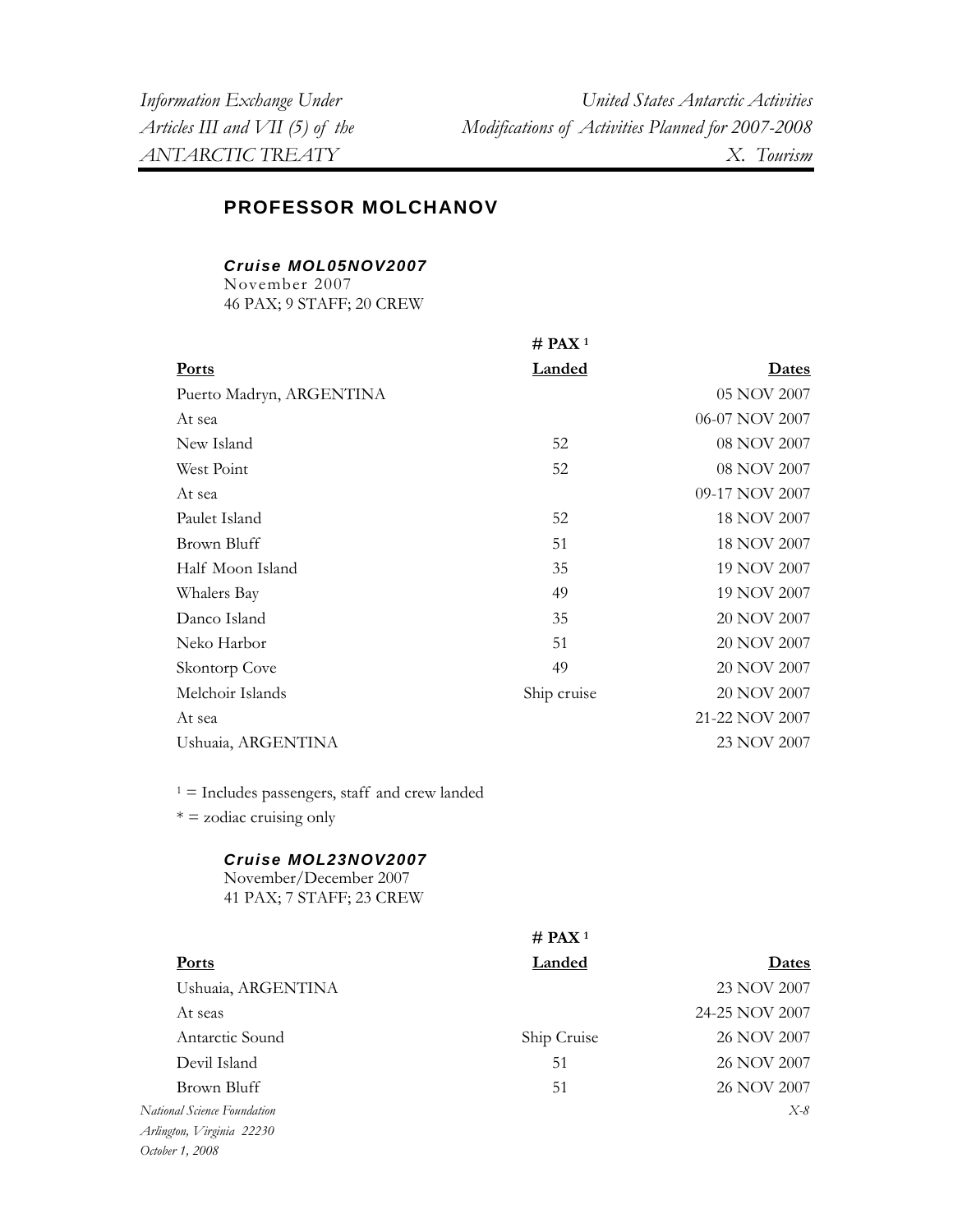## PROFESSOR MOLCHANOV

### *Cruise MOL05NOV2007*

November 2007
46 PAX; 9 STAFF; 20 CREW

| Ports | # PAX [1] Landed | Dates |
|---|---|---|
| Puerto Madryn, ARGENTINA | | 05 NOV 2007 |
| At sea | | 06-07 NOV 2007 |
| New Island | 52 | 08 NOV 2007 |
| West Point | 52 | 08 NOV 2007 |
| At sea | | 09-17 NOV 2007 |
| Paulet Island | 52 | 18 NOV 2007 |
| Brown Bluff | 51 | 18 NOV 2007 |
| Half Moon Island | 35 | 19 NOV 2007 |
| Whalers Bay | 49 | 19 NOV 2007 |
| Danco Island | 35 | 20 NOV 2007 |
| Neko Harbor | 51 | 20 NOV 2007 |
| Skontorp Cove | 49 | 20 NOV 2007 |
| Melchoir Islands | Ship cruise | 20 NOV 2007 |
| At sea | | 21-22 NOV 2007 |
| Ushuaia, ARGENTINA | | 23 NOV 2007 |

[1] = Includes passengers, staff and crew landed

* = zodiac cruising only

### *Cruise MOL23NOV2007*

November/December 2007
41 PAX; 7 STAFF; 23 CREW

| Ports | # PAX [1] Landed | Dates |
|---|---|---|
| Ushuaia, ARGENTINA | | 23 NOV 2007 |
| At seas | | 24-25 NOV 2007 |
| Antarctic Sound | Ship Cruise | 26 NOV 2007 |
| Devil Island | 51 | 26 NOV 2007 |
| Brown Bluff | 51 | 26 NOV 2007 |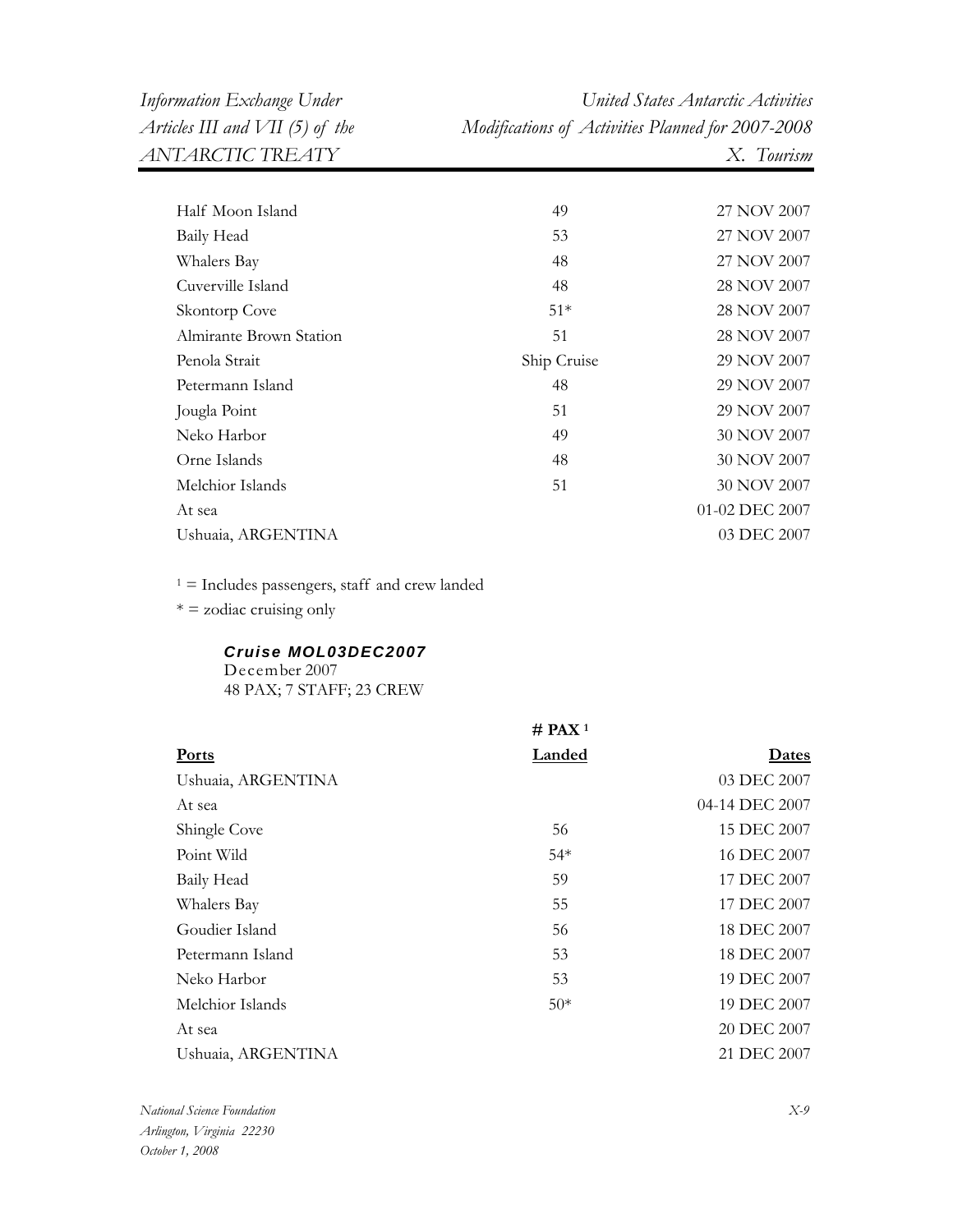| | | |
|---|---|---|
| Half Moon Island | 49 | 27 NOV 2007 |
| Baily Head | 53 | 27 NOV 2007 |
| Whalers Bay | 48 | 27 NOV 2007 |
| Cuverville Island | 48 | 28 NOV 2007 |
| Skontorp Cove | 51* | 28 NOV 2007 |
| Almirante Brown Station | 51 | 28 NOV 2007 |
| Penola Strait | Ship Cruise | 29 NOV 2007 |
| Petermann Island | 48 | 29 NOV 2007 |
| Jougla Point | 51 | 29 NOV 2007 |
| Neko Harbor | 49 | 30 NOV 2007 |
| Orne Islands | 48 | 30 NOV 2007 |
| Melchior Islands | 51 | 30 NOV 2007 |
| At sea | | 01-02 DEC 2007 |
| Ushuaia, ARGENTINA | | 03 DEC 2007 |

[1] = Includes passengers, staff and crew landed
* = zodiac cruising only

***Cruise MOL03DEC2007***
December 2007
48 PAX; 7 STAFF; 23 CREW

| <u>**Ports**</u> | **# PAX [1]** <u>**Landed**</u> | <u>**Dates**</u> |
|---|---|---|
| Ushuaia, ARGENTINA | | 03 DEC 2007 |
| At sea | | 04-14 DEC 2007 |
| Shingle Cove | 56 | 15 DEC 2007 |
| Point Wild | 54* | 16 DEC 2007 |
| Baily Head | 59 | 17 DEC 2007 |
| Whalers Bay | 55 | 17 DEC 2007 |
| Goudier Island | 56 | 18 DEC 2007 |
| Petermann Island | 53 | 18 DEC 2007 |
| Neko Harbor | 53 | 19 DEC 2007 |
| Melchior Islands | 50* | 19 DEC 2007 |
| At sea | | 20 DEC 2007 |
| Ushuaia, ARGENTINA | | 21 DEC 2007 |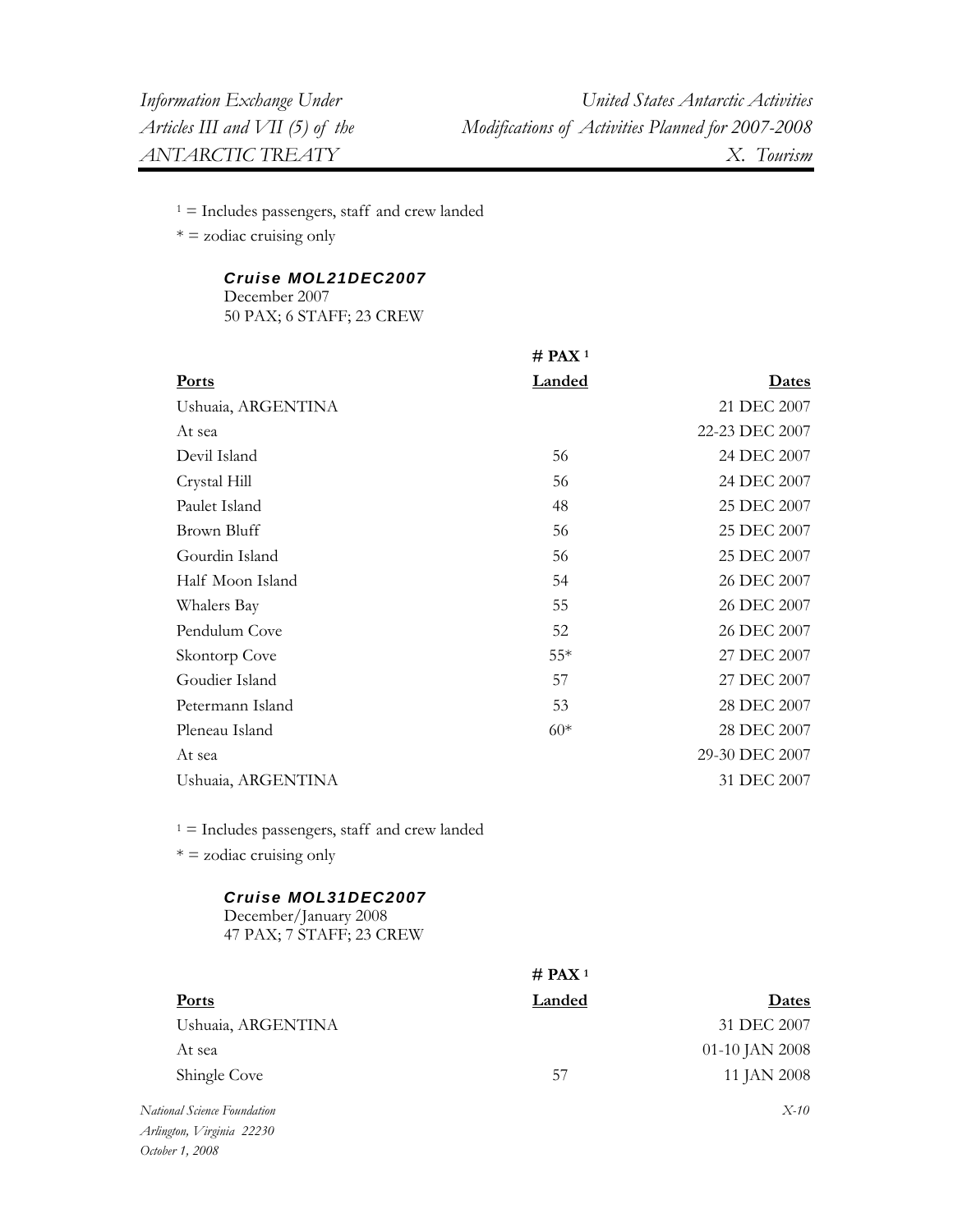[1] = Includes passengers, staff and crew landed

* = zodiac cruising only

***Cruise MOL21DEC2007***
December 2007
50 PAX; 6 STAFF; 23 CREW

| Ports | # PAX [1] Landed | Dates |
|---|---|---|
| Ushuaia, ARGENTINA | | 21 DEC 2007 |
| At sea | | 22-23 DEC 2007 |
| Devil Island | 56 | 24 DEC 2007 |
| Crystal Hill | 56 | 24 DEC 2007 |
| Paulet Island | 48 | 25 DEC 2007 |
| Brown Bluff | 56 | 25 DEC 2007 |
| Gourdin Island | 56 | 25 DEC 2007 |
| Half Moon Island | 54 | 26 DEC 2007 |
| Whalers Bay | 55 | 26 DEC 2007 |
| Pendulum Cove | 52 | 26 DEC 2007 |
| Skontorp Cove | 55* | 27 DEC 2007 |
| Goudier Island | 57 | 27 DEC 2007 |
| Petermann Island | 53 | 28 DEC 2007 |
| Pleneau Island | 60* | 28 DEC 2007 |
| At sea | | 29-30 DEC 2007 |
| Ushuaia, ARGENTINA | | 31 DEC 2007 |

[1] = Includes passengers, staff and crew landed

* = zodiac cruising only

***Cruise MOL31DEC2007***
December/January 2008
47 PAX; 7 STAFF; 23 CREW

| Ports | # PAX [1] Landed | Dates |
|---|---|---|
| Ushuaia, ARGENTINA | | 31 DEC 2007 |
| At sea | | 01-10 JAN 2008 |
| Shingle Cove | 57 | 11 JAN 2008 |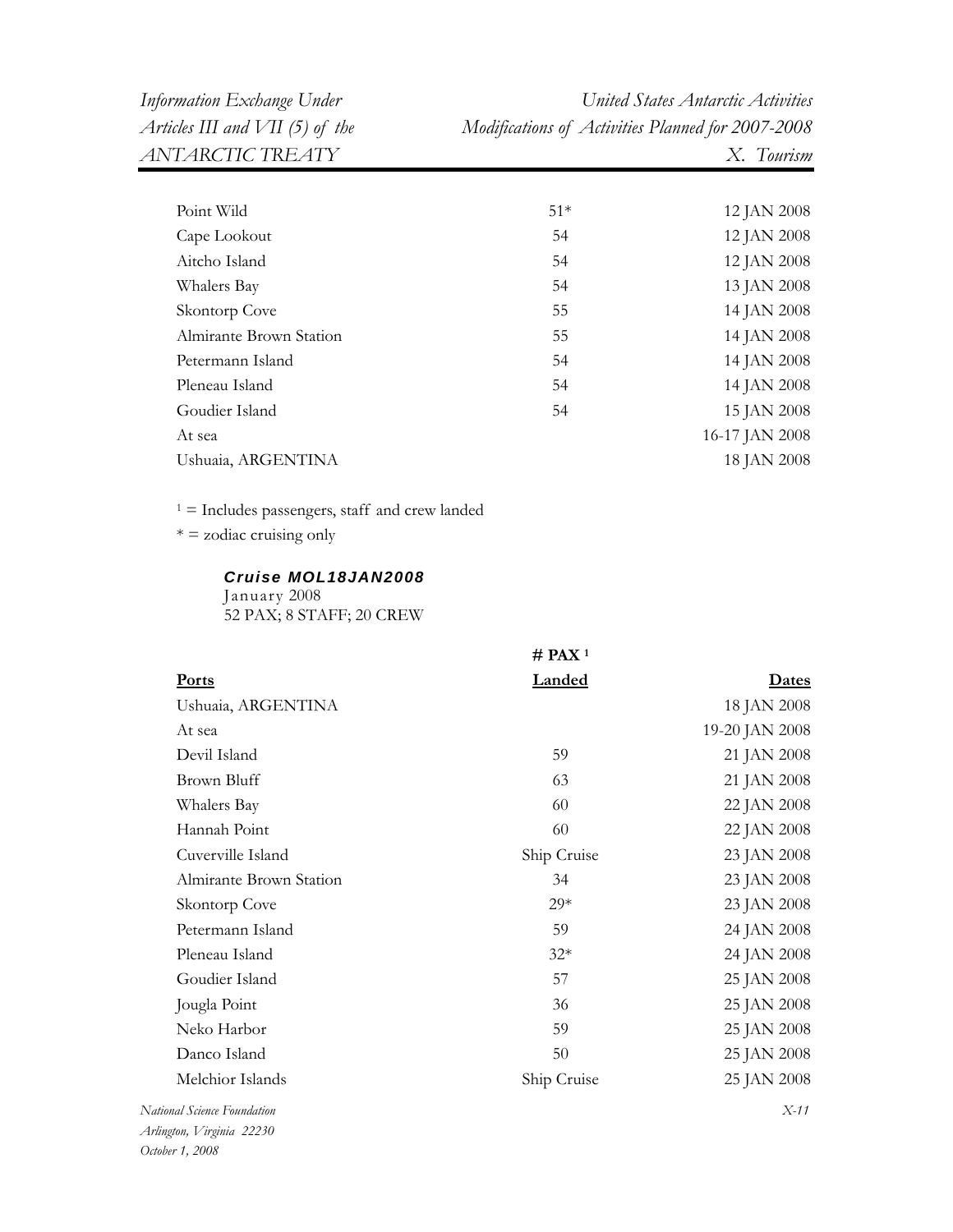| | | |
|---|---|---|
| Point Wild | 51* | 12 JAN 2008 |
| Cape Lookout | 54 | 12 JAN 2008 |
| Aitcho Island | 54 | 12 JAN 2008 |
| Whalers Bay | 54 | 13 JAN 2008 |
| Skontorp Cove | 55 | 14 JAN 2008 |
| Almirante Brown Station | 55 | 14 JAN 2008 |
| Petermann Island | 54 | 14 JAN 2008 |
| Pleneau Island | 54 | 14 JAN 2008 |
| Goudier Island | 54 | 15 JAN 2008 |
| At sea | | 16-17 JAN 2008 |
| Ushuaia, ARGENTINA | | 18 JAN 2008 |

[1] = Includes passengers, staff and crew landed

* = zodiac cruising only

***Cruise MOL18JAN2008***
January 2008
52 PAX; 8 STAFF; 20 CREW

| **Ports** | **# PAX [1] Landed** | **Dates** |
|---|---|---|
| Ushuaia, ARGENTINA | | 18 JAN 2008 |
| At sea | | 19-20 JAN 2008 |
| Devil Island | 59 | 21 JAN 2008 |
| Brown Bluff | 63 | 21 JAN 2008 |
| Whalers Bay | 60 | 22 JAN 2008 |
| Hannah Point | 60 | 22 JAN 2008 |
| Cuverville Island | Ship Cruise | 23 JAN 2008 |
| Almirante Brown Station | 34 | 23 JAN 2008 |
| Skontorp Cove | 29* | 23 JAN 2008 |
| Petermann Island | 59 | 24 JAN 2008 |
| Pleneau Island | 32* | 24 JAN 2008 |
| Goudier Island | 57 | 25 JAN 2008 |
| Jougla Point | 36 | 25 JAN 2008 |
| Neko Harbor | 59 | 25 JAN 2008 |
| Danco Island | 50 | 25 JAN 2008 |
| Melchior Islands | Ship Cruise | 25 JAN 2008 |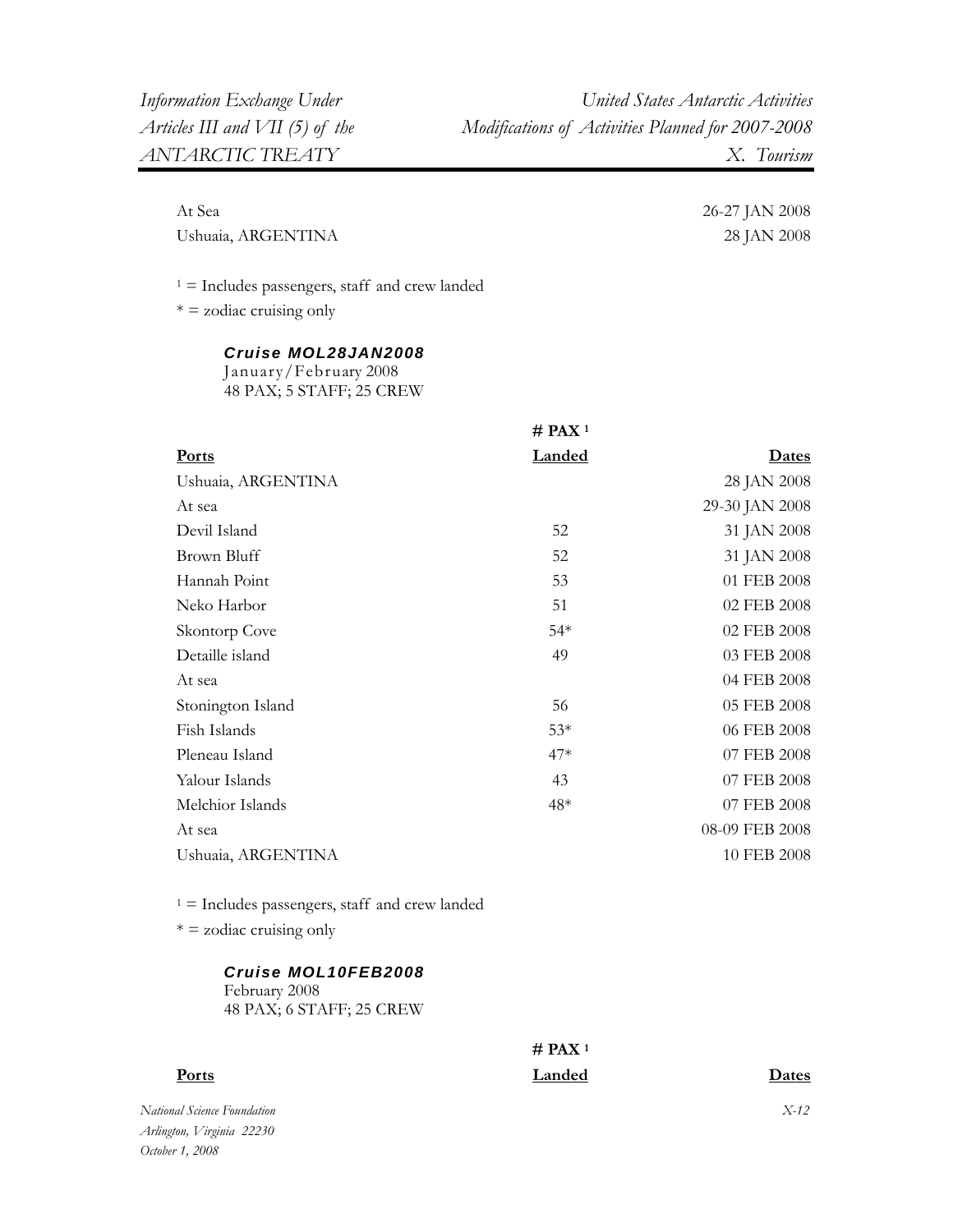| | | |
|---|---|---|
| At Sea | | 26-27 JAN 2008 |
| Ushuaia, ARGENTINA | | 28 JAN 2008 |

[1] = Includes passengers, staff and crew landed

* = zodiac cruising only

***Cruise MOL28JAN2008***
January/February 2008
48 PAX; 5 STAFF; 25 CREW

| Ports | # PAX [1] Landed | Dates |
|---|---|---|
| Ushuaia, ARGENTINA | | 28 JAN 2008 |
| At sea | | 29-30 JAN 2008 |
| Devil Island | 52 | 31 JAN 2008 |
| Brown Bluff | 52 | 31 JAN 2008 |
| Hannah Point | 53 | 01 FEB 2008 |
| Neko Harbor | 51 | 02 FEB 2008 |
| Skontorp Cove | 54* | 02 FEB 2008 |
| Detaille island | 49 | 03 FEB 2008 |
| At sea | | 04 FEB 2008 |
| Stonington Island | 56 | 05 FEB 2008 |
| Fish Islands | 53* | 06 FEB 2008 |
| Pleneau Island | 47* | 07 FEB 2008 |
| Yalour Islands | 43 | 07 FEB 2008 |
| Melchior Islands | 48* | 07 FEB 2008 |
| At sea | | 08-09 FEB 2008 |
| Ushuaia, ARGENTINA | | 10 FEB 2008 |

[1] = Includes passengers, staff and crew landed

* = zodiac cruising only

***Cruise MOL10FEB2008***
February 2008
48 PAX; 6 STAFF; 25 CREW

| Ports | # PAX [1] Landed | Dates |
|---|---|---|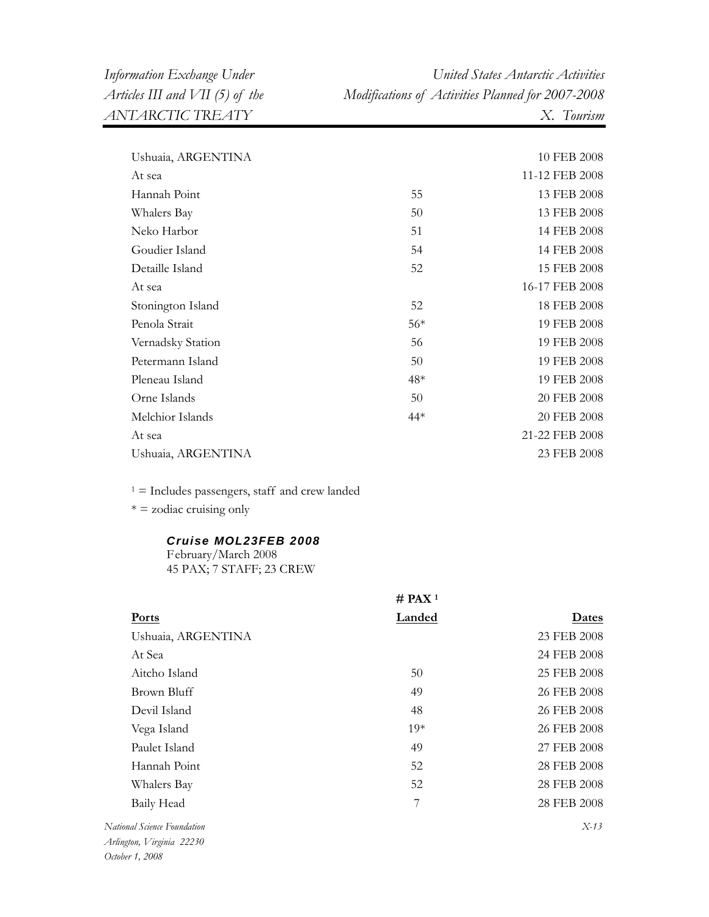| | | |
|---|---|---|
| Ushuaia, ARGENTINA | | 10 FEB 2008 |
| At sea | | 11-12 FEB 2008 |
| Hannah Point | 55 | 13 FEB 2008 |
| Whalers Bay | 50 | 13 FEB 2008 |
| Neko Harbor | 51 | 14 FEB 2008 |
| Goudier Island | 54 | 14 FEB 2008 |
| Detaille Island | 52 | 15 FEB 2008 |
| At sea | | 16-17 FEB 2008 |
| Stonington Island | 52 | 18 FEB 2008 |
| Penola Strait | 56* | 19 FEB 2008 |
| Vernadsky Station | 56 | 19 FEB 2008 |
| Petermann Island | 50 | 19 FEB 2008 |
| Pleneau Island | 48* | 19 FEB 2008 |
| Orne Islands | 50 | 20 FEB 2008 |
| Melchior Islands | 44* | 20 FEB 2008 |
| At sea | | 21-22 FEB 2008 |
| Ushuaia, ARGENTINA | | 23 FEB 2008 |

[1] = Includes passengers, staff and crew landed

* = zodiac cruising only

***Cruise MOL23FEB 2008***
February/March 2008
45 PAX; 7 STAFF; 23 CREW

| Ports | # PAX [1] Landed | Dates |
|---|---|---|
| Ushuaia, ARGENTINA | | 23 FEB 2008 |
| At Sea | | 24 FEB 2008 |
| Aitcho Island | 50 | 25 FEB 2008 |
| Brown Bluff | 49 | 26 FEB 2008 |
| Devil Island | 48 | 26 FEB 2008 |
| Vega Island | 19* | 26 FEB 2008 |
| Paulet Island | 49 | 27 FEB 2008 |
| Hannah Point | 52 | 28 FEB 2008 |
| Whalers Bay | 52 | 28 FEB 2008 |
| Baily Head | 7 | 28 FEB 2008 |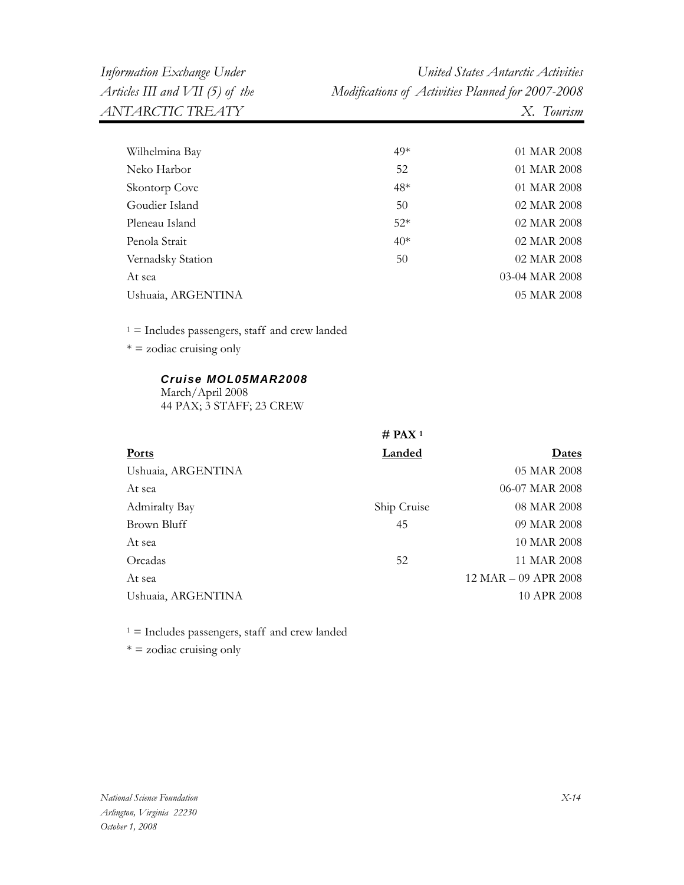| | | |
|---|---|---|
| Wilhelmina Bay | 49* | 01 MAR 2008 |
| Neko Harbor | 52 | 01 MAR 2008 |
| Skontorp Cove | 48* | 01 MAR 2008 |
| Goudier Island | 50 | 02 MAR 2008 |
| Pleneau Island | 52* | 02 MAR 2008 |
| Penola Strait | 40* | 02 MAR 2008 |
| Vernadsky Station | 50 | 02 MAR 2008 |
| At sea | | 03-04 MAR 2008 |
| Ushuaia, ARGENTINA | | 05 MAR 2008 |

[1] = Includes passengers, staff and crew landed

* = zodiac cruising only

### *Cruise MOL05MAR2008*

March/April 2008
44 PAX; 3 STAFF; 23 CREW

| **Ports** | **# PAX [1] Landed** | **Dates** |
|---|---|---|
| Ushuaia, ARGENTINA | | 05 MAR 2008 |
| At sea | | 06-07 MAR 2008 |
| Admiralty Bay | Ship Cruise | 08 MAR 2008 |
| Brown Bluff | 45 | 09 MAR 2008 |
| At sea | | 10 MAR 2008 |
| Orcadas | 52 | 11 MAR 2008 |
| At sea | | 12 MAR – 09 APR 2008 |
| Ushuaia, ARGENTINA | | 10 APR 2008 |

[1] = Includes passengers, staff and crew landed

* = zodiac cruising only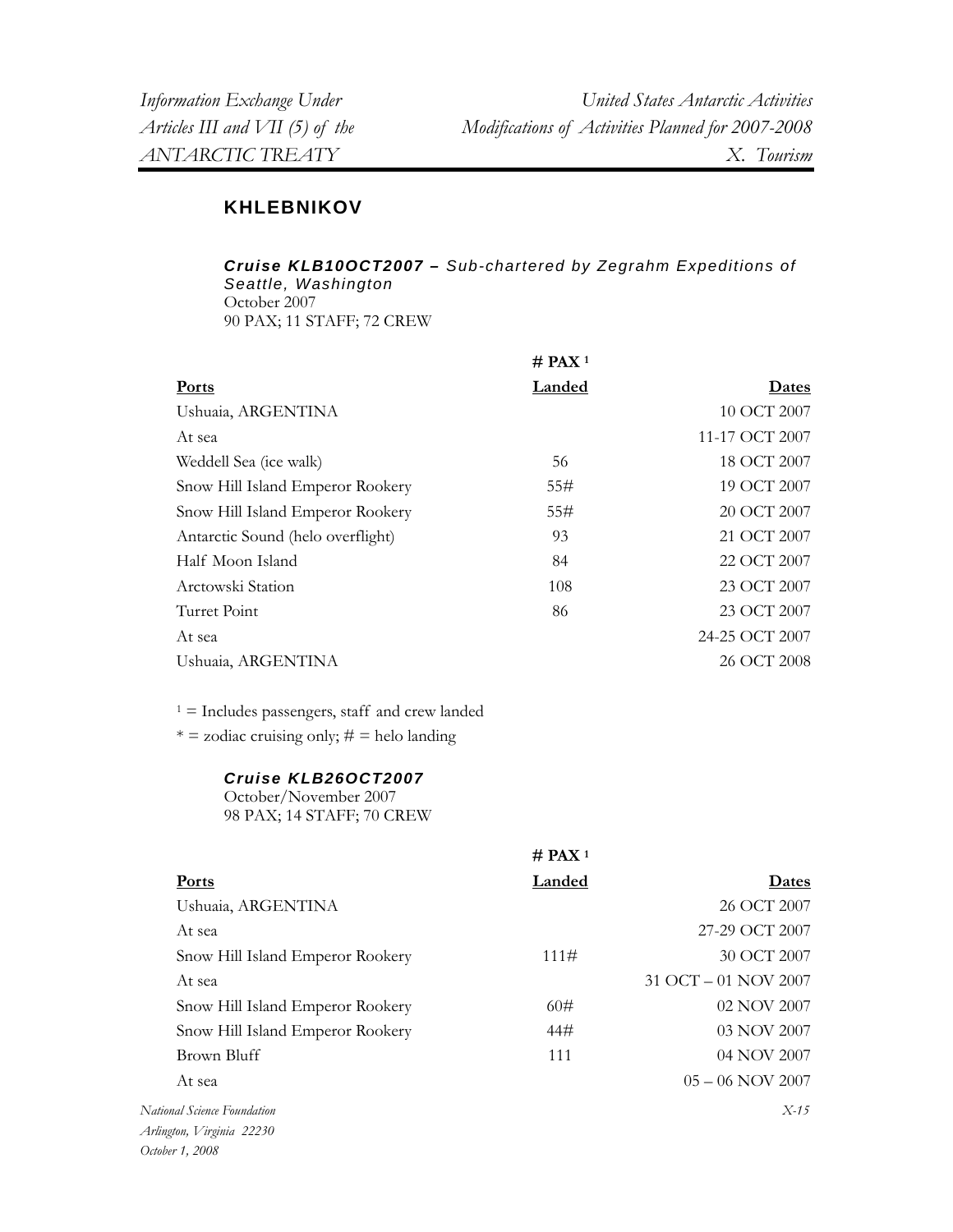## KHLEBNIKOV

***Cruise KLB10OCT2007** – Sub-chartered by Zegrahm Expeditions of Seattle, Washington*

October 2007
90 PAX; 11 STAFF; 72 CREW

| Ports | # PAX [1] Landed | Dates |
|---|---|---|
| Ushuaia, ARGENTINA | | 10 OCT 2007 |
| At sea | | 11-17 OCT 2007 |
| Weddell Sea (ice walk) | 56 | 18 OCT 2007 |
| Snow Hill Island Emperor Rookery | 55# | 19 OCT 2007 |
| Snow Hill Island Emperor Rookery | 55# | 20 OCT 2007 |
| Antarctic Sound (helo overflight) | 93 | 21 OCT 2007 |
| Half Moon Island | 84 | 22 OCT 2007 |
| Arctowski Station | 108 | 23 OCT 2007 |
| Turret Point | 86 | 23 OCT 2007 |
| At sea | | 24-25 OCT 2007 |
| Ushuaia, ARGENTINA | | 26 OCT 2008 |

[1] = Includes passengers, staff and crew landed

* = zodiac cruising only; # = helo landing

***Cruise KLB26OCT2007***

October/November 2007
98 PAX; 14 STAFF; 70 CREW

| Ports | # PAX [1] Landed | Dates |
|---|---|---|
| Ushuaia, ARGENTINA | | 26 OCT 2007 |
| At sea | | 27-29 OCT 2007 |
| Snow Hill Island Emperor Rookery | 111# | 30 OCT 2007 |
| At sea | | 31 OCT – 01 NOV 2007 |
| Snow Hill Island Emperor Rookery | 60# | 02 NOV 2007 |
| Snow Hill Island Emperor Rookery | 44# | 03 NOV 2007 |
| Brown Bluff | 111 | 04 NOV 2007 |
| At sea | | 05 – 06 NOV 2007 |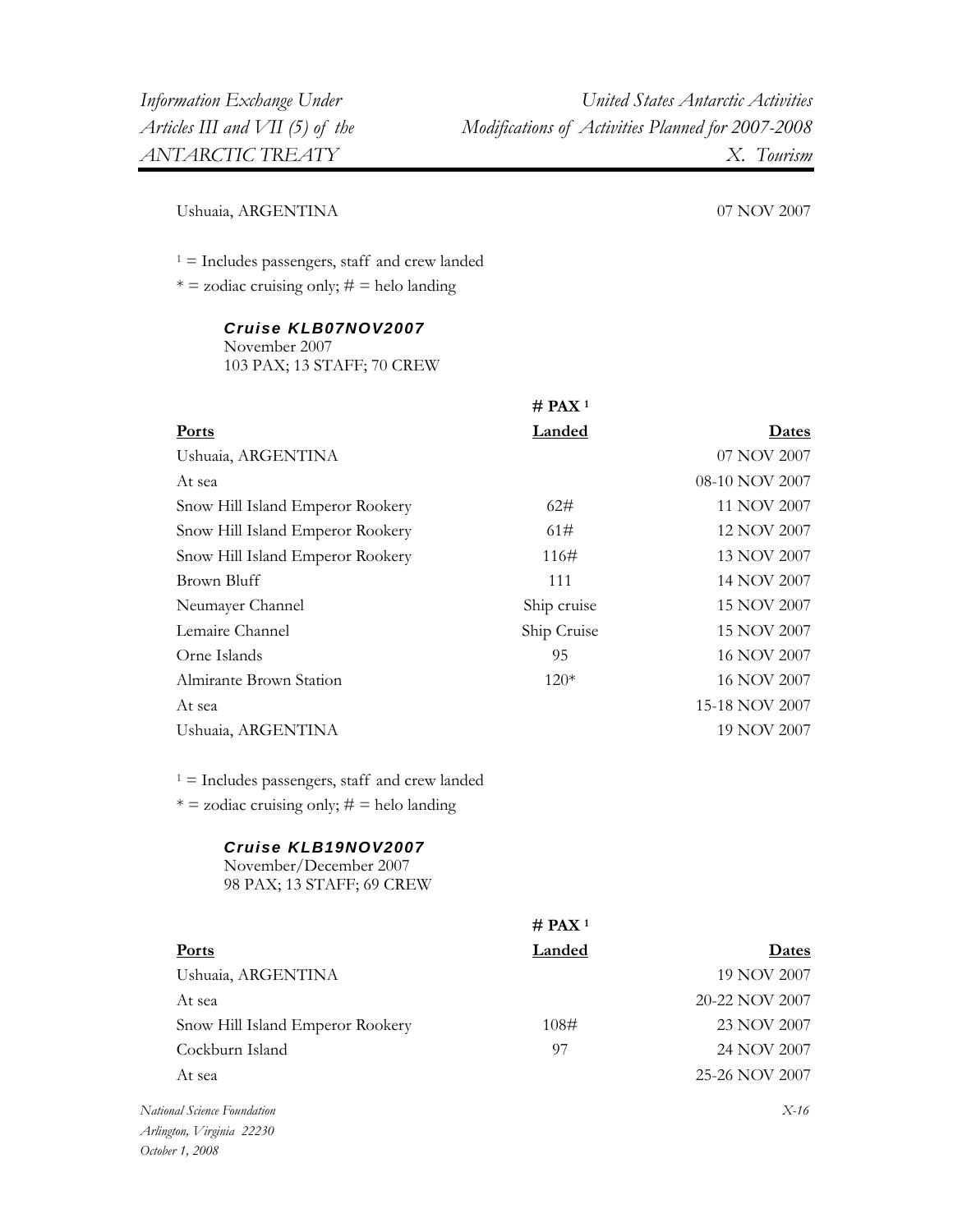| | | |
|---|---|---|
| Ushuaia, ARGENTINA | | 07 NOV 2007 |

[1] = Includes passengers, staff and crew landed
* = zodiac cruising only; # = helo landing

***Cruise KLB07NOV2007***
November 2007
103 PAX; 13 STAFF; 70 CREW

| **Ports** | **# PAX [1] Landed** | **Dates** |
|---|---|---|
| Ushuaia, ARGENTINA | | 07 NOV 2007 |
| At sea | | 08-10 NOV 2007 |
| Snow Hill Island Emperor Rookery | 62# | 11 NOV 2007 |
| Snow Hill Island Emperor Rookery | 61# | 12 NOV 2007 |
| Snow Hill Island Emperor Rookery | 116# | 13 NOV 2007 |
| Brown Bluff | 111 | 14 NOV 2007 |
| Neumayer Channel | Ship cruise | 15 NOV 2007 |
| Lemaire Channel | Ship Cruise | 15 NOV 2007 |
| Orne Islands | 95 | 16 NOV 2007 |
| Almirante Brown Station | 120* | 16 NOV 2007 |
| At sea | | 15-18 NOV 2007 |
| Ushuaia, ARGENTINA | | 19 NOV 2007 |

[1] = Includes passengers, staff and crew landed
* = zodiac cruising only; # = helo landing

***Cruise KLB19NOV2007***
November/December 2007
98 PAX; 13 STAFF; 69 CREW

| **Ports** | **# PAX [1] Landed** | **Dates** |
|---|---|---|
| Ushuaia, ARGENTINA | | 19 NOV 2007 |
| At sea | | 20-22 NOV 2007 |
| Snow Hill Island Emperor Rookery | 108# | 23 NOV 2007 |
| Cockburn Island | 97 | 24 NOV 2007 |
| At sea | | 25-26 NOV 2007 |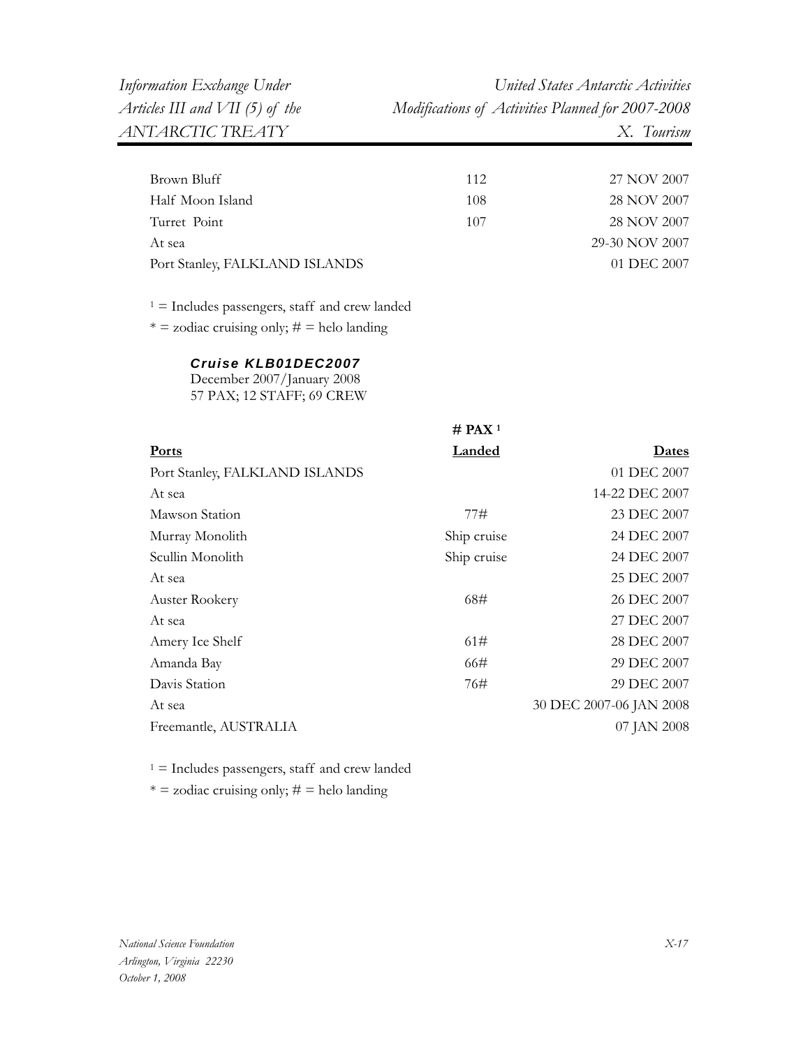| | | |
|---|---|---|
| Brown Bluff | 112 | 27 NOV 2007 |
| Half Moon Island | 108 | 28 NOV 2007 |
| Turret Point | 107 | 28 NOV 2007 |
| At sea | | 29-30 NOV 2007 |
| Port Stanley, FALKLAND ISLANDS | | 01 DEC 2007 |

[1] = Includes passengers, staff and crew landed

* = zodiac cruising only; # = helo landing

***Cruise KLB01DEC2007***

December 2007/January 2008

57 PAX; 12 STAFF; 69 CREW

| | **# PAX [1]** | |
|---|---|---|
| **Ports** | **Landed** | **Dates** |
| Port Stanley, FALKLAND ISLANDS | | 01 DEC 2007 |
| At sea | | 14-22 DEC 2007 |
| Mawson Station | 77# | 23 DEC 2007 |
| Murray Monolith | Ship cruise | 24 DEC 2007 |
| Scullin Monolith | Ship cruise | 24 DEC 2007 |
| At sea | | 25 DEC 2007 |
| Auster Rookery | 68# | 26 DEC 2007 |
| At sea | | 27 DEC 2007 |
| Amery Ice Shelf | 61# | 28 DEC 2007 |
| Amanda Bay | 66# | 29 DEC 2007 |
| Davis Station | 76# | 29 DEC 2007 |
| At sea | | 30 DEC 2007-06 JAN 2008 |
| Freemantle, AUSTRALIA | | 07 JAN 2008 |

[1] = Includes passengers, staff and crew landed

* = zodiac cruising only; # = helo landing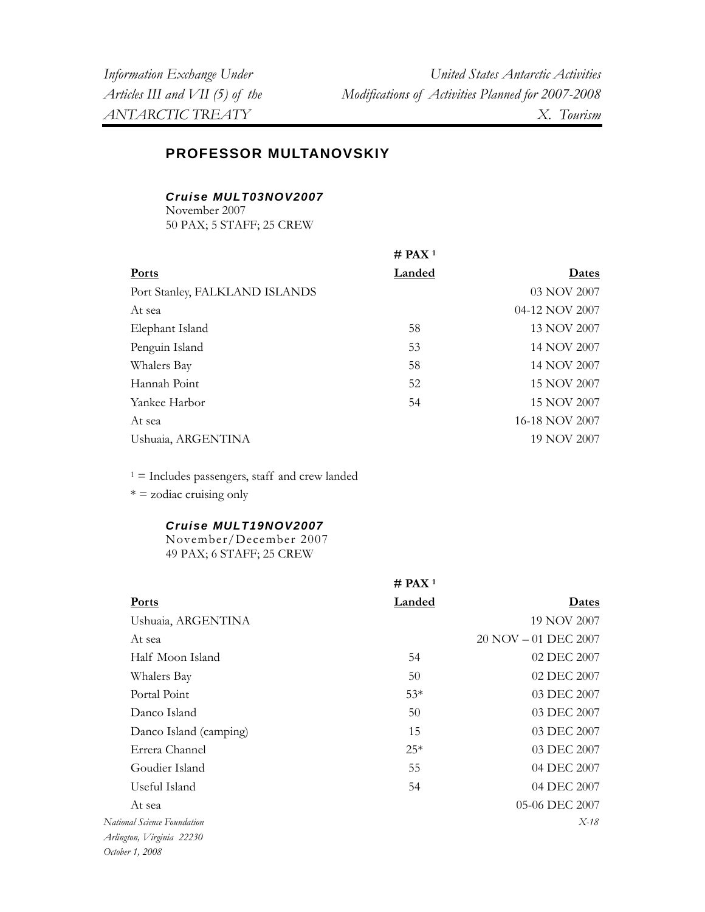## PROFESSOR MULTANOVSKIY

### *Cruise MULT03NOV2007*

November 2007
50 PAX; 5 STAFF; 25 CREW

| Ports | # PAX [1] Landed | Dates |
|---|---|---|
| Port Stanley, FALKLAND ISLANDS | | 03 NOV 2007 |
| At sea | | 04-12 NOV 2007 |
| Elephant Island | 58 | 13 NOV 2007 |
| Penguin Island | 53 | 14 NOV 2007 |
| Whalers Bay | 58 | 14 NOV 2007 |
| Hannah Point | 52 | 15 NOV 2007 |
| Yankee Harbor | 54 | 15 NOV 2007 |
| At sea | | 16-18 NOV 2007 |
| Ushuaia, ARGENTINA | | 19 NOV 2007 |

[1] = Includes passengers, staff and crew landed
* = zodiac cruising only

### *Cruise MULT19NOV2007*

November/December 2007
49 PAX; 6 STAFF; 25 CREW

| Ports | # PAX [1] Landed | Dates |
|---|---|---|
| Ushuaia, ARGENTINA | | 19 NOV 2007 |
| At sea | | 20 NOV – 01 DEC 2007 |
| Half Moon Island | 54 | 02 DEC 2007 |
| Whalers Bay | 50 | 02 DEC 2007 |
| Portal Point | 53* | 03 DEC 2007 |
| Danco Island | 50 | 03 DEC 2007 |
| Danco Island (camping) | 15 | 03 DEC 2007 |
| Errera Channel | 25* | 03 DEC 2007 |
| Goudier Island | 55 | 04 DEC 2007 |
| Useful Island | 54 | 04 DEC 2007 |
| At sea | | 05-06 DEC 2007 |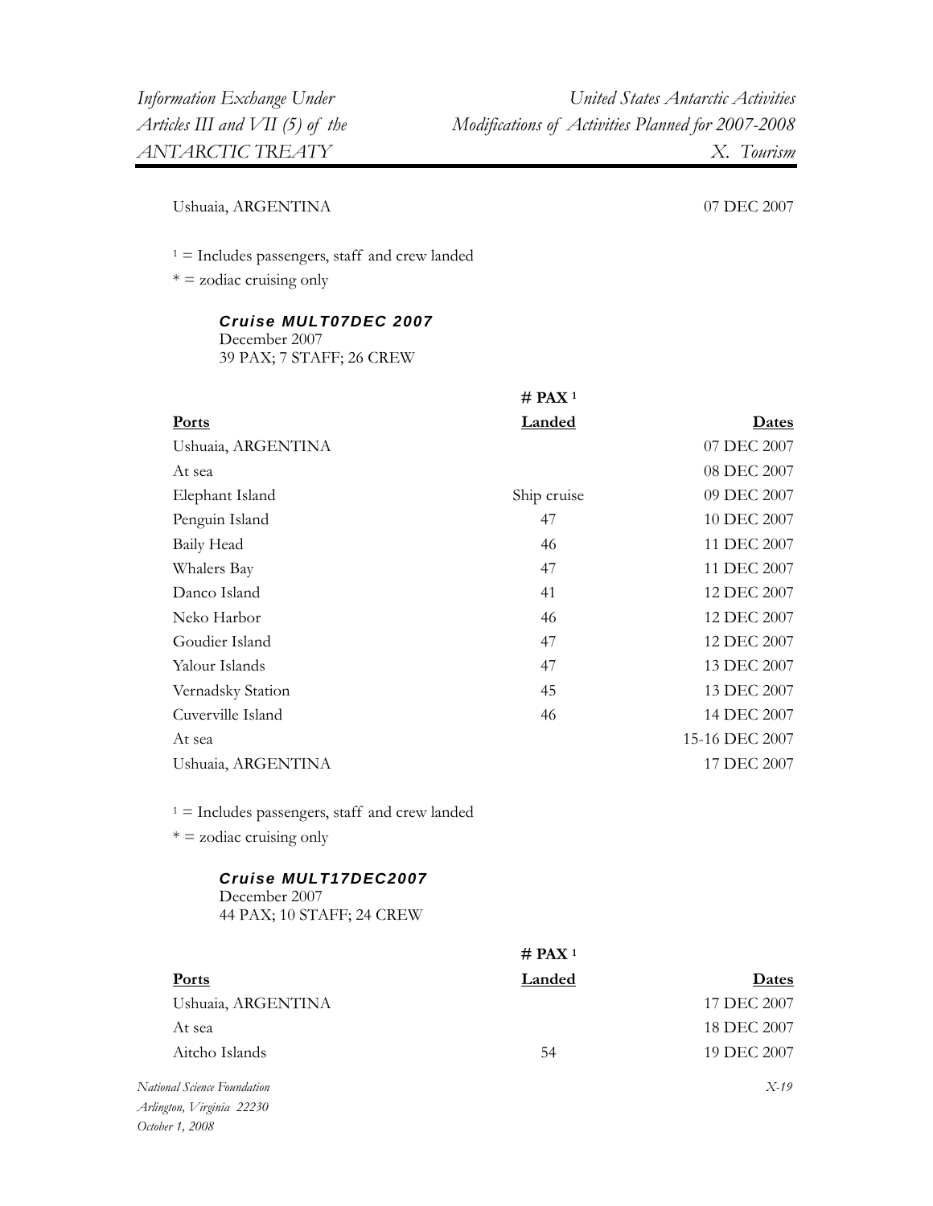| | | |
|---|---|---|
| Ushuaia, ARGENTINA | | 07 DEC 2007 |

[1] = Includes passengers, staff and crew landed

\* = zodiac cruising only

***Cruise MULT07DEC 2007***

December 2007

39 PAX; 7 STAFF; 26 CREW

| **Ports** | **# PAX [1] Landed** | **Dates** |
|---|---|---|
| Ushuaia, ARGENTINA | | 07 DEC 2007 |
| At sea | | 08 DEC 2007 |
| Elephant Island | Ship cruise | 09 DEC 2007 |
| Penguin Island | 47 | 10 DEC 2007 |
| Baily Head | 46 | 11 DEC 2007 |
| Whalers Bay | 47 | 11 DEC 2007 |
| Danco Island | 41 | 12 DEC 2007 |
| Neko Harbor | 46 | 12 DEC 2007 |
| Goudier Island | 47 | 12 DEC 2007 |
| Yalour Islands | 47 | 13 DEC 2007 |
| Vernadsky Station | 45 | 13 DEC 2007 |
| Cuverville Island | 46 | 14 DEC 2007 |
| At sea | | 15-16 DEC 2007 |
| Ushuaia, ARGENTINA | | 17 DEC 2007 |

[1] = Includes passengers, staff and crew landed

\* = zodiac cruising only

***Cruise MULT17DEC2007***

December 2007

44 PAX; 10 STAFF; 24 CREW

| **Ports** | **# PAX [1] Landed** | **Dates** |
|---|---|---|
| Ushuaia, ARGENTINA | | 17 DEC 2007 |
| At sea | | 18 DEC 2007 |
| Aitcho Islands | 54 | 19 DEC 2007 |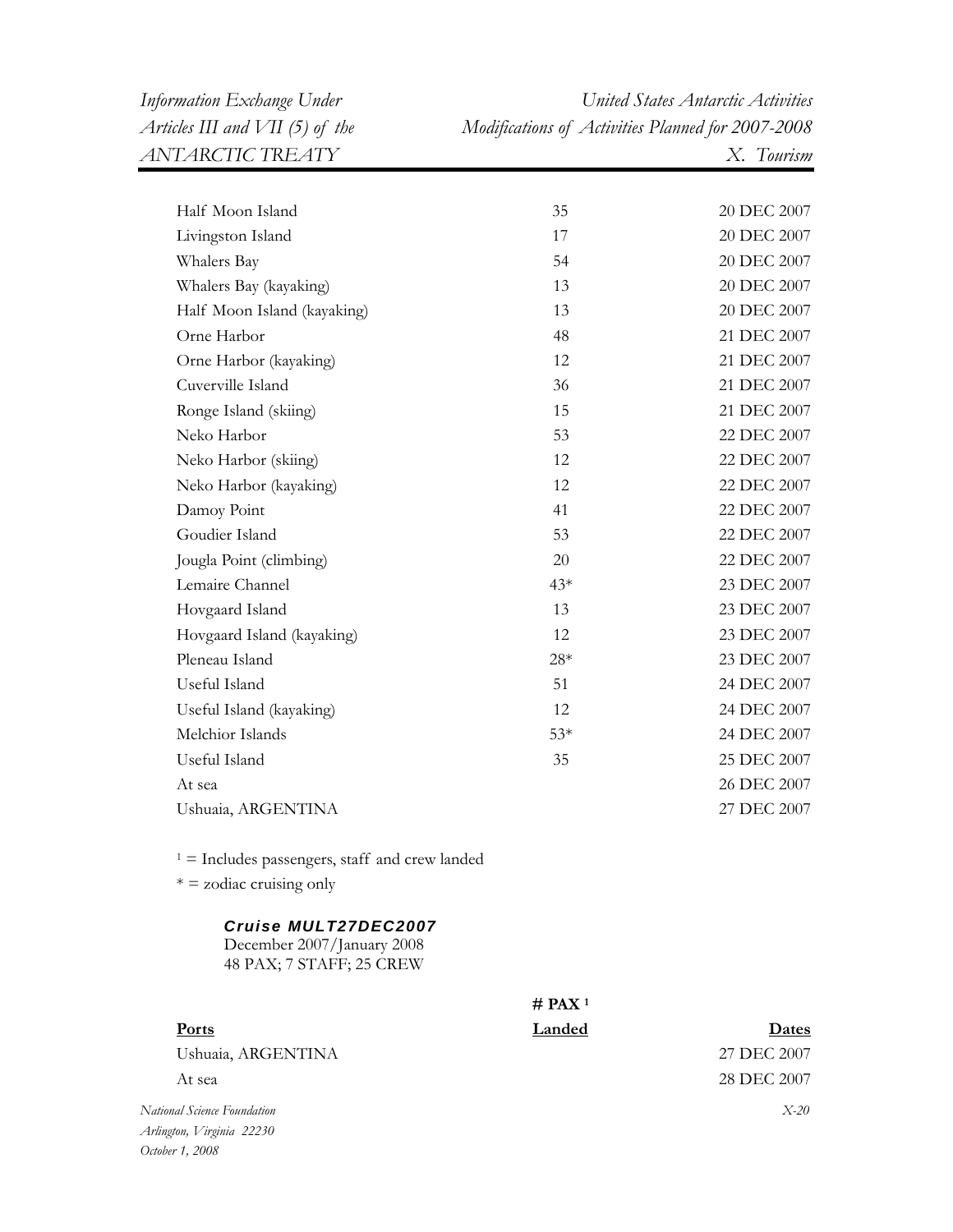| | | |
|---|---|---|
| Half Moon Island | 35 | 20 DEC 2007 |
| Livingston Island | 17 | 20 DEC 2007 |
| Whalers Bay | 54 | 20 DEC 2007 |
| Whalers Bay (kayaking) | 13 | 20 DEC 2007 |
| Half Moon Island (kayaking) | 13 | 20 DEC 2007 |
| Orne Harbor | 48 | 21 DEC 2007 |
| Orne Harbor (kayaking) | 12 | 21 DEC 2007 |
| Cuverville Island | 36 | 21 DEC 2007 |
| Ronge Island (skiing) | 15 | 21 DEC 2007 |
| Neko Harbor | 53 | 22 DEC 2007 |
| Neko Harbor (skiing) | 12 | 22 DEC 2007 |
| Neko Harbor (kayaking) | 12 | 22 DEC 2007 |
| Damoy Point | 41 | 22 DEC 2007 |
| Goudier Island | 53 | 22 DEC 2007 |
| Jougla Point (climbing) | 20 | 22 DEC 2007 |
| Lemaire Channel | 43* | 23 DEC 2007 |
| Hovgaard Island | 13 | 23 DEC 2007 |
| Hovgaard Island (kayaking) | 12 | 23 DEC 2007 |
| Pleneau Island | 28* | 23 DEC 2007 |
| Useful Island | 51 | 24 DEC 2007 |
| Useful Island (kayaking) | 12 | 24 DEC 2007 |
| Melchior Islands | 53* | 24 DEC 2007 |
| Useful Island | 35 | 25 DEC 2007 |
| At sea | | 26 DEC 2007 |
| Ushuaia, ARGENTINA | | 27 DEC 2007 |

[1] = Includes passengers, staff and crew landed

* = zodiac cruising only

***Cruise MULT27DEC2007***
December 2007/January 2008
48 PAX; 7 STAFF; 25 CREW

| **Ports** | **# PAX [1] Landed** | **Dates** |
|---|---|---|
| Ushuaia, ARGENTINA | | 27 DEC 2007 |
| At sea | | 28 DEC 2007 |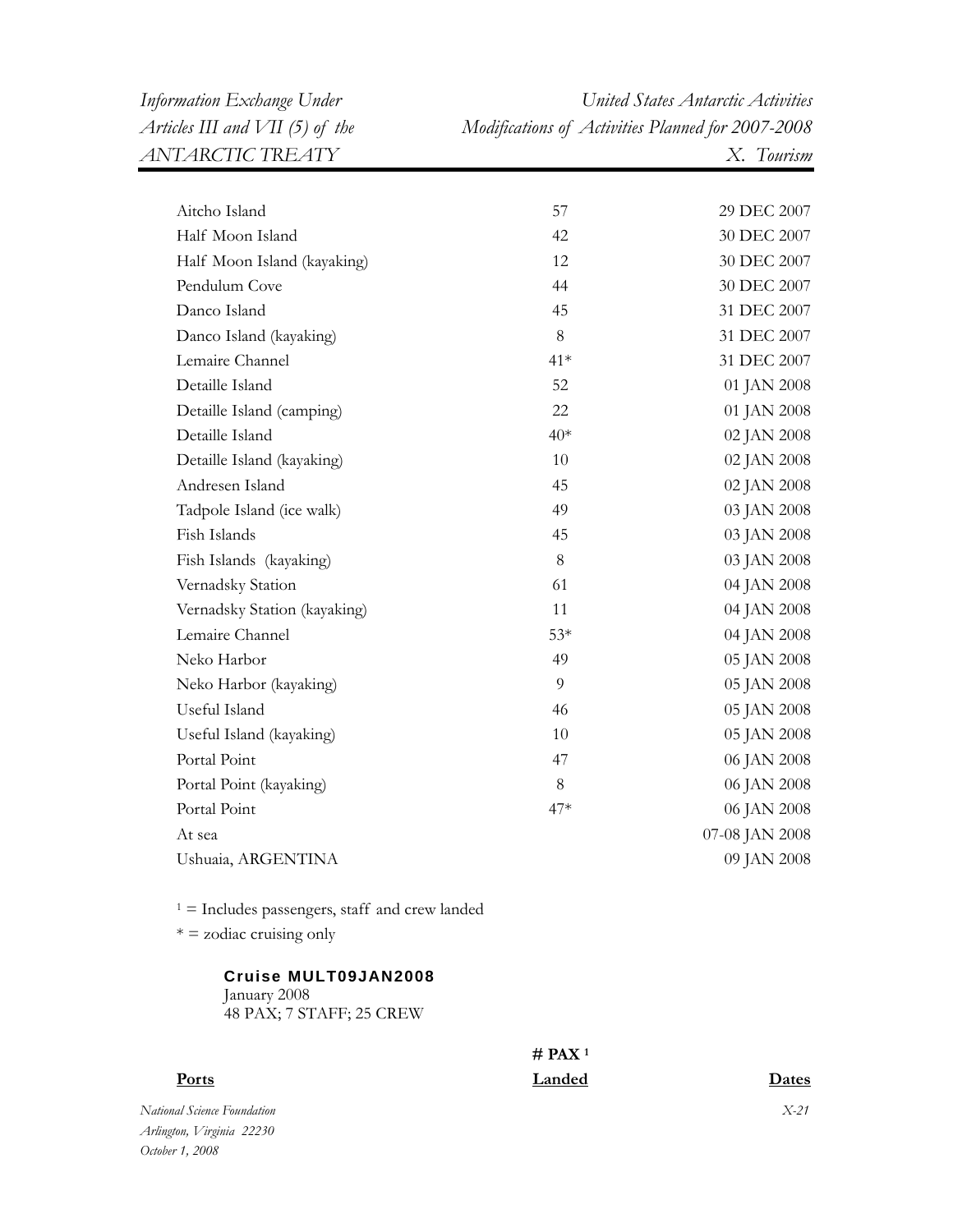| Ports | # PAX [1] Landed | Dates |
|---|---|---|
| Aitcho Island | 57 | 29 DEC 2007 |
| Half Moon Island | 42 | 30 DEC 2007 |
| Half Moon Island (kayaking) | 12 | 30 DEC 2007 |
| Pendulum Cove | 44 | 30 DEC 2007 |
| Danco Island | 45 | 31 DEC 2007 |
| Danco Island (kayaking) | 8 | 31 DEC 2007 |
| Lemaire Channel | 41* | 31 DEC 2007 |
| Detaille Island | 52 | 01 JAN 2008 |
| Detaille Island (camping) | 22 | 01 JAN 2008 |
| Detaille Island | 40* | 02 JAN 2008 |
| Detaille Island (kayaking) | 10 | 02 JAN 2008 |
| Andresen Island | 45 | 02 JAN 2008 |
| Tadpole Island (ice walk) | 49 | 03 JAN 2008 |
| Fish Islands | 45 | 03 JAN 2008 |
| Fish Islands (kayaking) | 8 | 03 JAN 2008 |
| Vernadsky Station | 61 | 04 JAN 2008 |
| Vernadsky Station (kayaking) | 11 | 04 JAN 2008 |
| Lemaire Channel | 53* | 04 JAN 2008 |
| Neko Harbor | 49 | 05 JAN 2008 |
| Neko Harbor (kayaking) | 9 | 05 JAN 2008 |
| Useful Island | 46 | 05 JAN 2008 |
| Useful Island (kayaking) | 10 | 05 JAN 2008 |
| Portal Point | 47 | 06 JAN 2008 |
| Portal Point (kayaking) | 8 | 06 JAN 2008 |
| Portal Point | 47* | 06 JAN 2008 |
| At sea | | 07-08 JAN 2008 |
| Ushuaia, ARGENTINA | | 09 JAN 2008 |

[1] = Includes passengers, staff and crew landed

* = zodiac cruising only

**Cruise MULT09JAN2008**
January 2008
48 PAX; 7 STAFF; 25 CREW

| Ports | # PAX [1] Landed | Dates |
|---|---|---|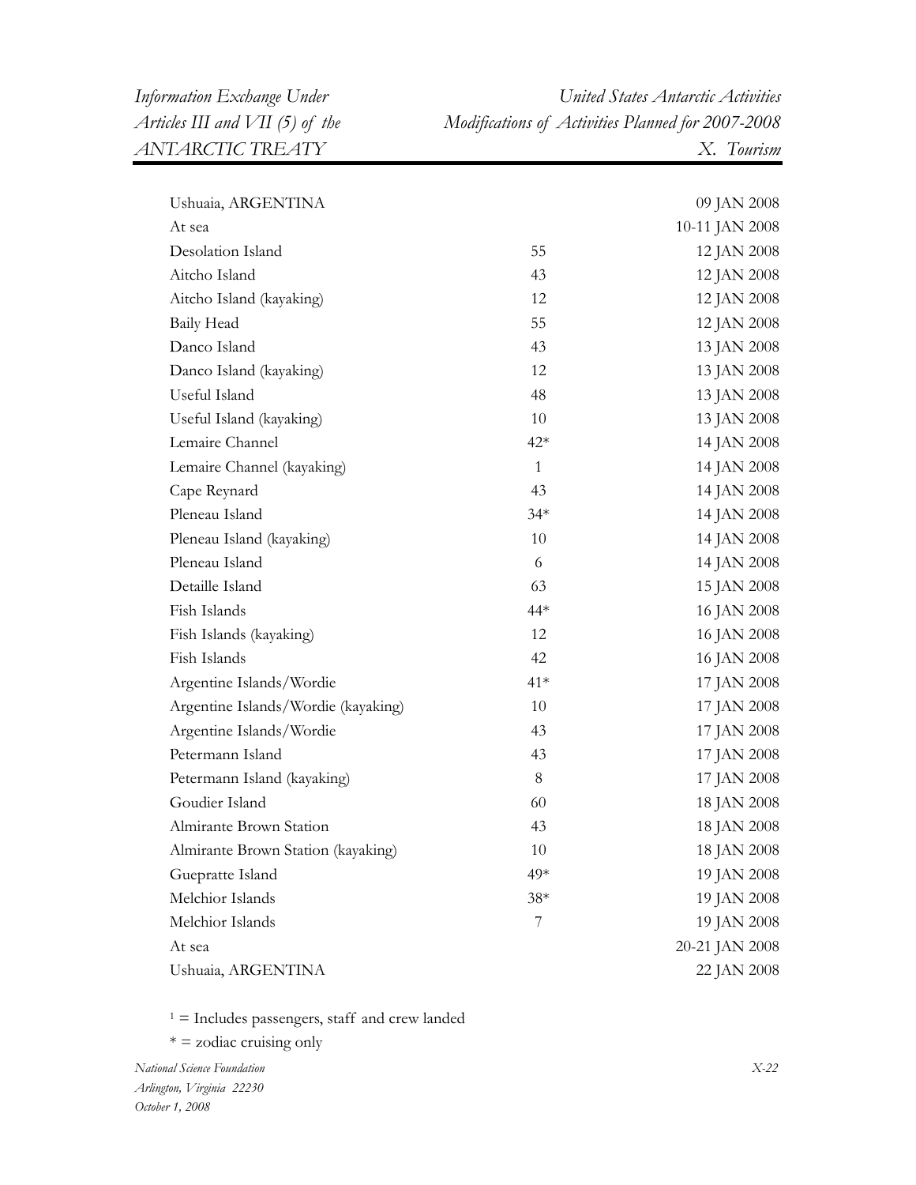| | | |
|---|---|---|
| Ushuaia, ARGENTINA | | 09 JAN 2008 |
| At sea | | 10-11 JAN 2008 |
| Desolation Island | 55 | 12 JAN 2008 |
| Aitcho Island | 43 | 12 JAN 2008 |
| Aitcho Island (kayaking) | 12 | 12 JAN 2008 |
| Baily Head | 55 | 12 JAN 2008 |
| Danco Island | 43 | 13 JAN 2008 |
| Danco Island (kayaking) | 12 | 13 JAN 2008 |
| Useful Island | 48 | 13 JAN 2008 |
| Useful Island (kayaking) | 10 | 13 JAN 2008 |
| Lemaire Channel | 42* | 14 JAN 2008 |
| Lemaire Channel (kayaking) | 1 | 14 JAN 2008 |
| Cape Reynard | 43 | 14 JAN 2008 |
| Pleneau Island | 34* | 14 JAN 2008 |
| Pleneau Island (kayaking) | 10 | 14 JAN 2008 |
| Pleneau Island | 6 | 14 JAN 2008 |
| Detaille Island | 63 | 15 JAN 2008 |
| Fish Islands | 44* | 16 JAN 2008 |
| Fish Islands (kayaking) | 12 | 16 JAN 2008 |
| Fish Islands | 42 | 16 JAN 2008 |
| Argentine Islands/Wordie | 41* | 17 JAN 2008 |
| Argentine Islands/Wordie (kayaking) | 10 | 17 JAN 2008 |
| Argentine Islands/Wordie | 43 | 17 JAN 2008 |
| Petermann Island | 43 | 17 JAN 2008 |
| Petermann Island (kayaking) | 8 | 17 JAN 2008 |
| Goudier Island | 60 | 18 JAN 2008 |
| Almirante Brown Station | 43 | 18 JAN 2008 |
| Almirante Brown Station (kayaking) | 10 | 18 JAN 2008 |
| Gueppratte Island | 49* | 19 JAN 2008 |
| Melchior Islands | 38* | 19 JAN 2008 |
| Melchior Islands | 7 | 19 JAN 2008 |
| At sea | | 20-21 JAN 2008 |
| Ushuaia, ARGENTINA | | 22 JAN 2008 |

[1] = Includes passengers, staff and crew landed

* = zodiac cruising only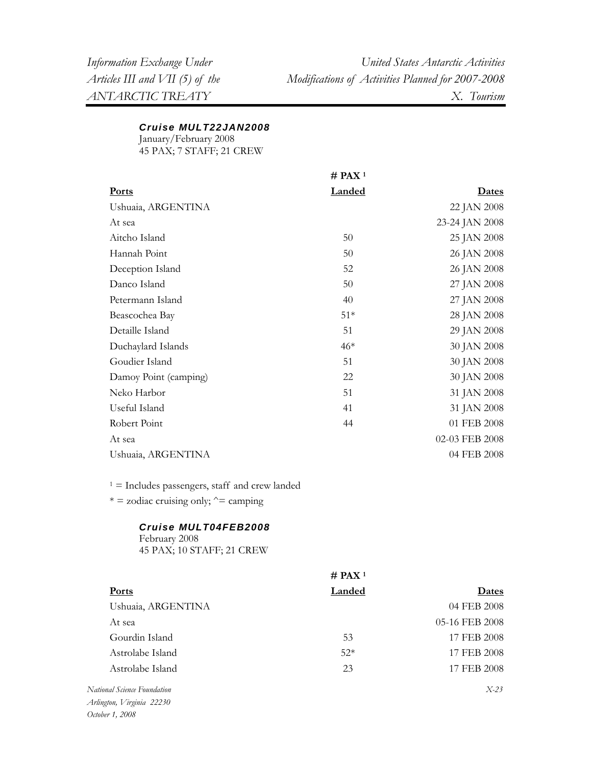### *Cruise MULT22JAN2008*

January/February 2008
45 PAX; 7 STAFF; 21 CREW

| Ports | # PAX [1] Landed | Dates |
|---|---|---|
| Ushuaia, ARGENTINA | | 22 JAN 2008 |
| At sea | | 23-24 JAN 2008 |
| Aitcho Island | 50 | 25 JAN 2008 |
| Hannah Point | 50 | 26 JAN 2008 |
| Deception Island | 52 | 26 JAN 2008 |
| Danco Island | 50 | 27 JAN 2008 |
| Petermann Island | 40 | 27 JAN 2008 |
| Beascochea Bay | 51* | 28 JAN 2008 |
| Detaille Island | 51 | 29 JAN 2008 |
| Duchaylard Islands | 46* | 30 JAN 2008 |
| Goudier Island | 51 | 30 JAN 2008 |
| Damoy Point (camping) | 22 | 30 JAN 2008 |
| Neko Harbor | 51 | 31 JAN 2008 |
| Useful Island | 41 | 31 JAN 2008 |
| Robert Point | 44 | 01 FEB 2008 |
| At sea | | 02-03 FEB 2008 |
| Ushuaia, ARGENTINA | | 04 FEB 2008 |

[1] = Includes passengers, staff and crew landed
* = zodiac cruising only; ^= camping

### *Cruise MULT04FEB2008*

February 2008
45 PAX; 10 STAFF; 21 CREW

| Ports | # PAX [1] Landed | Dates |
|---|---|---|
| Ushuaia, ARGENTINA | | 04 FEB 2008 |
| At sea | | 05-16 FEB 2008 |
| Gourdin Island | 53 | 17 FEB 2008 |
| Astrolabe Island | 52* | 17 FEB 2008 |
| Astrolabe Island | 23 | 17 FEB 2008 |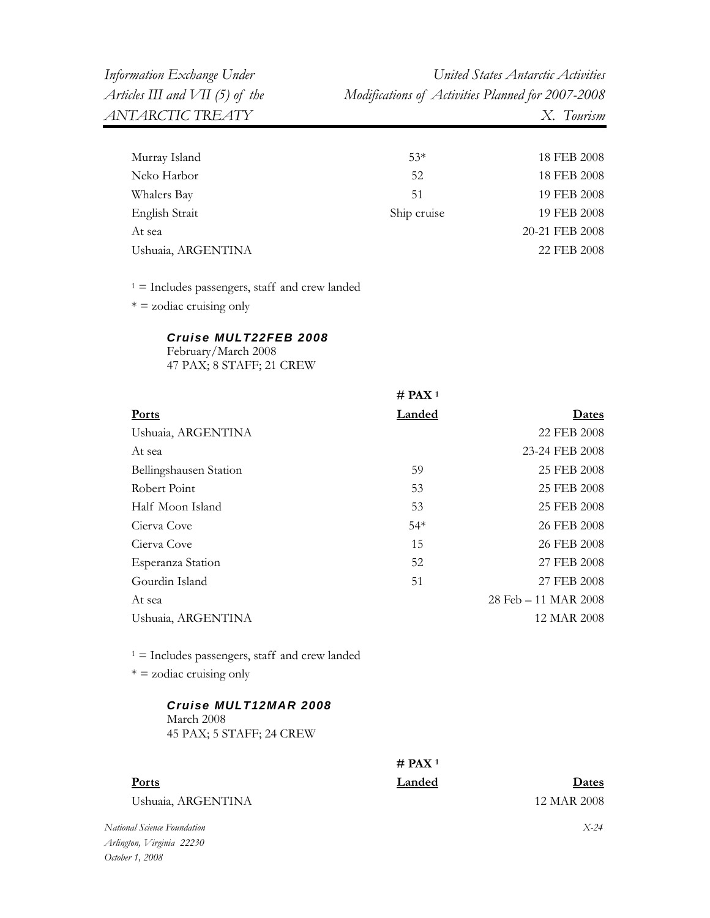| | | |
|---|---|---|
| Murray Island | 53* | 18 FEB 2008 |
| Neko Harbor | 52 | 18 FEB 2008 |
| Whalers Bay | 51 | 19 FEB 2008 |
| English Strait | Ship cruise | 19 FEB 2008 |
| At sea | | 20-21 FEB 2008 |
| Ushuaia, ARGENTINA | | 22 FEB 2008 |

[1] = Includes passengers, staff and crew landed

* = zodiac cruising only

***Cruise MULT22FEB 2008***
February/March 2008
47 PAX; 8 STAFF; 21 CREW

| Ports | # PAX [1] Landed | Dates |
|---|---|---|
| Ushuaia, ARGENTINA | | 22 FEB 2008 |
| At sea | | 23-24 FEB 2008 |
| Bellingshausen Station | 59 | 25 FEB 2008 |
| Robert Point | 53 | 25 FEB 2008 |
| Half Moon Island | 53 | 25 FEB 2008 |
| Cierva Cove | 54* | 26 FEB 2008 |
| Cierva Cove | 15 | 26 FEB 2008 |
| Esperanza Station | 52 | 27 FEB 2008 |
| Gourdin Island | 51 | 27 FEB 2008 |
| At sea | | 28 Feb – 11 MAR 2008 |
| Ushuaia, ARGENTINA | | 12 MAR 2008 |

[1] = Includes passengers, staff and crew landed

* = zodiac cruising only

***Cruise MULT12MAR 2008***
March 2008
45 PAX; 5 STAFF; 24 CREW

| Ports | # PAX [1] Landed | Dates |
|---|---|---|
| Ushuaia, ARGENTINA | | 12 MAR 2008 |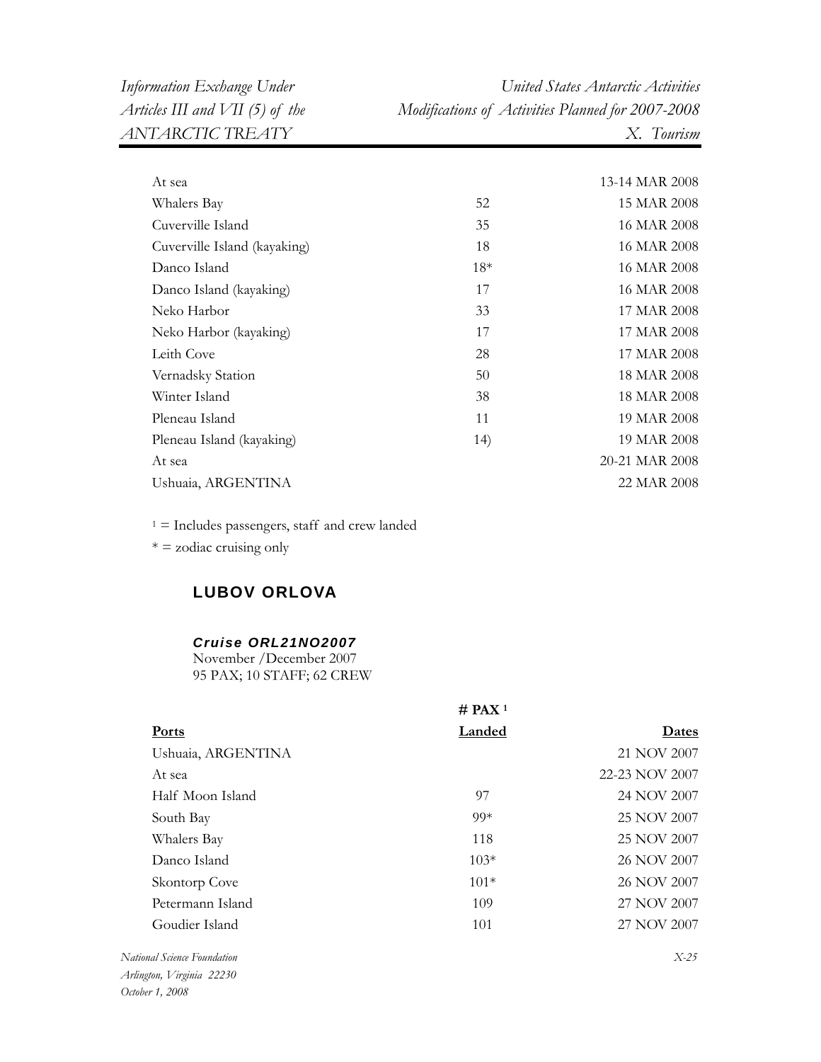| | | |
|---|---|---|
| At sea | | 13-14 MAR 2008 |
| Whalers Bay | 52 | 15 MAR 2008 |
| Cuverville Island | 35 | 16 MAR 2008 |
| Cuverville Island (kayaking) | 18 | 16 MAR 2008 |
| Danco Island | 18* | 16 MAR 2008 |
| Danco Island (kayaking) | 17 | 16 MAR 2008 |
| Neko Harbor | 33 | 17 MAR 2008 |
| Neko Harbor (kayaking) | 17 | 17 MAR 2008 |
| Leith Cove | 28 | 17 MAR 2008 |
| Vernadsky Station | 50 | 18 MAR 2008 |
| Winter Island | 38 | 18 MAR 2008 |
| Pleneau Island | 11 | 19 MAR 2008 |
| Pleneau Island (kayaking) | 14) | 19 MAR 2008 |
| At sea | | 20-21 MAR 2008 |
| Ushuaia, ARGENTINA | | 22 MAR 2008 |

[1] = Includes passengers, staff and crew landed

* = zodiac cruising only

## LUBOV ORLOVA

### *Cruise ORL21NO2007*

November /December 2007
95 PAX; 10 STAFF; 62 CREW

| Ports | # PAX [1] Landed | Dates |
|---|---|---|
| Ushuaia, ARGENTINA | | 21 NOV 2007 |
| At sea | | 22-23 NOV 2007 |
| Half Moon Island | 97 | 24 NOV 2007 |
| South Bay | 99* | 25 NOV 2007 |
| Whalers Bay | 118 | 25 NOV 2007 |
| Danco Island | 103* | 26 NOV 2007 |
| Skontorp Cove | 101* | 26 NOV 2007 |
| Petermann Island | 109 | 27 NOV 2007 |
| Goudier Island | 101 | 27 NOV 2007 |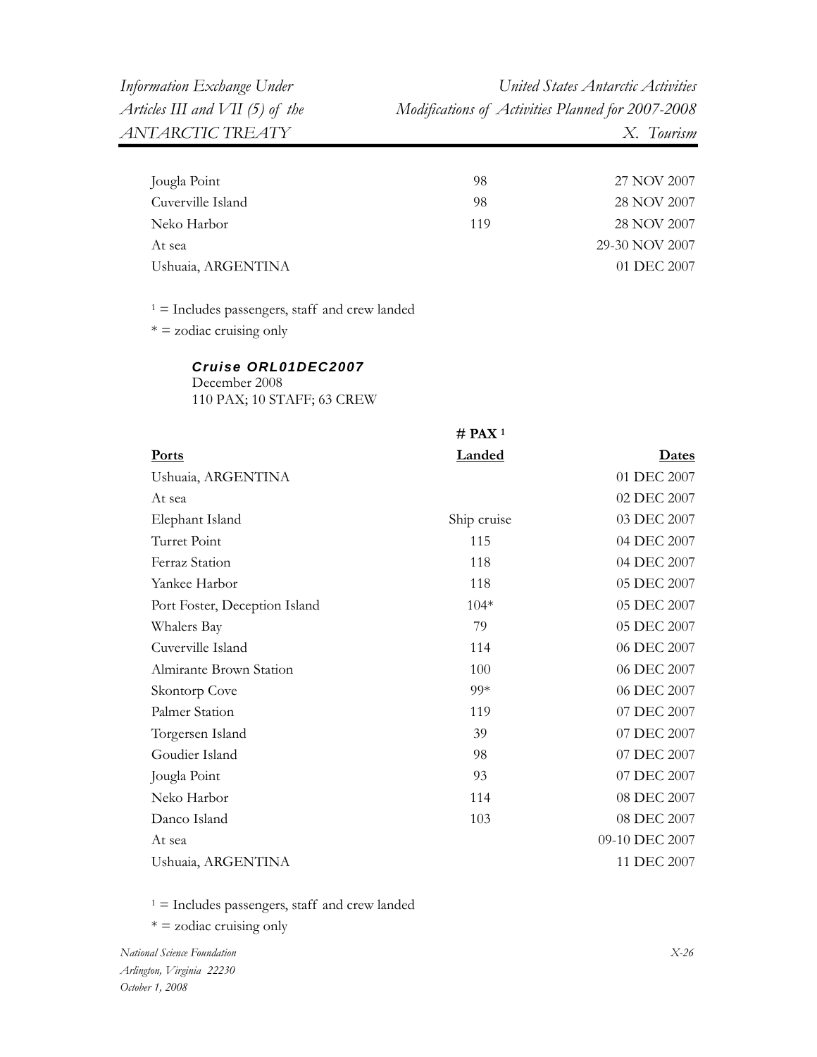| Ports | # PAX[1] Landed | Dates |
|---|---|---|
| Jougla Point | 98 | 27 NOV 2007 |
| Cuverville Island | 98 | 28 NOV 2007 |
| Neko Harbor | 119 | 28 NOV 2007 |
| At sea | | 29-30 NOV 2007 |
| Ushuaia, ARGENTINA | | 01 DEC 2007 |

[1] = Includes passengers, staff and crew landed
* = zodiac cruising only

***Cruise ORL01DEC2007***
December 2008
110 PAX; 10 STAFF; 63 CREW

| Ports | # PAX[1] Landed | Dates |
|---|---|---|
| Ushuaia, ARGENTINA | | 01 DEC 2007 |
| At sea | | 02 DEC 2007 |
| Elephant Island | Ship cruise | 03 DEC 2007 |
| Turret Point | 115 | 04 DEC 2007 |
| Ferraz Station | 118 | 04 DEC 2007 |
| Yankee Harbor | 118 | 05 DEC 2007 |
| Port Foster, Deception Island | 104* | 05 DEC 2007 |
| Whalers Bay | 79 | 05 DEC 2007 |
| Cuverville Island | 114 | 06 DEC 2007 |
| Almirante Brown Station | 100 | 06 DEC 2007 |
| Skontorp Cove | 99* | 06 DEC 2007 |
| Palmer Station | 119 | 07 DEC 2007 |
| Torgersen Island | 39 | 07 DEC 2007 |
| Goudier Island | 98 | 07 DEC 2007 |
| Jougla Point | 93 | 07 DEC 2007 |
| Neko Harbor | 114 | 08 DEC 2007 |
| Danco Island | 103 | 08 DEC 2007 |
| At sea | | 09-10 DEC 2007 |
| Ushuaia, ARGENTINA | | 11 DEC 2007 |

[1] = Includes passengers, staff and crew landed
* = zodiac cruising only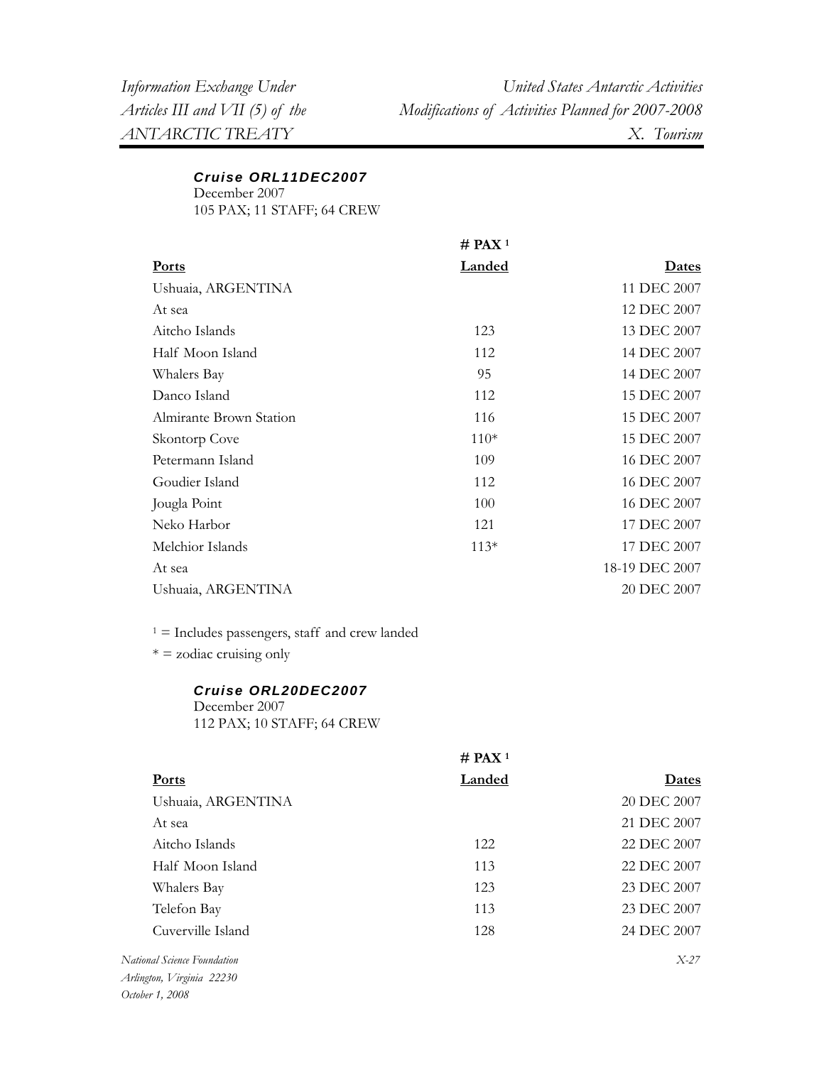### *Cruise ORL11DEC2007*

December 2007
105 PAX; 11 STAFF; 64 CREW

| Ports | # PAX [1] Landed | Dates |
|---|---|---|
| Ushuaia, ARGENTINA | | 11 DEC 2007 |
| At sea | | 12 DEC 2007 |
| Aitcho Islands | 123 | 13 DEC 2007 |
| Half Moon Island | 112 | 14 DEC 2007 |
| Whalers Bay | 95 | 14 DEC 2007 |
| Danco Island | 112 | 15 DEC 2007 |
| Almirante Brown Station | 116 | 15 DEC 2007 |
| Skontorp Cove | 110* | 15 DEC 2007 |
| Petermann Island | 109 | 16 DEC 2007 |
| Goudier Island | 112 | 16 DEC 2007 |
| Jougla Point | 100 | 16 DEC 2007 |
| Neko Harbor | 121 | 17 DEC 2007 |
| Melchior Islands | 113* | 17 DEC 2007 |
| At sea | | 18-19 DEC 2007 |
| Ushuaia, ARGENTINA | | 20 DEC 2007 |

[1] = Includes passengers, staff and crew landed

* = zodiac cruising only

### *Cruise ORL20DEC2007*

December 2007
112 PAX; 10 STAFF; 64 CREW

| Ports | # PAX [1] Landed | Dates |
|---|---|---|
| Ushuaia, ARGENTINA | | 20 DEC 2007 |
| At sea | | 21 DEC 2007 |
| Aitcho Islands | 122 | 22 DEC 2007 |
| Half Moon Island | 113 | 22 DEC 2007 |
| Whalers Bay | 123 | 23 DEC 2007 |
| Telefon Bay | 113 | 23 DEC 2007 |
| Cuverville Island | 128 | 24 DEC 2007 |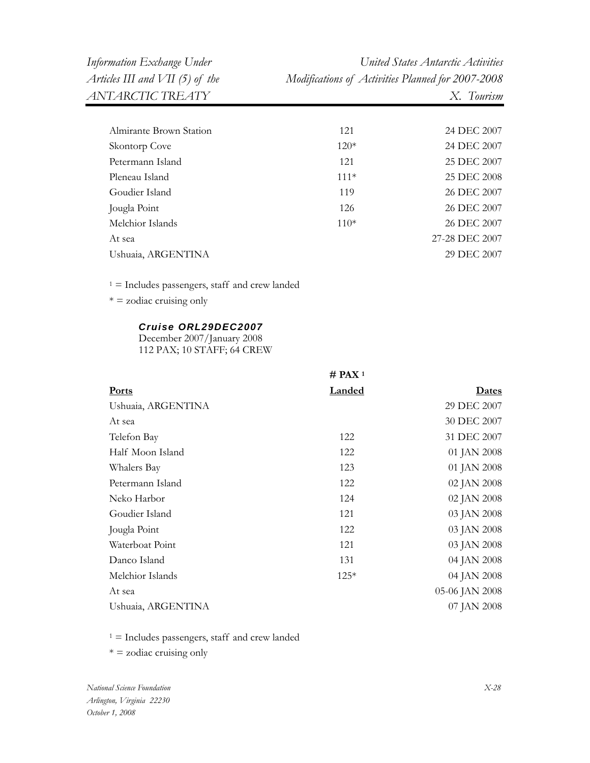| | | |
|---|---|---|
| Almirante Brown Station | 121 | 24 DEC 2007 |
| Skontorp Cove | 120* | 24 DEC 2007 |
| Petermann Island | 121 | 25 DEC 2007 |
| Pleneau Island | 111* | 25 DEC 2008 |
| Goudier Island | 119 | 26 DEC 2007 |
| Jougla Point | 126 | 26 DEC 2007 |
| Melchior Islands | 110* | 26 DEC 2007 |
| At sea | | 27-28 DEC 2007 |
| Ushuaia, ARGENTINA | | 29 DEC 2007 |

[1] = Includes passengers, staff and crew landed

* = zodiac cruising only

***Cruise ORL29DEC2007***

December 2007/January 2008
112 PAX; 10 STAFF; 64 CREW

| | # PAX [1] | |
|---|---|---|
| **Ports** | **Landed** | **Dates** |
| Ushuaia, ARGENTINA | | 29 DEC 2007 |
| At sea | | 30 DEC 2007 |
| Telefon Bay | 122 | 31 DEC 2007 |
| Half Moon Island | 122 | 01 JAN 2008 |
| Whalers Bay | 123 | 01 JAN 2008 |
| Petermann Island | 122 | 02 JAN 2008 |
| Neko Harbor | 124 | 02 JAN 2008 |
| Goudier Island | 121 | 03 JAN 2008 |
| Jougla Point | 122 | 03 JAN 2008 |
| Waterboat Point | 121 | 03 JAN 2008 |
| Danco Island | 131 | 04 JAN 2008 |
| Melchior Islands | 125* | 04 JAN 2008 |
| At sea | | 05-06 JAN 2008 |
| Ushuaia, ARGENTINA | | 07 JAN 2008 |

[1] = Includes passengers, staff and crew landed

* = zodiac cruising only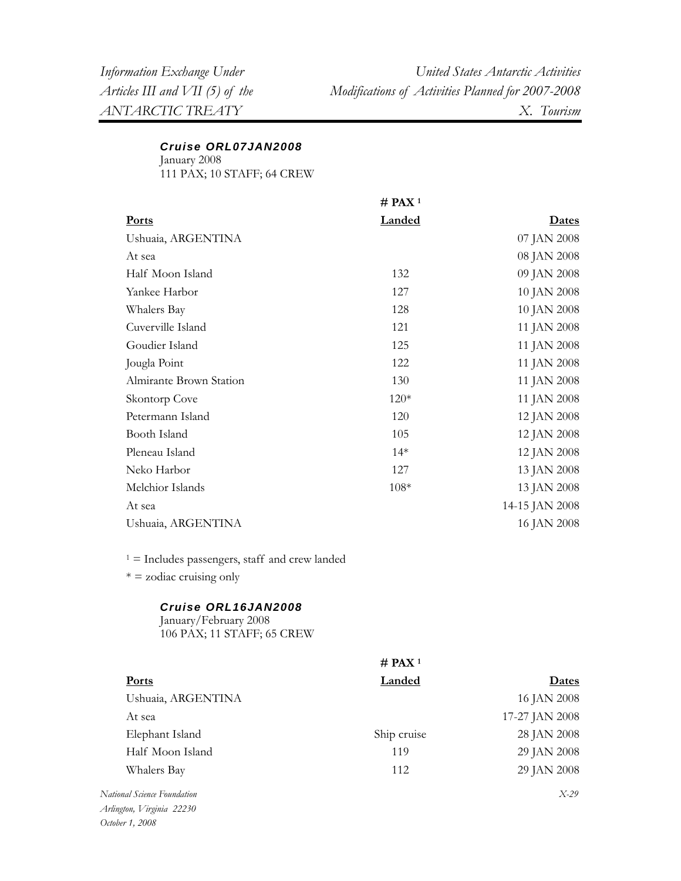### *Cruise ORL07JAN2008*

January 2008
111 PAX; 10 STAFF; 64 CREW

| Ports | # PAX [1] Landed | Dates |
|---|---|---|
| Ushuaia, ARGENTINA | | 07 JAN 2008 |
| At sea | | 08 JAN 2008 |
| Half Moon Island | 132 | 09 JAN 2008 |
| Yankee Harbor | 127 | 10 JAN 2008 |
| Whalers Bay | 128 | 10 JAN 2008 |
| Cuverville Island | 121 | 11 JAN 2008 |
| Goudier Island | 125 | 11 JAN 2008 |
| Jougla Point | 122 | 11 JAN 2008 |
| Almirante Brown Station | 130 | 11 JAN 2008 |
| Skontorp Cove | 120* | 11 JAN 2008 |
| Petermann Island | 120 | 12 JAN 2008 |
| Booth Island | 105 | 12 JAN 2008 |
| Pleneau Island | 14* | 12 JAN 2008 |
| Neko Harbor | 127 | 13 JAN 2008 |
| Melchior Islands | 108* | 13 JAN 2008 |
| At sea | | 14-15 JAN 2008 |
| Ushuaia, ARGENTINA | | 16 JAN 2008 |

[1] = Includes passengers, staff and crew landed

* = zodiac cruising only

### *Cruise ORL16JAN2008*

January/February 2008
106 PAX; 11 STAFF; 65 CREW

| Ports | # PAX [1] Landed | Dates |
|---|---|---|
| Ushuaia, ARGENTINA | | 16 JAN 2008 |
| At sea | | 17-27 JAN 2008 |
| Elephant Island | Ship cruise | 28 JAN 2008 |
| Half Moon Island | 119 | 29 JAN 2008 |
| Whalers Bay | 112 | 29 JAN 2008 |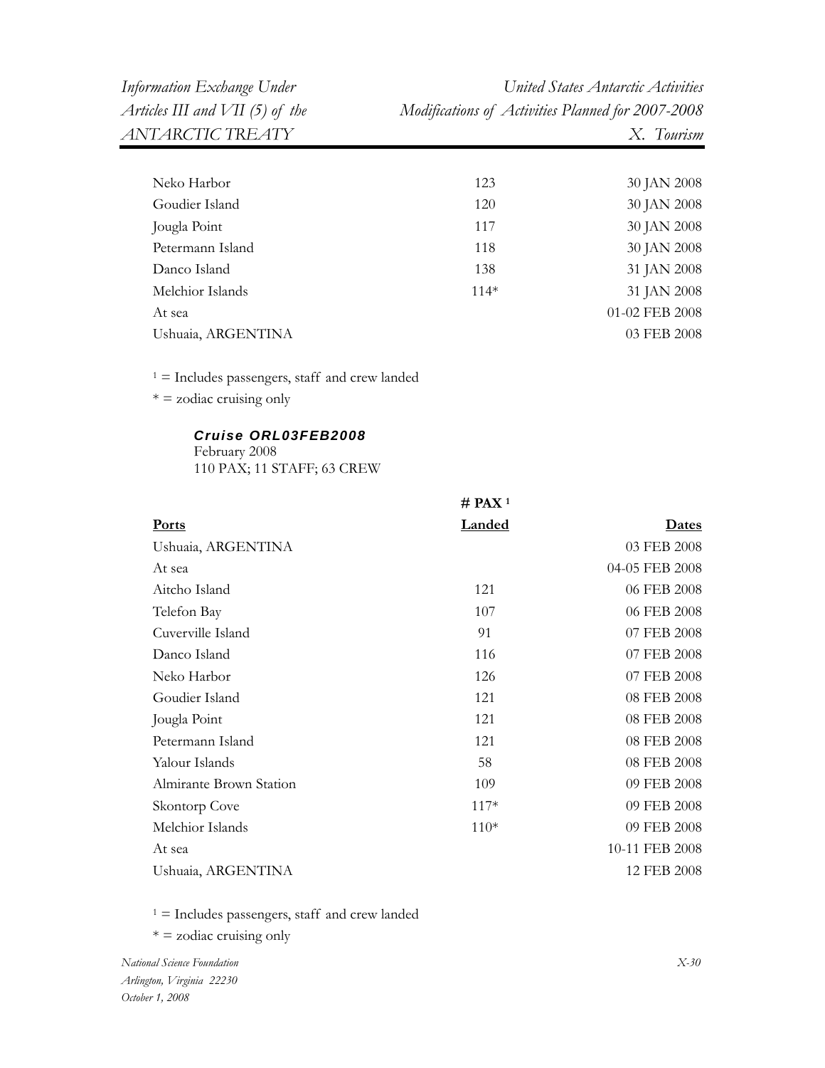| | | |
|---|---|---|
| Neko Harbor | 123 | 30 JAN 2008 |
| Goudier Island | 120 | 30 JAN 2008 |
| Jougla Point | 117 | 30 JAN 2008 |
| Petermann Island | 118 | 30 JAN 2008 |
| Danco Island | 138 | 31 JAN 2008 |
| Melchior Islands | 114* | 31 JAN 2008 |
| At sea | | 01-02 FEB 2008 |
| Ushuaia, ARGENTINA | | 03 FEB 2008 |

[1] = Includes passengers, staff and crew landed

* = zodiac cruising only

***Cruise ORL03FEB2008***

February 2008

110 PAX; 11 STAFF; 63 CREW

| **Ports** | **# PAX [1] Landed** | **Dates** |
|---|---|---|
| Ushuaia, ARGENTINA | | 03 FEB 2008 |
| At sea | | 04-05 FEB 2008 |
| Aitcho Island | 121 | 06 FEB 2008 |
| Telefon Bay | 107 | 06 FEB 2008 |
| Cuverville Island | 91 | 07 FEB 2008 |
| Danco Island | 116 | 07 FEB 2008 |
| Neko Harbor | 126 | 07 FEB 2008 |
| Goudier Island | 121 | 08 FEB 2008 |
| Jougla Point | 121 | 08 FEB 2008 |
| Petermann Island | 121 | 08 FEB 2008 |
| Yalour Islands | 58 | 08 FEB 2008 |
| Almirante Brown Station | 109 | 09 FEB 2008 |
| Skontorp Cove | 117* | 09 FEB 2008 |
| Melchior Islands | 110* | 09 FEB 2008 |
| At sea | | 10-11 FEB 2008 |
| Ushuaia, ARGENTINA | | 12 FEB 2008 |

[1] = Includes passengers, staff and crew landed

* = zodiac cruising only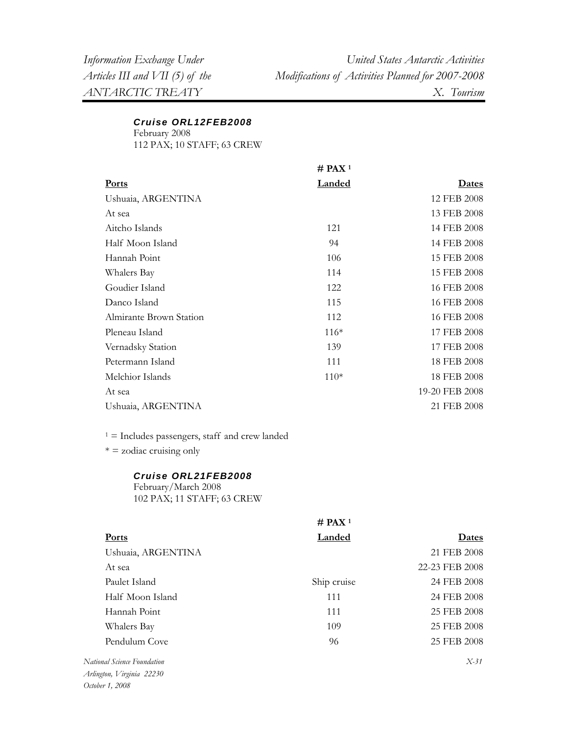### *Cruise ORL12FEB2008*

February 2008
112 PAX; 10 STAFF; 63 CREW

| Ports | # PAX [1] Landed | Dates |
|---|---|---|
| Ushuaia, ARGENTINA | | 12 FEB 2008 |
| At sea | | 13 FEB 2008 |
| Aitcho Islands | 121 | 14 FEB 2008 |
| Half Moon Island | 94 | 14 FEB 2008 |
| Hannah Point | 106 | 15 FEB 2008 |
| Whalers Bay | 114 | 15 FEB 2008 |
| Goudier Island | 122 | 16 FEB 2008 |
| Danco Island | 115 | 16 FEB 2008 |
| Almirante Brown Station | 112 | 16 FEB 2008 |
| Pleneau Island | 116* | 17 FEB 2008 |
| Vernadsky Station | 139 | 17 FEB 2008 |
| Petermann Island | 111 | 18 FEB 2008 |
| Melchior Islands | 110* | 18 FEB 2008 |
| At sea | | 19-20 FEB 2008 |
| Ushuaia, ARGENTINA | | 21 FEB 2008 |

[1] = Includes passengers, staff and crew landed

* = zodiac cruising only

### *Cruise ORL21FEB2008*

February/March 2008
102 PAX; 11 STAFF; 63 CREW

| Ports | # PAX [1] Landed | Dates |
|---|---|---|
| Ushuaia, ARGENTINA | | 21 FEB 2008 |
| At sea | | 22-23 FEB 2008 |
| Paulet Island | Ship cruise | 24 FEB 2008 |
| Half Moon Island | 111 | 24 FEB 2008 |
| Hannah Point | 111 | 25 FEB 2008 |
| Whalers Bay | 109 | 25 FEB 2008 |
| Pendulum Cove | 96 | 25 FEB 2008 |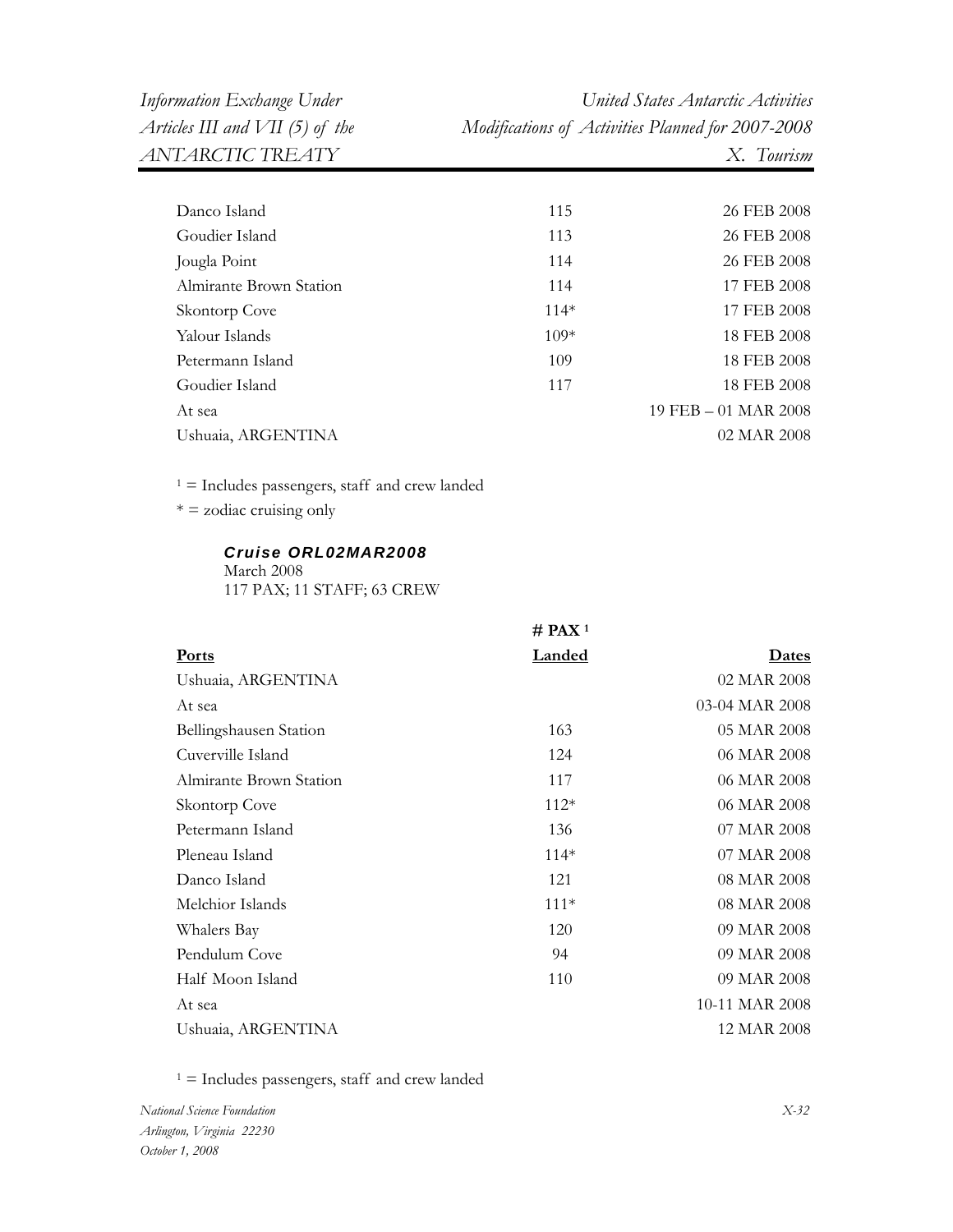| | | |
|---|---|---|
| Danco Island | 115 | 26 FEB 2008 |
| Goudier Island | 113 | 26 FEB 2008 |
| Jougla Point | 114 | 26 FEB 2008 |
| Almirante Brown Station | 114 | 17 FEB 2008 |
| Skontorp Cove | 114* | 17 FEB 2008 |
| Yalour Islands | 109* | 18 FEB 2008 |
| Petermann Island | 109 | 18 FEB 2008 |
| Goudier Island | 117 | 18 FEB 2008 |
| At sea | | 19 FEB – 01 MAR 2008 |
| Ushuaia, ARGENTINA | | 02 MAR 2008 |

[1] = Includes passengers, staff and crew landed

* = zodiac cruising only

***Cruise ORL02MAR2008***
March 2008
117 PAX; 11 STAFF; 63 CREW

| **Ports** | **# PAX [1] Landed** | **Dates** |
|---|---|---|
| Ushuaia, ARGENTINA | | 02 MAR 2008 |
| At sea | | 03-04 MAR 2008 |
| Bellingshausen Station | 163 | 05 MAR 2008 |
| Cuverville Island | 124 | 06 MAR 2008 |
| Almirante Brown Station | 117 | 06 MAR 2008 |
| Skontorp Cove | 112* | 06 MAR 2008 |
| Petermann Island | 136 | 07 MAR 2008 |
| Pleneau Island | 114* | 07 MAR 2008 |
| Danco Island | 121 | 08 MAR 2008 |
| Melchior Islands | 111* | 08 MAR 2008 |
| Whalers Bay | 120 | 09 MAR 2008 |
| Pendulum Cove | 94 | 09 MAR 2008 |
| Half Moon Island | 110 | 09 MAR 2008 |
| At sea | | 10-11 MAR 2008 |
| Ushuaia, ARGENTINA | | 12 MAR 2008 |

[1] = Includes passengers, staff and crew landed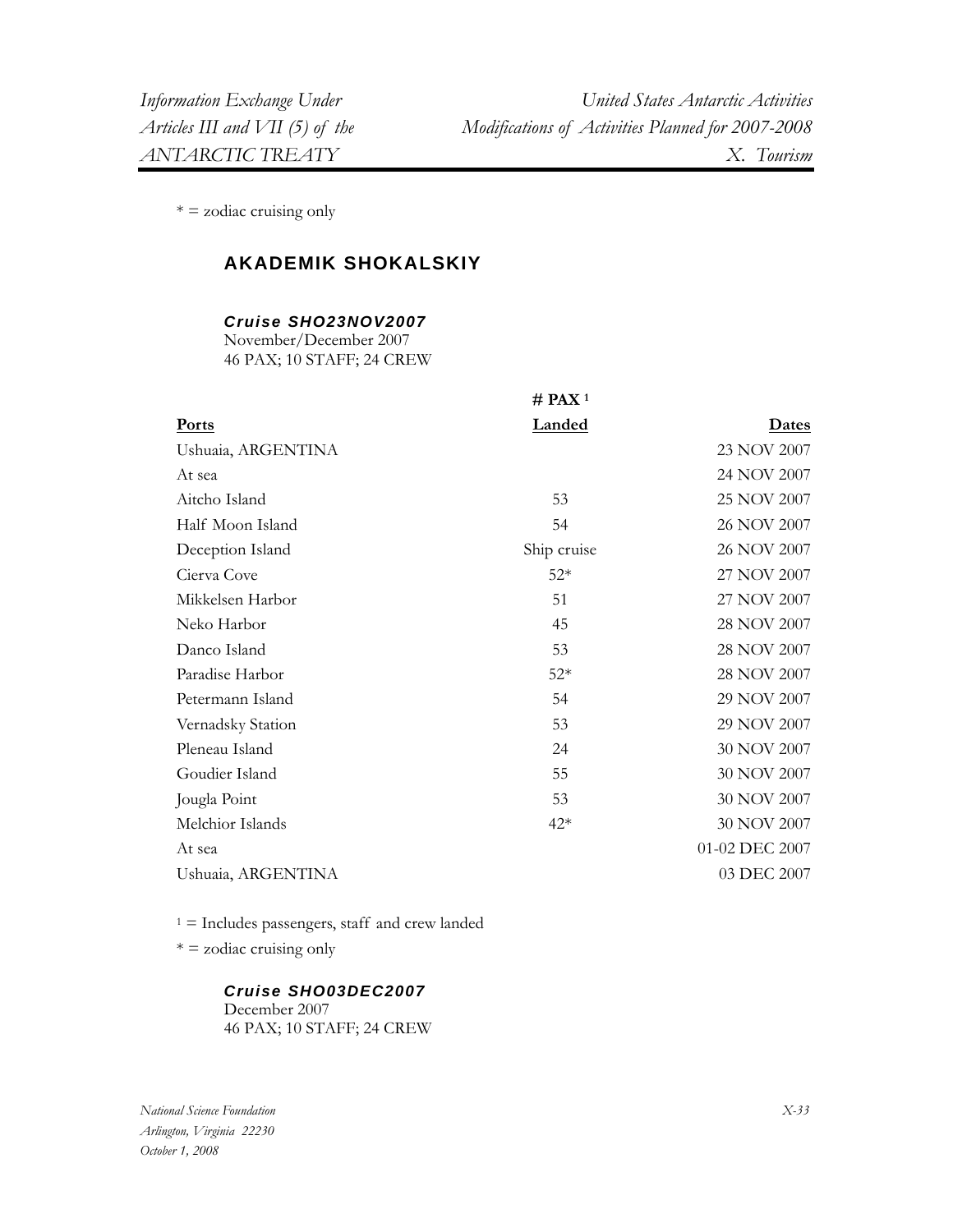* = zodiac cruising only

## AKADEMIK SHOKALSKIY

### *Cruise SHO23NOV2007*

November/December 2007
46 PAX; 10 STAFF; 24 CREW

| Ports | # PAX [1] Landed | Dates |
|---|---|---|
| Ushuaia, ARGENTINA | | 23 NOV 2007 |
| At sea | | 24 NOV 2007 |
| Aitcho Island | 53 | 25 NOV 2007 |
| Half Moon Island | 54 | 26 NOV 2007 |
| Deception Island | Ship cruise | 26 NOV 2007 |
| Cierva Cove | 52* | 27 NOV 2007 |
| Mikkelsen Harbor | 51 | 27 NOV 2007 |
| Neko Harbor | 45 | 28 NOV 2007 |
| Danco Island | 53 | 28 NOV 2007 |
| Paradise Harbor | 52* | 28 NOV 2007 |
| Petermann Island | 54 | 29 NOV 2007 |
| Vernadsky Station | 53 | 29 NOV 2007 |
| Pleneau Island | 24 | 30 NOV 2007 |
| Goudier Island | 55 | 30 NOV 2007 |
| Jougla Point | 53 | 30 NOV 2007 |
| Melchior Islands | 42* | 30 NOV 2007 |
| At sea | | 01-02 DEC 2007 |
| Ushuaia, ARGENTINA | | 03 DEC 2007 |

[1] = Includes passengers, staff and crew landed

* = zodiac cruising only

### *Cruise SHO03DEC2007*

December 2007
46 PAX; 10 STAFF; 24 CREW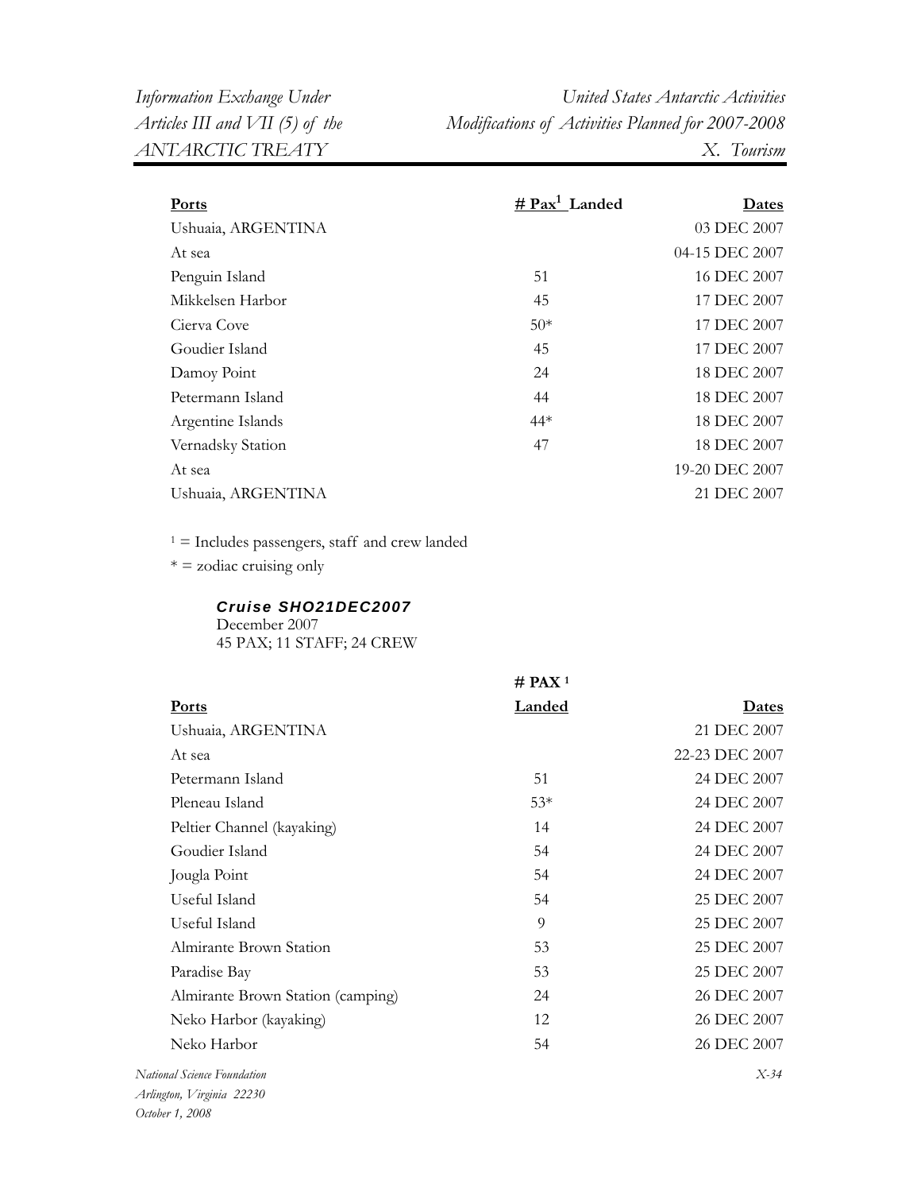| Ports | # Pax[1] Landed | Dates |
|---|---|---|
| Ushuaia, ARGENTINA | | 03 DEC 2007 |
| At sea | | 04-15 DEC 2007 |
| Penguin Island | 51 | 16 DEC 2007 |
| Mikkelsen Harbor | 45 | 17 DEC 2007 |
| Cierva Cove | 50* | 17 DEC 2007 |
| Goudier Island | 45 | 17 DEC 2007 |
| Damoy Point | 24 | 18 DEC 2007 |
| Petermann Island | 44 | 18 DEC 2007 |
| Argentine Islands | 44* | 18 DEC 2007 |
| Vernadsky Station | 47 | 18 DEC 2007 |
| At sea | | 19-20 DEC 2007 |
| Ushuaia, ARGENTINA | | 21 DEC 2007 |

[1] = Includes passengers, staff and crew landed

* = zodiac cruising only

***Cruise SHO21DEC2007***

December 2007
45 PAX; 11 STAFF; 24 CREW

| Ports | # PAX[1] Landed | Dates |
|---|---|---|
| Ushuaia, ARGENTINA | | 21 DEC 2007 |
| At sea | | 22-23 DEC 2007 |
| Petermann Island | 51 | 24 DEC 2007 |
| Pleneau Island | 53* | 24 DEC 2007 |
| Peltier Channel (kayaking) | 14 | 24 DEC 2007 |
| Goudier Island | 54 | 24 DEC 2007 |
| Jougla Point | 54 | 24 DEC 2007 |
| Useful Island | 54 | 25 DEC 2007 |
| Useful Island | 9 | 25 DEC 2007 |
| Almirante Brown Station | 53 | 25 DEC 2007 |
| Paradise Bay | 53 | 25 DEC 2007 |
| Almirante Brown Station (camping) | 24 | 26 DEC 2007 |
| Neko Harbor (kayaking) | 12 | 26 DEC 2007 |
| Neko Harbor | 54 | 26 DEC 2007 |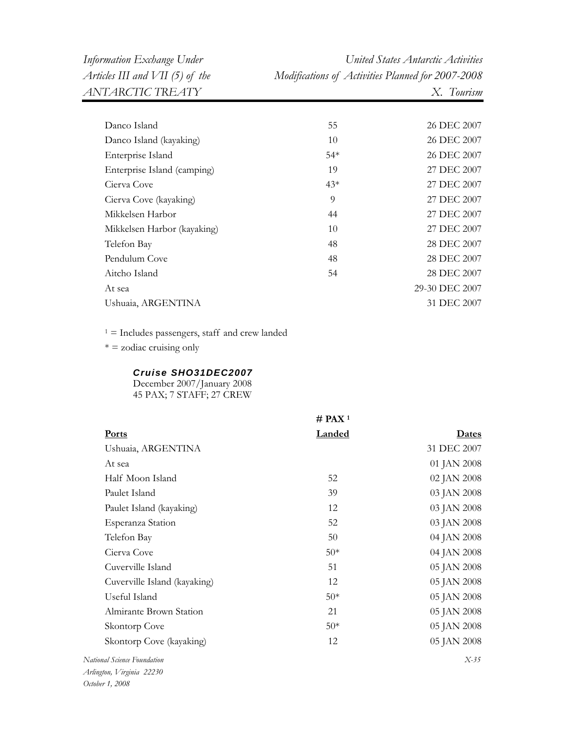| | | |
|---|---|---|
| Danco Island | 55 | 26 DEC 2007 |
| Danco Island (kayaking) | 10 | 26 DEC 2007 |
| Enterprise Island | 54* | 26 DEC 2007 |
| Enterprise Island (camping) | 19 | 27 DEC 2007 |
| Cierva Cove | 43* | 27 DEC 2007 |
| Cierva Cove (kayaking) | 9 | 27 DEC 2007 |
| Mikkelsen Harbor | 44 | 27 DEC 2007 |
| Mikkelsen Harbor (kayaking) | 10 | 27 DEC 2007 |
| Telefon Bay | 48 | 28 DEC 2007 |
| Pendulum Cove | 48 | 28 DEC 2007 |
| Aitcho Island | 54 | 28 DEC 2007 |
| At sea | | 29-30 DEC 2007 |
| Ushuaia, ARGENTINA | | 31 DEC 2007 |

[1] = Includes passengers, staff and crew landed

* = zodiac cruising only

***Cruise SHO31DEC2007***

December 2007/January 2008

45 PAX; 7 STAFF; 27 CREW

| **Ports** | **# PAX [1] Landed** | **Dates** |
|---|---|---|
| Ushuaia, ARGENTINA | | 31 DEC 2007 |
| At sea | | 01 JAN 2008 |
| Half Moon Island | 52 | 02 JAN 2008 |
| Paulet Island | 39 | 03 JAN 2008 |
| Paulet Island (kayaking) | 12 | 03 JAN 2008 |
| Esperanza Station | 52 | 03 JAN 2008 |
| Telefon Bay | 50 | 04 JAN 2008 |
| Cierva Cove | 50* | 04 JAN 2008 |
| Cuverville Island | 51 | 05 JAN 2008 |
| Cuverville Island (kayaking) | 12 | 05 JAN 2008 |
| Useful Island | 50* | 05 JAN 2008 |
| Almirante Brown Station | 21 | 05 JAN 2008 |
| Skontorp Cove | 50* | 05 JAN 2008 |
| Skontorp Cove (kayaking) | 12 | 05 JAN 2008 |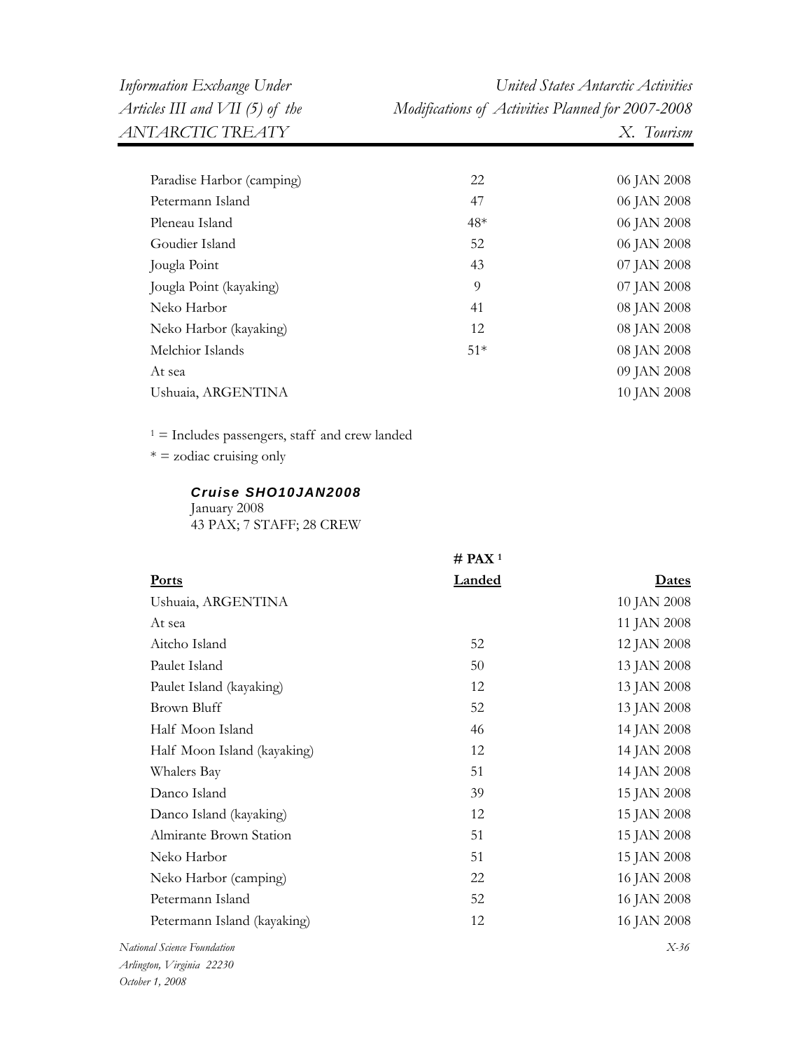| | | |
|---|---|---|
| Paradise Harbor (camping) | 22 | 06 JAN 2008 |
| Petermann Island | 47 | 06 JAN 2008 |
| Pleneau Island | 48* | 06 JAN 2008 |
| Goudier Island | 52 | 06 JAN 2008 |
| Jougla Point | 43 | 07 JAN 2008 |
| Jougla Point (kayaking) | 9 | 07 JAN 2008 |
| Neko Harbor | 41 | 08 JAN 2008 |
| Neko Harbor (kayaking) | 12 | 08 JAN 2008 |
| Melchior Islands | 51* | 08 JAN 2008 |
| At sea | | 09 JAN 2008 |
| Ushuaia, ARGENTINA | | 10 JAN 2008 |

[1] = Includes passengers, staff and crew landed

* = zodiac cruising only

***Cruise SHO10JAN2008***

January 2008

43 PAX; 7 STAFF; 28 CREW

| Ports | # PAX [1] Landed | Dates |
|---|---|---|
| Ushuaia, ARGENTINA | | 10 JAN 2008 |
| At sea | | 11 JAN 2008 |
| Aitcho Island | 52 | 12 JAN 2008 |
| Paulet Island | 50 | 13 JAN 2008 |
| Paulet Island (kayaking) | 12 | 13 JAN 2008 |
| Brown Bluff | 52 | 13 JAN 2008 |
| Half Moon Island | 46 | 14 JAN 2008 |
| Half Moon Island (kayaking) | 12 | 14 JAN 2008 |
| Whalers Bay | 51 | 14 JAN 2008 |
| Danco Island | 39 | 15 JAN 2008 |
| Danco Island (kayaking) | 12 | 15 JAN 2008 |
| Almirante Brown Station | 51 | 15 JAN 2008 |
| Neko Harbor | 51 | 15 JAN 2008 |
| Neko Harbor (camping) | 22 | 16 JAN 2008 |
| Petermann Island | 52 | 16 JAN 2008 |
| Petermann Island (kayaking) | 12 | 16 JAN 2008 |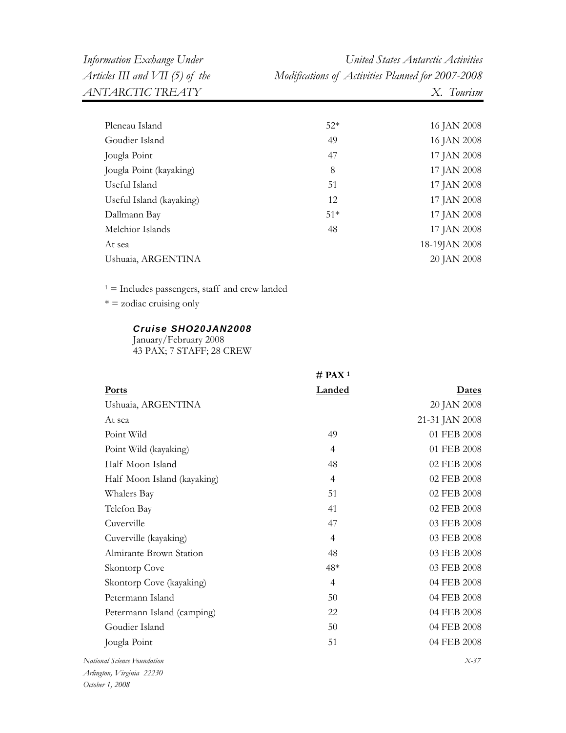| | | |
|---|---|---|
| Pleneau Island | 52* | 16 JAN 2008 |
| Goudier Island | 49 | 16 JAN 2008 |
| Jougla Point | 47 | 17 JAN 2008 |
| Jougla Point (kayaking) | 8 | 17 JAN 2008 |
| Useful Island | 51 | 17 JAN 2008 |
| Useful Island (kayaking) | 12 | 17 JAN 2008 |
| Dallmann Bay | 51* | 17 JAN 2008 |
| Melchior Islands | 48 | 17 JAN 2008 |
| At sea | | 18-19JAN 2008 |
| Ushuaia, ARGENTINA | | 20 JAN 2008 |

[1] = Includes passengers, staff and crew landed

* = zodiac cruising only

***Cruise SHO20JAN2008***

January/February 2008
43 PAX; 7 STAFF; 28 CREW

| Ports | # PAX [1] Landed | Dates |
|---|---|---|
| Ushuaia, ARGENTINA | | 20 JAN 2008 |
| At sea | | 21-31 JAN 2008 |
| Point Wild | 49 | 01 FEB 2008 |
| Point Wild (kayaking) | 4 | 01 FEB 2008 |
| Half Moon Island | 48 | 02 FEB 2008 |
| Half Moon Island (kayaking) | 4 | 02 FEB 2008 |
| Whalers Bay | 51 | 02 FEB 2008 |
| Telefon Bay | 41 | 02 FEB 2008 |
| Cuverville | 47 | 03 FEB 2008 |
| Cuverville (kayaking) | 4 | 03 FEB 2008 |
| Almirante Brown Station | 48 | 03 FEB 2008 |
| Skontorp Cove | 48* | 03 FEB 2008 |
| Skontorp Cove (kayaking) | 4 | 04 FEB 2008 |
| Petermann Island | 50 | 04 FEB 2008 |
| Petermann Island (camping) | 22 | 04 FEB 2008 |
| Goudier Island | 50 | 04 FEB 2008 |
| Jougla Point | 51 | 04 FEB 2008 |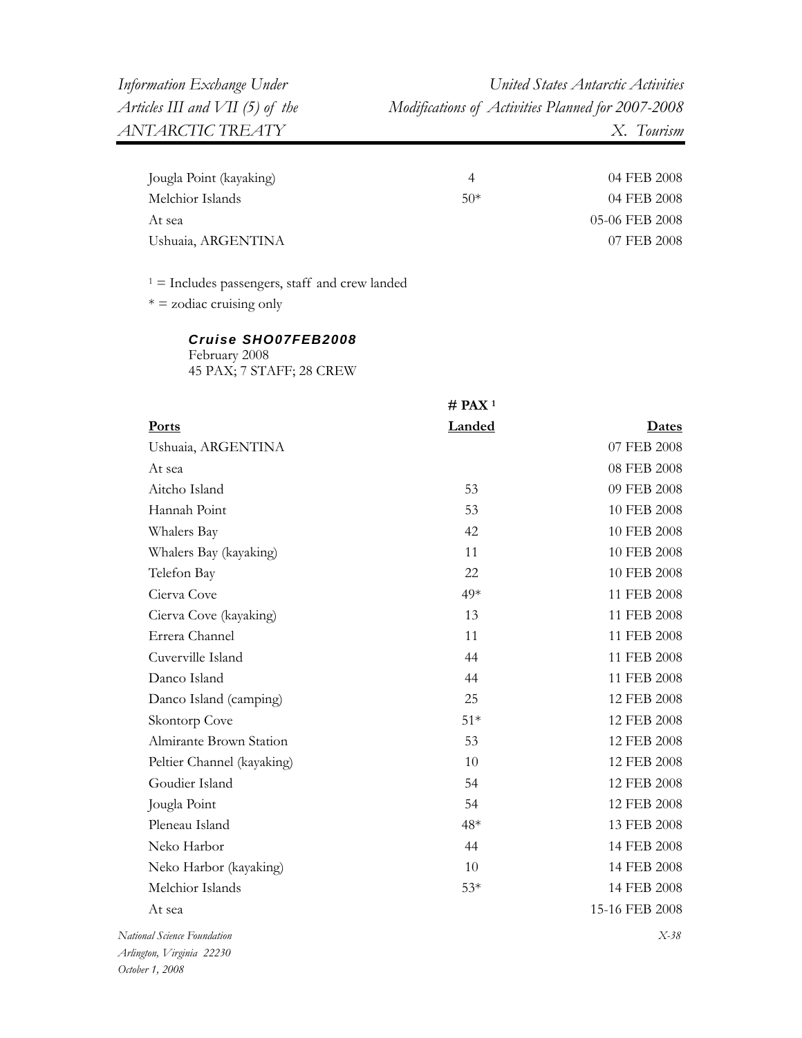| | | |
|---|---|---|
| Jougla Point (kayaking) | 4 | 04 FEB 2008 |
| Melchior Islands | 50* | 04 FEB 2008 |
| At sea | | 05-06 FEB 2008 |
| Ushuaia, ARGENTINA | | 07 FEB 2008 |

[1] = Includes passengers, staff and crew landed

* = zodiac cruising only

***Cruise SHO07FEB2008***

February 2008

45 PAX; 7 STAFF; 28 CREW

| **Ports** | **# PAX [1] Landed** | **Dates** |
|---|---|---|
| Ushuaia, ARGENTINA | | 07 FEB 2008 |
| At sea | | 08 FEB 2008 |
| Aitcho Island | 53 | 09 FEB 2008 |
| Hannah Point | 53 | 10 FEB 2008 |
| Whalers Bay | 42 | 10 FEB 2008 |
| Whalers Bay (kayaking) | 11 | 10 FEB 2008 |
| Telefon Bay | 22 | 10 FEB 2008 |
| Cierva Cove | 49* | 11 FEB 2008 |
| Cierva Cove (kayaking) | 13 | 11 FEB 2008 |
| Errera Channel | 11 | 11 FEB 2008 |
| Cuverville Island | 44 | 11 FEB 2008 |
| Danco Island | 44 | 11 FEB 2008 |
| Danco Island (camping) | 25 | 12 FEB 2008 |
| Skontorp Cove | 51* | 12 FEB 2008 |
| Almirante Brown Station | 53 | 12 FEB 2008 |
| Peltier Channel (kayaking) | 10 | 12 FEB 2008 |
| Goudier Island | 54 | 12 FEB 2008 |
| Jougla Point | 54 | 12 FEB 2008 |
| Pleneau Island | 48* | 13 FEB 2008 |
| Neko Harbor | 44 | 14 FEB 2008 |
| Neko Harbor (kayaking) | 10 | 14 FEB 2008 |
| Melchior Islands | 53* | 14 FEB 2008 |
| At sea | | 15-16 FEB 2008 |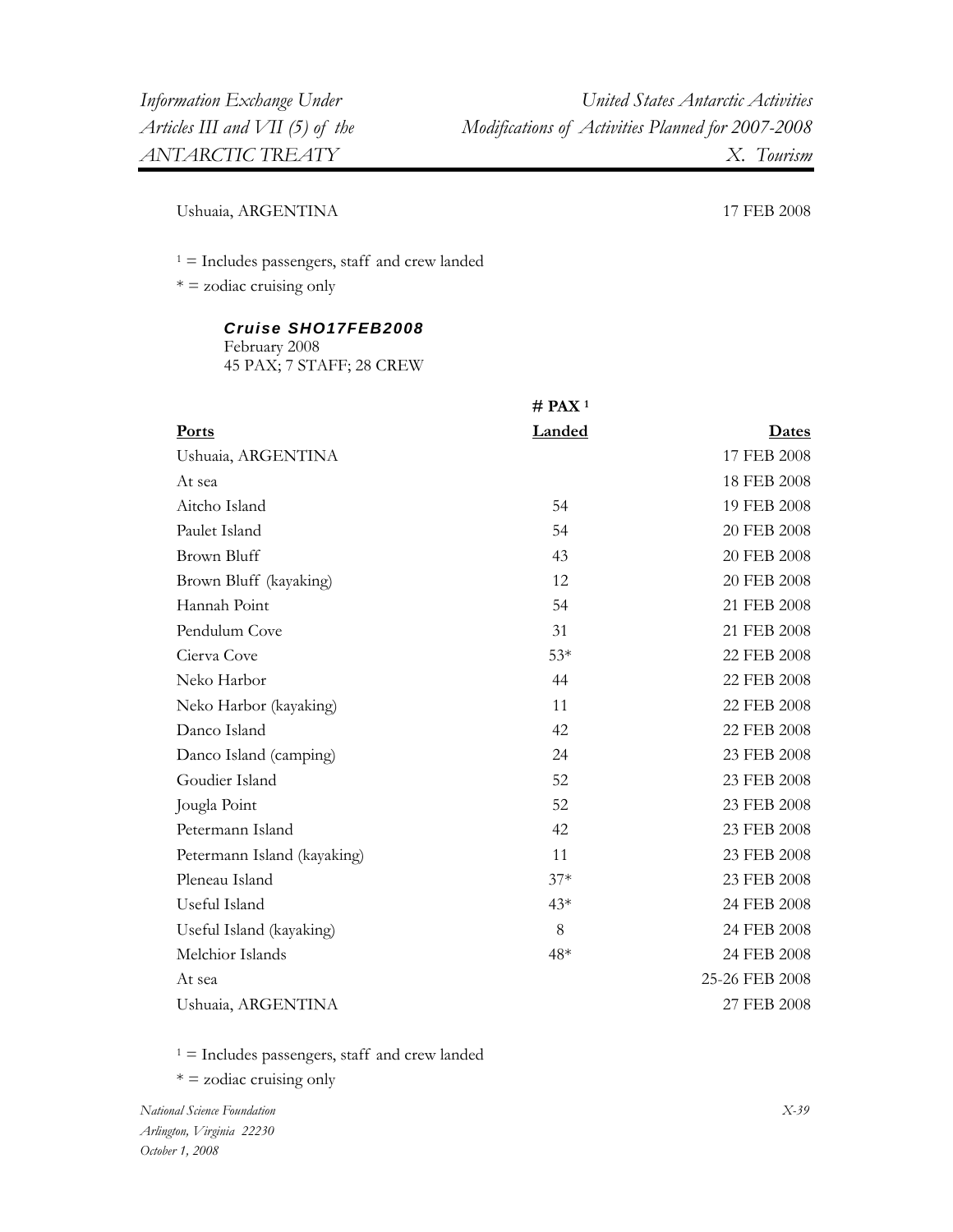| | | |
|---|---|---|
| Ushuaia, ARGENTINA | | 17 FEB 2008 |

[1] = Includes passengers, staff and crew landed

* = zodiac cruising only

***Cruise SHO17FEB2008***

February 2008

45 PAX; 7 STAFF; 28 CREW

| Ports | # PAX [1] Landed | Dates |
|---|---|---|
| Ushuaia, ARGENTINA | | 17 FEB 2008 |
| At sea | | 18 FEB 2008 |
| Aitcho Island | 54 | 19 FEB 2008 |
| Paulet Island | 54 | 20 FEB 2008 |
| Brown Bluff | 43 | 20 FEB 2008 |
| Brown Bluff (kayaking) | 12 | 20 FEB 2008 |
| Hannah Point | 54 | 21 FEB 2008 |
| Pendulum Cove | 31 | 21 FEB 2008 |
| Cierva Cove | 53* | 22 FEB 2008 |
| Neko Harbor | 44 | 22 FEB 2008 |
| Neko Harbor (kayaking) | 11 | 22 FEB 2008 |
| Danco Island | 42 | 22 FEB 2008 |
| Danco Island (camping) | 24 | 23 FEB 2008 |
| Goudier Island | 52 | 23 FEB 2008 |
| Jougla Point | 52 | 23 FEB 2008 |
| Petermann Island | 42 | 23 FEB 2008 |
| Petermann Island (kayaking) | 11 | 23 FEB 2008 |
| Pleneau Island | 37* | 23 FEB 2008 |
| Useful Island | 43* | 24 FEB 2008 |
| Useful Island (kayaking) | 8 | 24 FEB 2008 |
| Melchior Islands | 48* | 24 FEB 2008 |
| At sea | | 25-26 FEB 2008 |
| Ushuaia, ARGENTINA | | 27 FEB 2008 |

[1] = Includes passengers, staff and crew landed

* = zodiac cruising only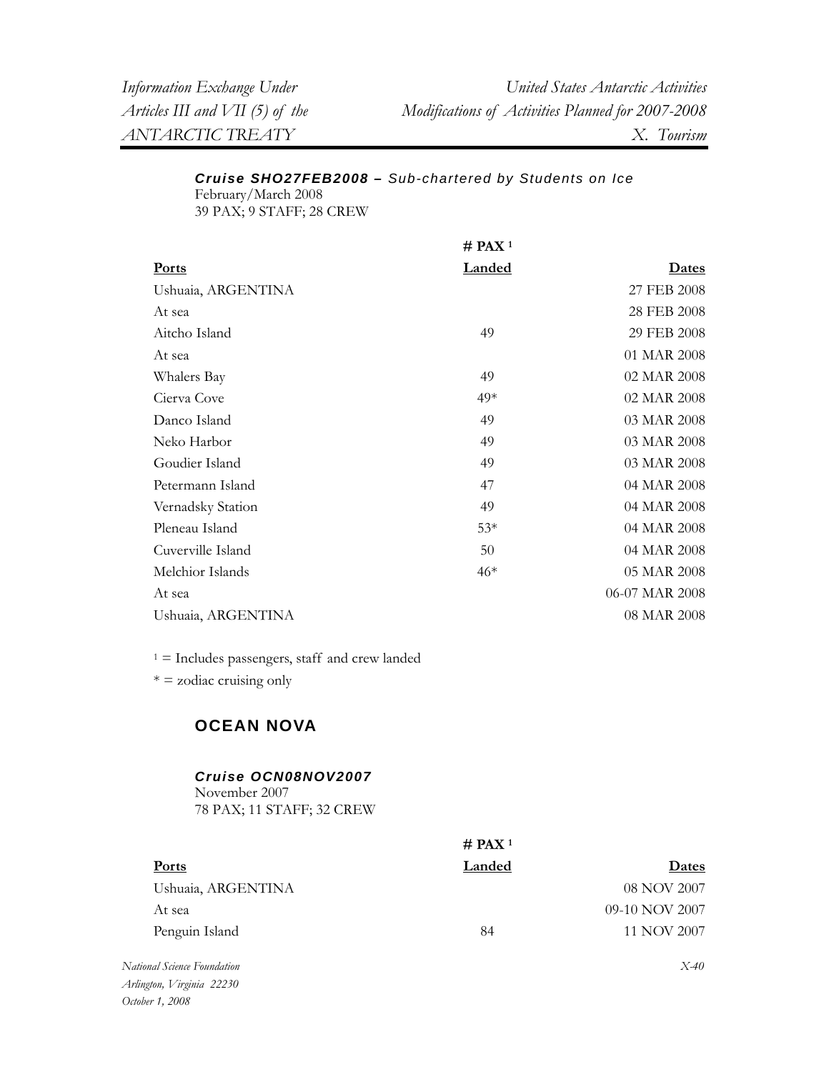***Cruise SHO27FEB2008 –*** *Sub-chartered by Students on Ice*
February/March 2008
39 PAX; 9 STAFF; 28 CREW

| Ports | # PAX [1] Landed | Dates |
|---|---|---|
| Ushuaia, ARGENTINA | | 27 FEB 2008 |
| At sea | | 28 FEB 2008 |
| Aitcho Island | 49 | 29 FEB 2008 |
| At sea | | 01 MAR 2008 |
| Whalers Bay | 49 | 02 MAR 2008 |
| Cierva Cove | 49* | 02 MAR 2008 |
| Danco Island | 49 | 03 MAR 2008 |
| Neko Harbor | 49 | 03 MAR 2008 |
| Goudier Island | 49 | 03 MAR 2008 |
| Petermann Island | 47 | 04 MAR 2008 |
| Vernadsky Station | 49 | 04 MAR 2008 |
| Pleneau Island | 53* | 04 MAR 2008 |
| Cuverville Island | 50 | 04 MAR 2008 |
| Melchior Islands | 46* | 05 MAR 2008 |
| At sea | | 06-07 MAR 2008 |
| Ushuaia, ARGENTINA | | 08 MAR 2008 |

[1] = Includes passengers, staff and crew landed

* = zodiac cruising only

## OCEAN NOVA

***Cruise OCN08NOV2007***
November 2007
78 PAX; 11 STAFF; 32 CREW

| Ports | # PAX [1] Landed | Dates |
|---|---|---|
| Ushuaia, ARGENTINA | | 08 NOV 2007 |
| At sea | | 09-10 NOV 2007 |
| Penguin Island | 84 | 11 NOV 2007 |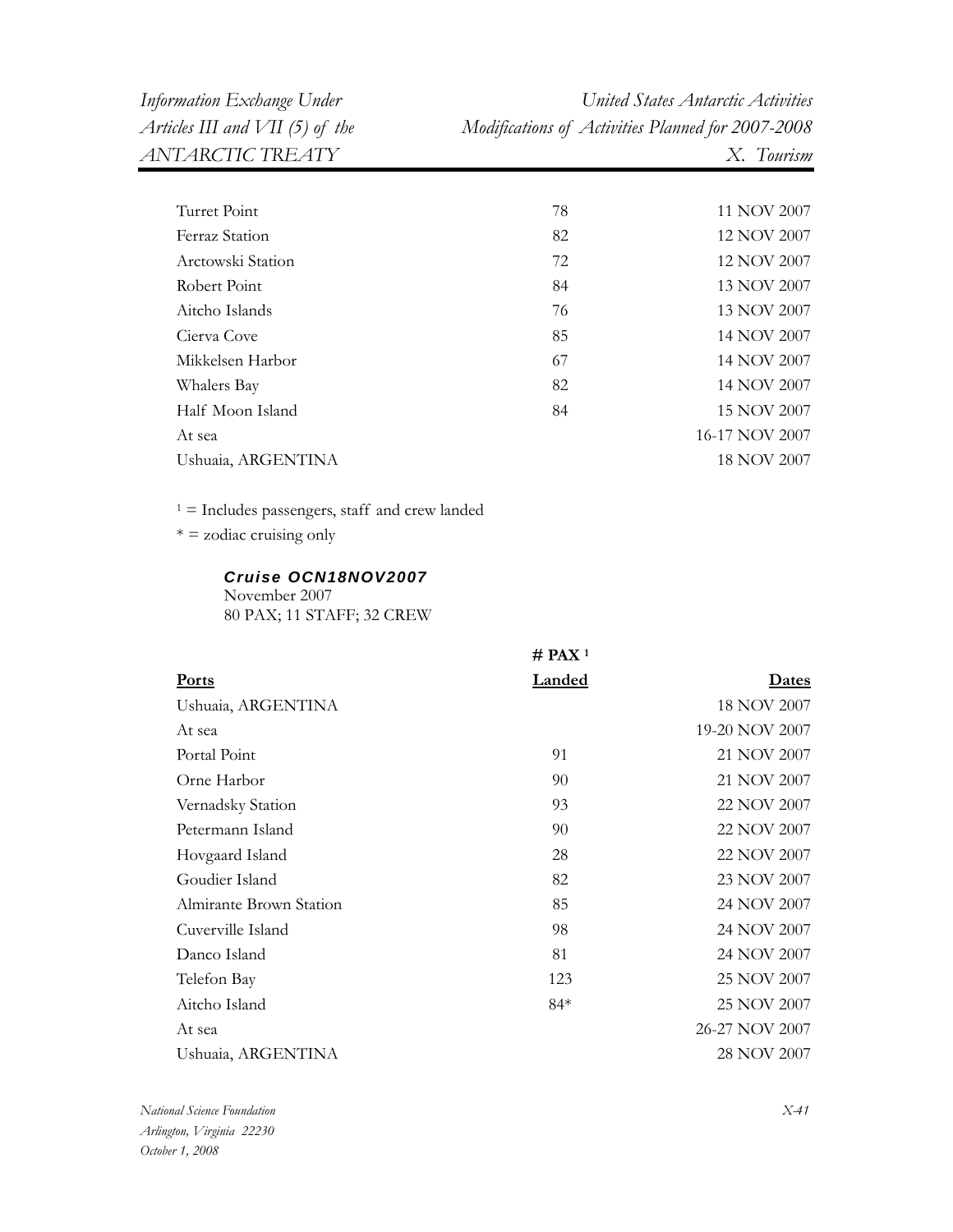| | | |
|---|---|---|
| Turret Point | 78 | 11 NOV 2007 |
| Ferraz Station | 82 | 12 NOV 2007 |
| Arctowski Station | 72 | 12 NOV 2007 |
| Robert Point | 84 | 13 NOV 2007 |
| Aitcho Islands | 76 | 13 NOV 2007 |
| Cierva Cove | 85 | 14 NOV 2007 |
| Mikkelsen Harbor | 67 | 14 NOV 2007 |
| Whalers Bay | 82 | 14 NOV 2007 |
| Half Moon Island | 84 | 15 NOV 2007 |
| At sea | | 16-17 NOV 2007 |
| Ushuaia, ARGENTINA | | 18 NOV 2007 |

[1] = Includes passengers, staff and crew landed

* = zodiac cruising only

***Cruise OCN18NOV2007***

November 2007
80 PAX; 11 STAFF; 32 CREW

| Ports | # PAX [1] Landed | Dates |
|---|---|---|
| Ushuaia, ARGENTINA | | 18 NOV 2007 |
| At sea | | 19-20 NOV 2007 |
| Portal Point | 91 | 21 NOV 2007 |
| Orne Harbor | 90 | 21 NOV 2007 |
| Vernadsky Station | 93 | 22 NOV 2007 |
| Petermann Island | 90 | 22 NOV 2007 |
| Hovgaard Island | 28 | 22 NOV 2007 |
| Goudier Island | 82 | 23 NOV 2007 |
| Almirante Brown Station | 85 | 24 NOV 2007 |
| Cuverville Island | 98 | 24 NOV 2007 |
| Danco Island | 81 | 24 NOV 2007 |
| Telefon Bay | 123 | 25 NOV 2007 |
| Aitcho Island | 84* | 25 NOV 2007 |
| At sea | | 26-27 NOV 2007 |
| Ushuaia, ARGENTINA | | 28 NOV 2007 |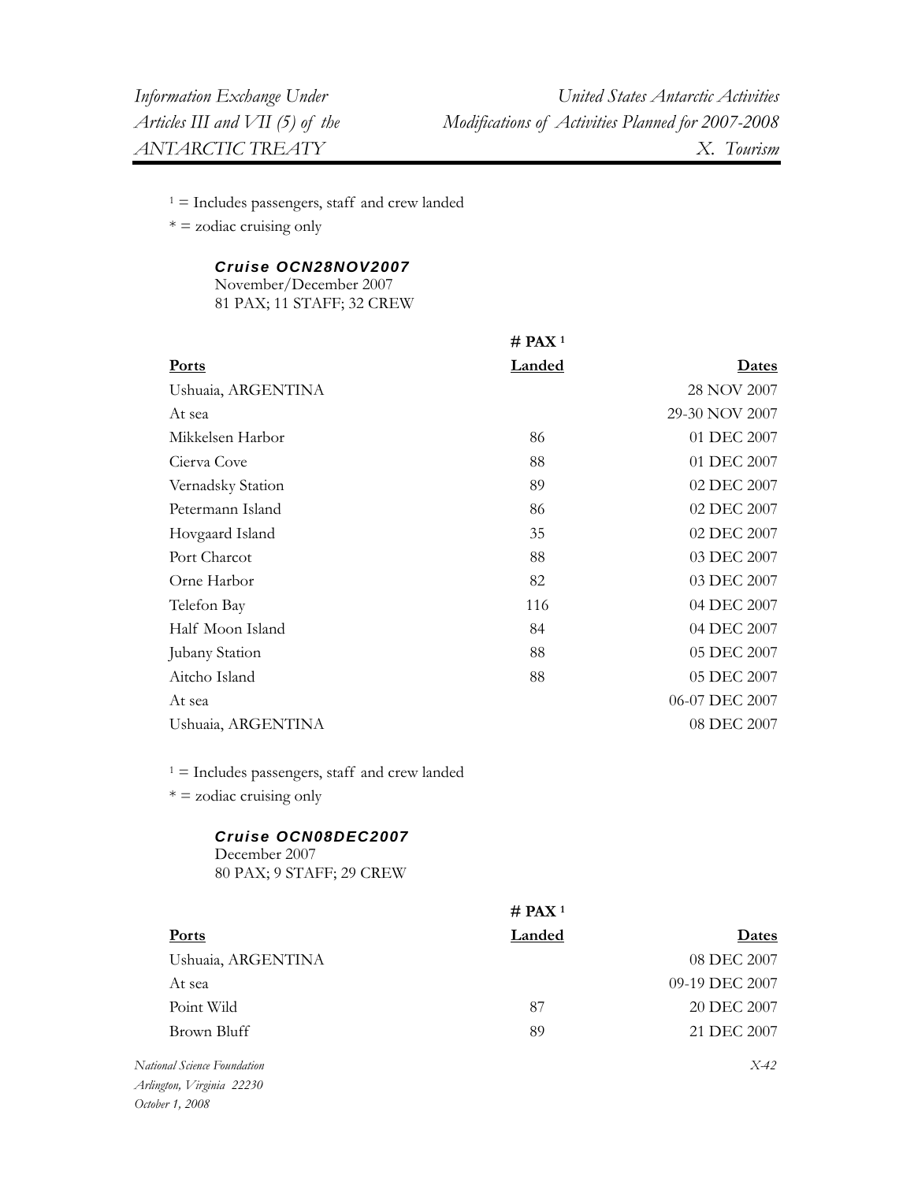[1] = Includes passengers, staff and crew landed

* = zodiac cruising only

***Cruise OCN28NOV2007***
November/December 2007
81 PAX; 11 STAFF; 32 CREW

| Ports | # PAX [1] Landed | Dates |
|---|---|---|
| Ushuaia, ARGENTINA | | 28 NOV 2007 |
| At sea | | 29-30 NOV 2007 |
| Mikkelsen Harbor | 86 | 01 DEC 2007 |
| Cierva Cove | 88 | 01 DEC 2007 |
| Vernadsky Station | 89 | 02 DEC 2007 |
| Petermann Island | 86 | 02 DEC 2007 |
| Hovgaard Island | 35 | 02 DEC 2007 |
| Port Charcot | 88 | 03 DEC 2007 |
| Orne Harbor | 82 | 03 DEC 2007 |
| Telefon Bay | 116 | 04 DEC 2007 |
| Half Moon Island | 84 | 04 DEC 2007 |
| Jubany Station | 88 | 05 DEC 2007 |
| Aitcho Island | 88 | 05 DEC 2007 |
| At sea | | 06-07 DEC 2007 |
| Ushuaia, ARGENTINA | | 08 DEC 2007 |

[1] = Includes passengers, staff and crew landed

* = zodiac cruising only

***Cruise OCN08DEC2007***
December 2007
80 PAX; 9 STAFF; 29 CREW

| Ports | # PAX [1] Landed | Dates |
|---|---|---|
| Ushuaia, ARGENTINA | | 08 DEC 2007 |
| At sea | | 09-19 DEC 2007 |
| Point Wild | 87 | 20 DEC 2007 |
| Brown Bluff | 89 | 21 DEC 2007 |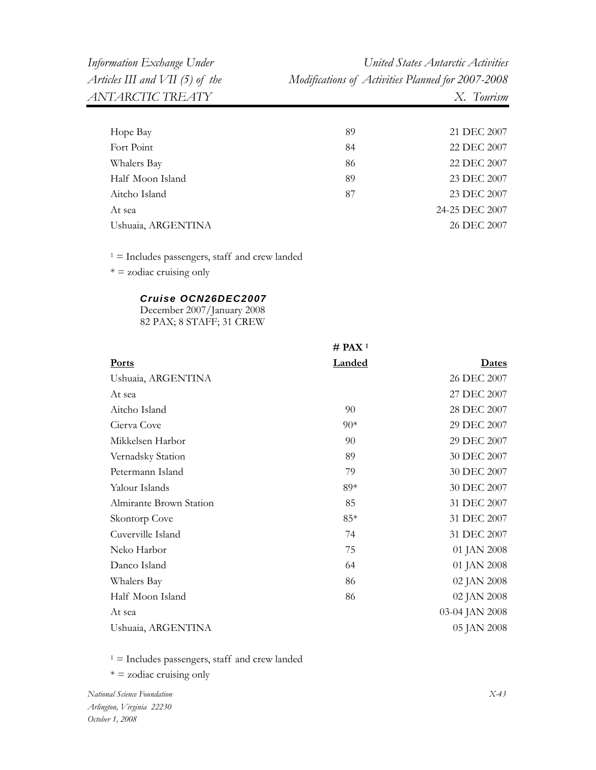| Ports | # PAX [1] Landed | Dates |
|---|---|---|
| Hope Bay | 89 | 21 DEC 2007 |
| Fort Point | 84 | 22 DEC 2007 |
| Whalers Bay | 86 | 22 DEC 2007 |
| Half Moon Island | 89 | 23 DEC 2007 |
| Aitcho Island | 87 | 23 DEC 2007 |
| At sea | | 24-25 DEC 2007 |
| Ushuaia, ARGENTINA | | 26 DEC 2007 |

[1] = Includes passengers, staff and crew landed

* = zodiac cruising only

***Cruise OCN26DEC2007***

December 2007/January 2008
82 PAX; 8 STAFF; 31 CREW

| **Ports** | **# PAX [1] Landed** | **Dates** |
|---|---|---|
| Ushuaia, ARGENTINA | | 26 DEC 2007 |
| At sea | | 27 DEC 2007 |
| Aitcho Island | 90 | 28 DEC 2007 |
| Cierva Cove | 90* | 29 DEC 2007 |
| Mikkelsen Harbor | 90 | 29 DEC 2007 |
| Vernadsky Station | 89 | 30 DEC 2007 |
| Petermann Island | 79 | 30 DEC 2007 |
| Yalour Islands | 89* | 30 DEC 2007 |
| Almirante Brown Station | 85 | 31 DEC 2007 |
| Skontorp Cove | 85* | 31 DEC 2007 |
| Cuverville Island | 74 | 31 DEC 2007 |
| Neko Harbor | 75 | 01 JAN 2008 |
| Danco Island | 64 | 01 JAN 2008 |
| Whalers Bay | 86 | 02 JAN 2008 |
| Half Moon Island | 86 | 02 JAN 2008 |
| At sea | | 03-04 JAN 2008 |
| Ushuaia, ARGENTINA | | 05 JAN 2008 |

[1] = Includes passengers, staff and crew landed

* = zodiac cruising only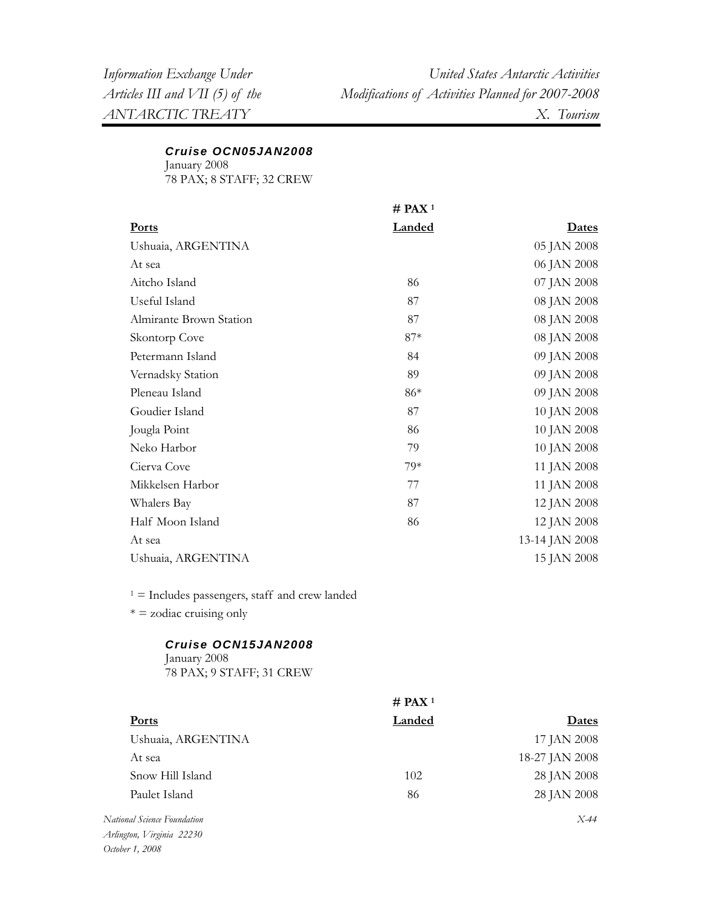***Cruise OCN05JAN2008***
January 2008
78 PAX; 8 STAFF; 32 CREW

| Ports | # PAX [1] Landed | Dates |
|---|---|---|
| Ushuaia, ARGENTINA | | 05 JAN 2008 |
| At sea | | 06 JAN 2008 |
| Aitcho Island | 86 | 07 JAN 2008 |
| Useful Island | 87 | 08 JAN 2008 |
| Almirante Brown Station | 87 | 08 JAN 2008 |
| Skontorp Cove | 87* | 08 JAN 2008 |
| Petermann Island | 84 | 09 JAN 2008 |
| Vernadsky Station | 89 | 09 JAN 2008 |
| Pleneau Island | 86* | 09 JAN 2008 |
| Goudier Island | 87 | 10 JAN 2008 |
| Jougla Point | 86 | 10 JAN 2008 |
| Neko Harbor | 79 | 10 JAN 2008 |
| Cierva Cove | 79* | 11 JAN 2008 |
| Mikkelsen Harbor | 77 | 11 JAN 2008 |
| Whalers Bay | 87 | 12 JAN 2008 |
| Half Moon Island | 86 | 12 JAN 2008 |
| At sea | | 13-14 JAN 2008 |
| Ushuaia, ARGENTINA | | 15 JAN 2008 |

[1] = Includes passengers, staff and crew landed

* = zodiac cruising only

***Cruise OCN15JAN2008***
January 2008
78 PAX; 9 STAFF; 31 CREW

| Ports | # PAX [1] Landed | Dates |
|---|---|---|
| Ushuaia, ARGENTINA | | 17 JAN 2008 |
| At sea | | 18-27 JAN 2008 |
| Snow Hill Island | 102 | 28 JAN 2008 |
| Paulet Island | 86 | 28 JAN 2008 |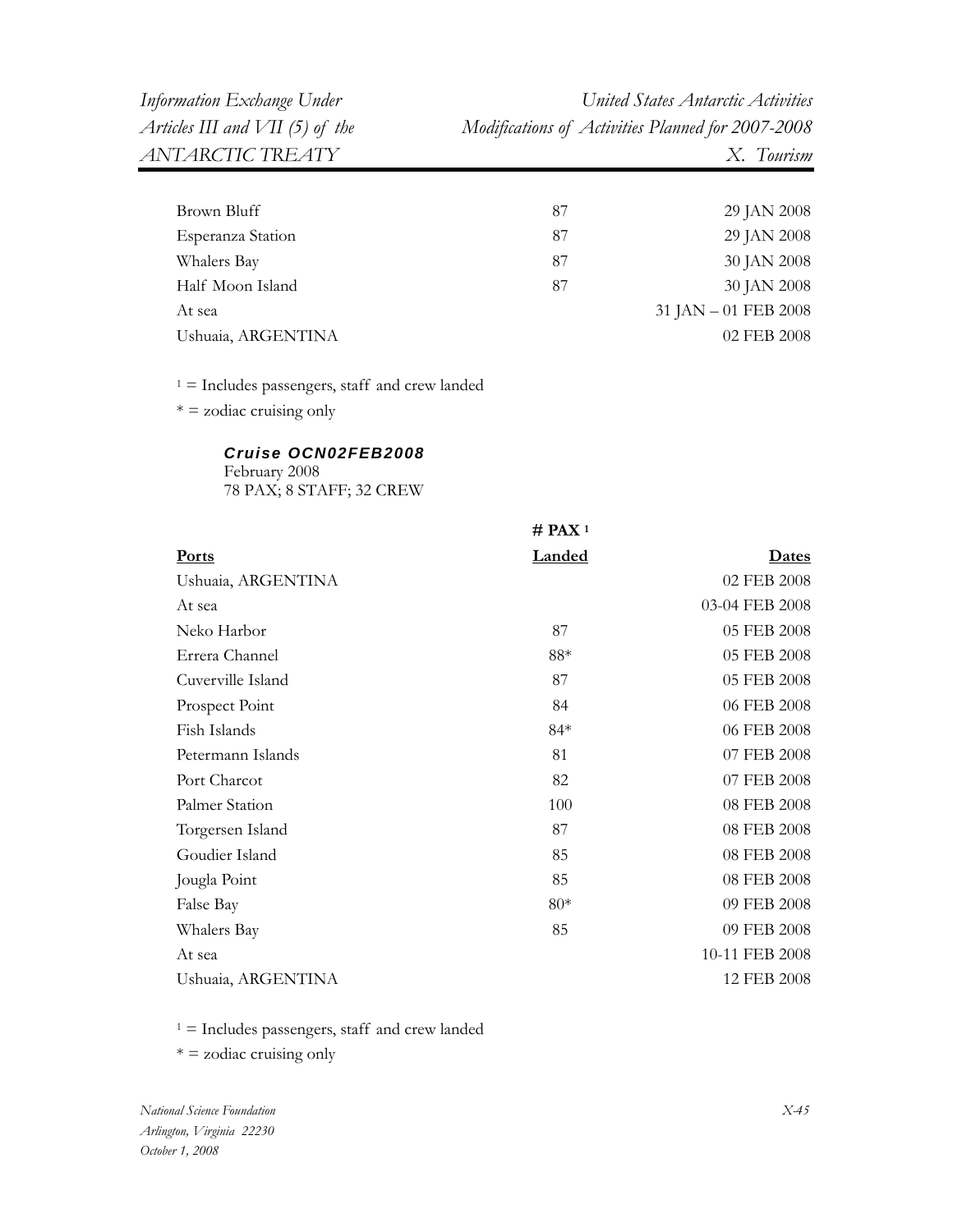| Ports | # PAX[1] Landed | Dates |
|---|---|---|
| Brown Bluff | 87 | 29 JAN 2008 |
| Esperanza Station | 87 | 29 JAN 2008 |
| Whalers Bay | 87 | 30 JAN 2008 |
| Half Moon Island | 87 | 30 JAN 2008 |
| At sea | | 31 JAN – 01 FEB 2008 |
| Ushuaia, ARGENTINA | | 02 FEB 2008 |

[1] = Includes passengers, staff and crew landed

* = zodiac cruising only

***Cruise OCN02FEB2008***

February 2008

78 PAX; 8 STAFF; 32 CREW

| Ports | # PAX[1] Landed | Dates |
|---|---|---|
| Ushuaia, ARGENTINA | | 02 FEB 2008 |
| At sea | | 03-04 FEB 2008 |
| Neko Harbor | 87 | 05 FEB 2008 |
| Errera Channel | 88* | 05 FEB 2008 |
| Cuverville Island | 87 | 05 FEB 2008 |
| Prospect Point | 84 | 06 FEB 2008 |
| Fish Islands | 84* | 06 FEB 2008 |
| Petermann Islands | 81 | 07 FEB 2008 |
| Port Charcot | 82 | 07 FEB 2008 |
| Palmer Station | 100 | 08 FEB 2008 |
| Torgersen Island | 87 | 08 FEB 2008 |
| Goudier Island | 85 | 08 FEB 2008 |
| Jougla Point | 85 | 08 FEB 2008 |
| False Bay | 80* | 09 FEB 2008 |
| Whalers Bay | 85 | 09 FEB 2008 |
| At sea | | 10-11 FEB 2008 |
| Ushuaia, ARGENTINA | | 12 FEB 2008 |

[1] = Includes passengers, staff and crew landed

* = zodiac cruising only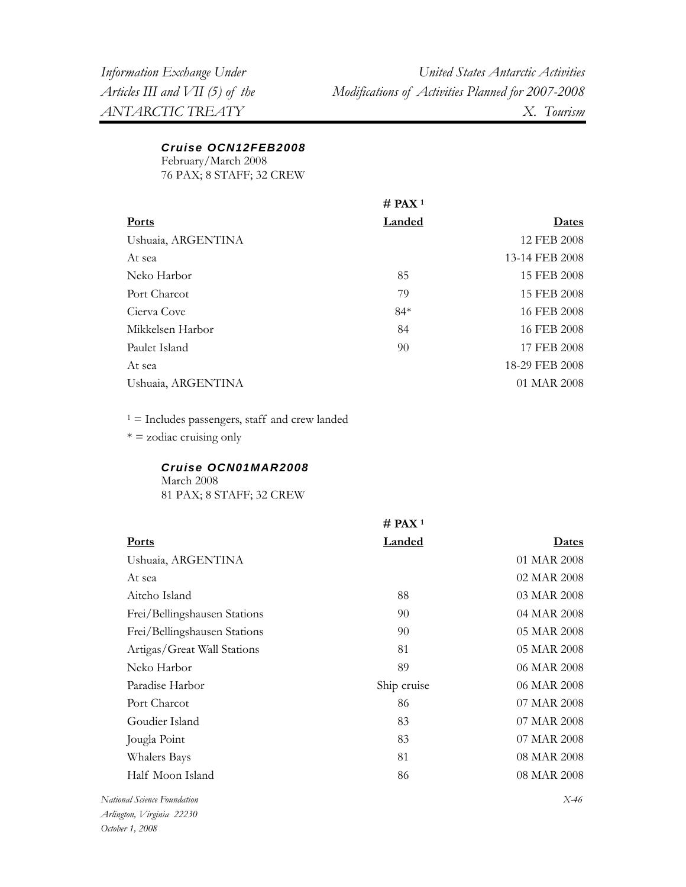### *Cruise OCN12FEB2008*

February/March 2008
76 PAX; 8 STAFF; 32 CREW

| Ports | # PAX [1] Landed | Dates |
|---|---|---|
| Ushuaia, ARGENTINA | | 12 FEB 2008 |
| At sea | | 13-14 FEB 2008 |
| Neko Harbor | 85 | 15 FEB 2008 |
| Port Charcot | 79 | 15 FEB 2008 |
| Cierva Cove | 84* | 16 FEB 2008 |
| Mikkelsen Harbor | 84 | 16 FEB 2008 |
| Paulet Island | 90 | 17 FEB 2008 |
| At sea | | 18-29 FEB 2008 |
| Ushuaia, ARGENTINA | | 01 MAR 2008 |

[1] = Includes passengers, staff and crew landed
* = zodiac cruising only

### *Cruise OCN01MAR2008*

March 2008
81 PAX; 8 STAFF; 32 CREW

| Ports | # PAX [1] Landed | Dates |
|---|---|---|
| Ushuaia, ARGENTINA | | 01 MAR 2008 |
| At sea | | 02 MAR 2008 |
| Aitcho Island | 88 | 03 MAR 2008 |
| Frei/Bellingshausen Stations | 90 | 04 MAR 2008 |
| Frei/Bellingshausen Stations | 90 | 05 MAR 2008 |
| Artigas/Great Wall Stations | 81 | 05 MAR 2008 |
| Neko Harbor | 89 | 06 MAR 2008 |
| Paradise Harbor | Ship cruise | 06 MAR 2008 |
| Port Charcot | 86 | 07 MAR 2008 |
| Goudier Island | 83 | 07 MAR 2008 |
| Jougla Point | 83 | 07 MAR 2008 |
| Whalers Bays | 81 | 08 MAR 2008 |
| Half Moon Island | 86 | 08 MAR 2008 |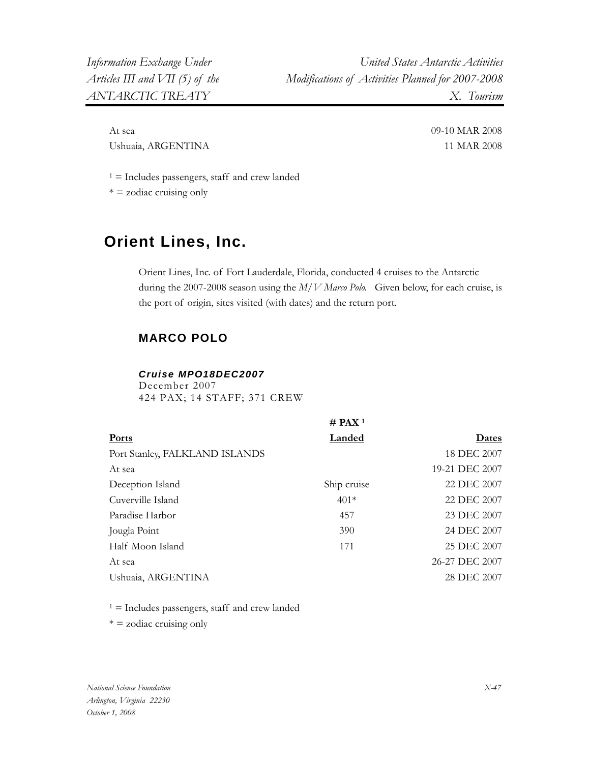| | | |
|---|---|---|
| At sea | | 09-10 MAR 2008 |
| Ushuaia, ARGENTINA | | 11 MAR 2008 |

[1] = Includes passengers, staff and crew landed
* = zodiac cruising only

## Orient Lines, Inc.

Orient Lines, Inc. of Fort Lauderdale, Florida, conducted 4 cruises to the Antarctic during the 2007-2008 season using the *M/V Marco Polo.* Given below, for each cruise, is the port of origin, sites visited (with dates) and the return port.

### MARCO POLO

#### *Cruise MPO18DEC2007*

December 2007
424 PAX; 14 STAFF; 371 CREW

| Ports | # PAX [1] Landed | Dates |
|---|---|---|
| Port Stanley, FALKLAND ISLANDS | | 18 DEC 2007 |
| At sea | | 19-21 DEC 2007 |
| Deception Island | Ship cruise | 22 DEC 2007 |
| Cuverville Island | 401* | 22 DEC 2007 |
| Paradise Harbor | 457 | 23 DEC 2007 |
| Jougla Point | 390 | 24 DEC 2007 |
| Half Moon Island | 171 | 25 DEC 2007 |
| At sea | | 26-27 DEC 2007 |
| Ushuaia, ARGENTINA | | 28 DEC 2007 |

[1] = Includes passengers, staff and crew landed
* = zodiac cruising only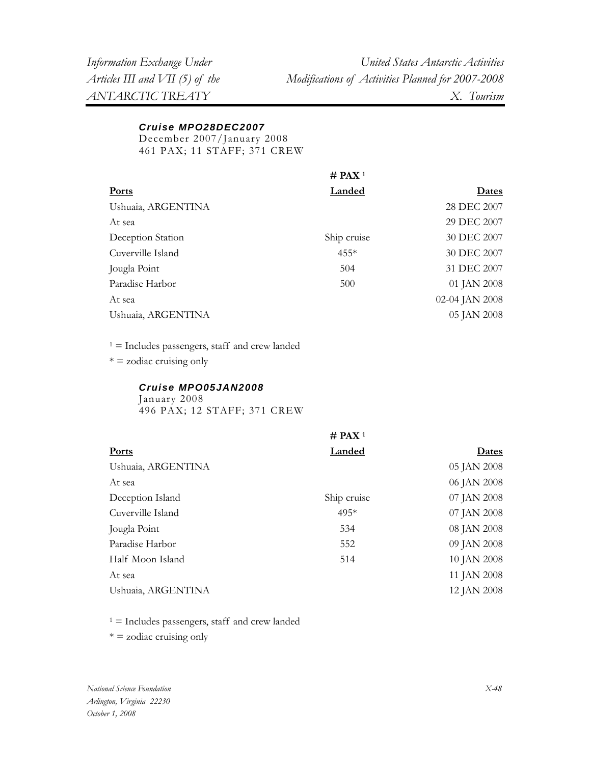***Cruise MPO28DEC2007***

December 2007/January 2008
461 PAX; 11 STAFF; 371 CREW

| Ports | # PAX [1] Landed | Dates |
|---|---|---|
| Ushuaia, ARGENTINA | | 28 DEC 2007 |
| At sea | | 29 DEC 2007 |
| Deception Station | Ship cruise | 30 DEC 2007 |
| Cuverville Island | 455* | 30 DEC 2007 |
| Jougla Point | 504 | 31 DEC 2007 |
| Paradise Harbor | 500 | 01 JAN 2008 |
| At sea | | 02-04 JAN 2008 |
| Ushuaia, ARGENTINA | | 05 JAN 2008 |

[1] = Includes passengers, staff and crew landed
* = zodiac cruising only

***Cruise MPO05JAN2008***

January 2008
496 PAX; 12 STAFF; 371 CREW

| Ports | # PAX [1] Landed | Dates |
|---|---|---|
| Ushuaia, ARGENTINA | | 05 JAN 2008 |
| At sea | | 06 JAN 2008 |
| Deception Island | Ship cruise | 07 JAN 2008 |
| Cuverville Island | 495* | 07 JAN 2008 |
| Jougla Point | 534 | 08 JAN 2008 |
| Paradise Harbor | 552 | 09 JAN 2008 |
| Half Moon Island | 514 | 10 JAN 2008 |
| At sea | | 11 JAN 2008 |
| Ushuaia, ARGENTINA | | 12 JAN 2008 |

[1] = Includes passengers, staff and crew landed
* = zodiac cruising only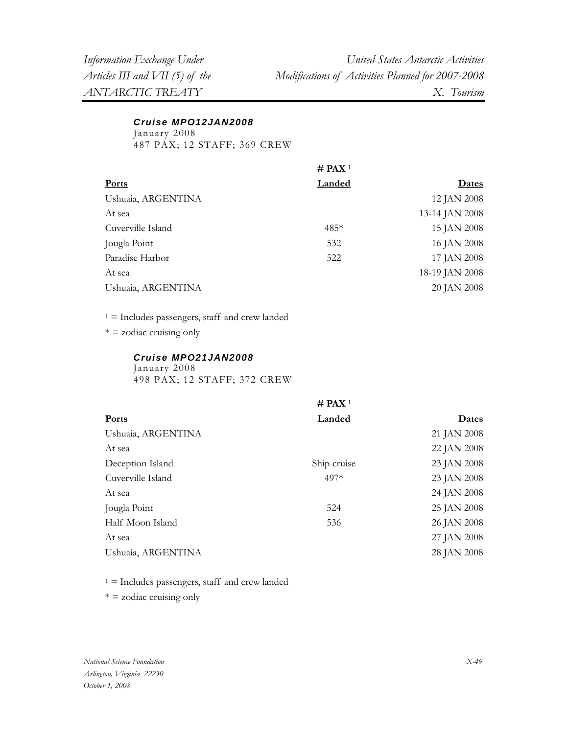***Cruise MPO12JAN2008***

January 2008

487 PAX; 12 STAFF; 369 CREW

| Ports | # PAX [1] Landed | Dates |
|---|---|---|
| Ushuaia, ARGENTINA | | 12 JAN 2008 |
| At sea | | 13-14 JAN 2008 |
| Cuverville Island | 485* | 15 JAN 2008 |
| Jougla Point | 532 | 16 JAN 2008 |
| Paradise Harbor | 522 | 17 JAN 2008 |
| At sea | | 18-19 JAN 2008 |
| Ushuaia, ARGENTINA | | 20 JAN 2008 |

[1] = Includes passengers, staff and crew landed

* = zodiac cruising only

***Cruise MPO21JAN2008***

January 2008

498 PAX; 12 STAFF; 372 CREW

| Ports | # PAX [1] Landed | Dates |
|---|---|---|
| Ushuaia, ARGENTINA | | 21 JAN 2008 |
| At sea | | 22 JAN 2008 |
| Deception Island | Ship cruise | 23 JAN 2008 |
| Cuverville Island | 497* | 23 JAN 2008 |
| At sea | | 24 JAN 2008 |
| Jougla Point | 524 | 25 JAN 2008 |
| Half Moon Island | 536 | 26 JAN 2008 |
| At sea | | 27 JAN 2008 |
| Ushuaia, ARGENTINA | | 28 JAN 2008 |

[1] = Includes passengers, staff and crew landed

* = zodiac cruising only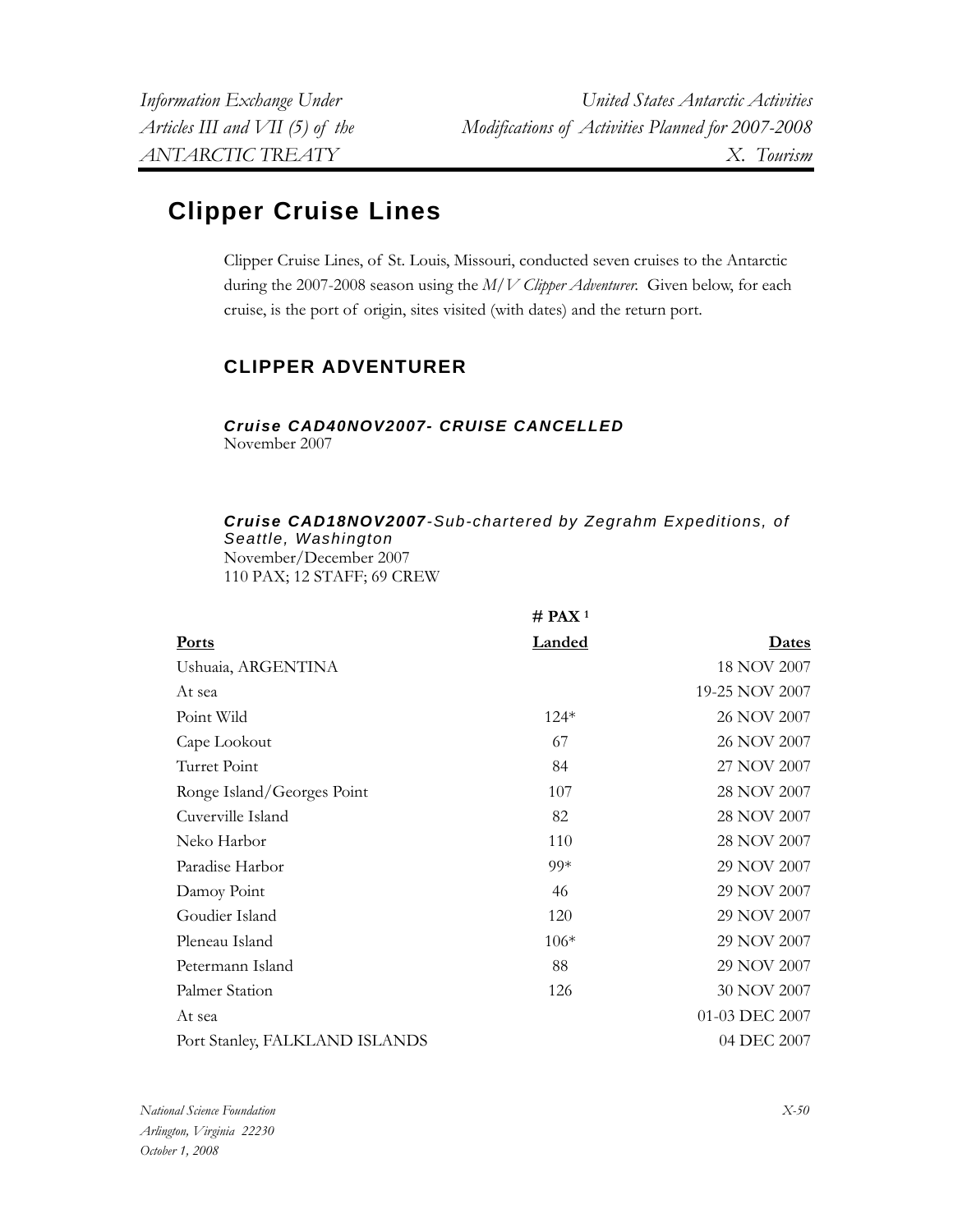# Clipper Cruise Lines

Clipper Cruise Lines, of St. Louis, Missouri, conducted seven cruises to the Antarctic during the 2007-2008 season using the *M/V Clipper Adventurer.* Given below, for each cruise, is the port of origin, sites visited (with dates) and the return port.

## CLIPPER ADVENTURER

***Cruise CAD40NOV2007- CRUISE CANCELLED***
November 2007

***Cruise CAD18NOV2007****-Sub-chartered by Zegrahm Expeditions, of Seattle, Washington*
November/December 2007
110 PAX; 12 STAFF; 69 CREW

| Ports | # PAX [1] Landed | Dates |
|---|---|---|
| Ushuaia, ARGENTINA | | 18 NOV 2007 |
| At sea | | 19-25 NOV 2007 |
| Point Wild | 124* | 26 NOV 2007 |
| Cape Lookout | 67 | 26 NOV 2007 |
| Turret Point | 84 | 27 NOV 2007 |
| Ronge Island/Georges Point | 107 | 28 NOV 2007 |
| Cuverville Island | 82 | 28 NOV 2007 |
| Neko Harbor | 110 | 28 NOV 2007 |
| Paradise Harbor | 99* | 29 NOV 2007 |
| Damoy Point | 46 | 29 NOV 2007 |
| Goudier Island | 120 | 29 NOV 2007 |
| Pleneau Island | 106* | 29 NOV 2007 |
| Petermann Island | 88 | 29 NOV 2007 |
| Palmer Station | 126 | 30 NOV 2007 |
| At sea | | 01-03 DEC 2007 |
| Port Stanley, FALKLAND ISLANDS | | 04 DEC 2007 |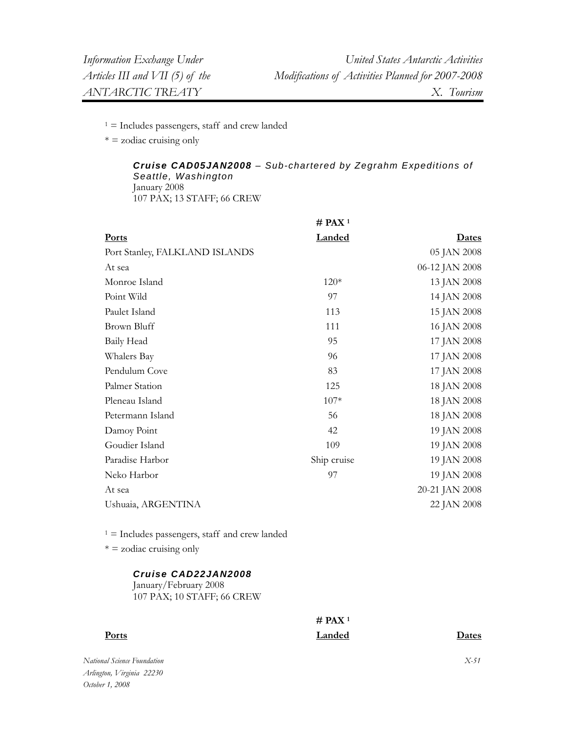[1] = Includes passengers, staff and crew landed

\* = zodiac cruising only

***Cruise CAD05JAN2008** – Sub-chartered by Zegrahm Expeditions of Seattle, Washington*

January 2008

107 PAX; 13 STAFF; 66 CREW

| Ports | # PAX [1] Landed | Dates |
|---|---|---|
| Port Stanley, FALKLAND ISLANDS | | 05 JAN 2008 |
| At sea | | 06-12 JAN 2008 |
| Monroe Island | 120* | 13 JAN 2008 |
| Point Wild | 97 | 14 JAN 2008 |
| Paulet Island | 113 | 15 JAN 2008 |
| Brown Bluff | 111 | 16 JAN 2008 |
| Baily Head | 95 | 17 JAN 2008 |
| Whalers Bay | 96 | 17 JAN 2008 |
| Pendulum Cove | 83 | 17 JAN 2008 |
| Palmer Station | 125 | 18 JAN 2008 |
| Pleneau Island | 107* | 18 JAN 2008 |
| Petermann Island | 56 | 18 JAN 2008 |
| Damoy Point | 42 | 19 JAN 2008 |
| Goudier Island | 109 | 19 JAN 2008 |
| Paradise Harbor | Ship cruise | 19 JAN 2008 |
| Neko Harbor | 97 | 19 JAN 2008 |
| At sea | | 20-21 JAN 2008 |
| Ushuaia, ARGENTINA | | 22 JAN 2008 |

[1] = Includes passengers, staff and crew landed

\* = zodiac cruising only

***Cruise CAD22JAN2008***

January/February 2008

107 PAX; 10 STAFF; 66 CREW

| Ports | # PAX [1] Landed | Dates |
|---|---|---|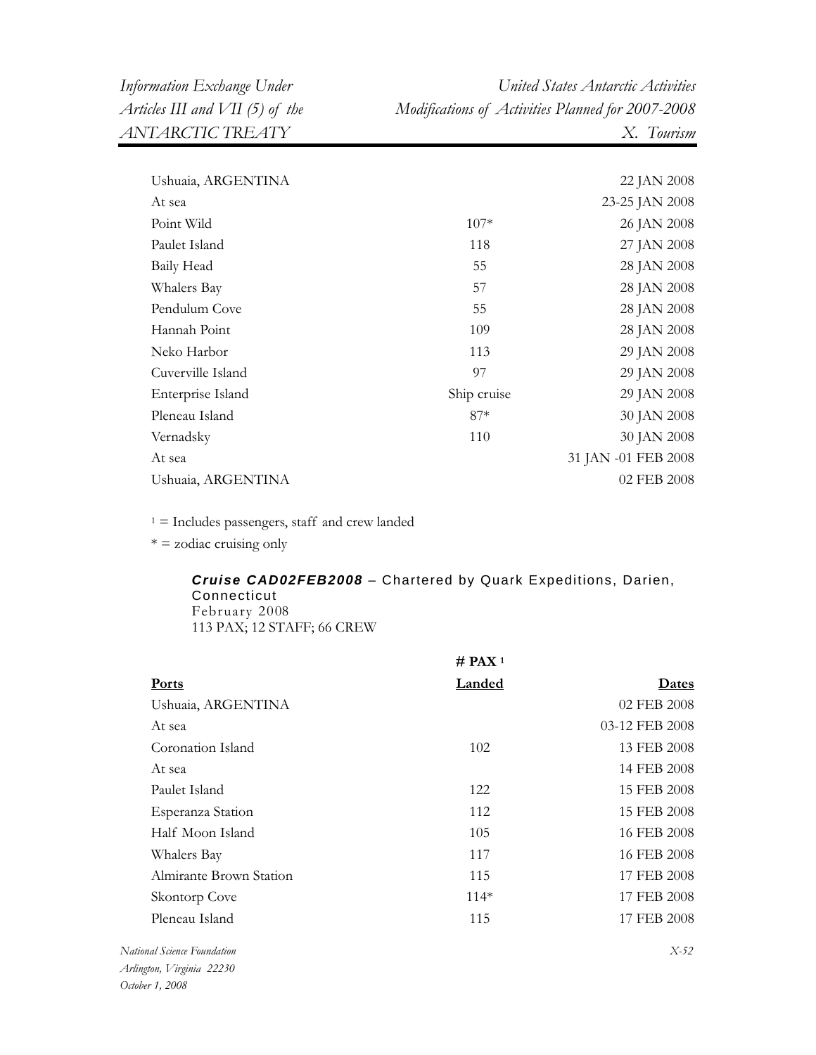| | | |
|---|---|---|
| Ushuaia, ARGENTINA | | 22 JAN 2008 |
| At sea | | 23-25 JAN 2008 |
| Point Wild | 107* | 26 JAN 2008 |
| Paulet Island | 118 | 27 JAN 2008 |
| Baily Head | 55 | 28 JAN 2008 |
| Whalers Bay | 57 | 28 JAN 2008 |
| Pendulum Cove | 55 | 28 JAN 2008 |
| Hannah Point | 109 | 28 JAN 2008 |
| Neko Harbor | 113 | 29 JAN 2008 |
| Cuverville Island | 97 | 29 JAN 2008 |
| Enterprise Island | Ship cruise | 29 JAN 2008 |
| Pleneau Island | 87* | 30 JAN 2008 |
| Vernadsky | 110 | 30 JAN 2008 |
| At sea | | 31 JAN -01 FEB 2008 |
| Ushuaia, ARGENTINA | | 02 FEB 2008 |

[1] = Includes passengers, staff and crew landed

* = zodiac cruising only

***Cruise CAD02FEB2008*** – Chartered by Quark Expeditions, Darien, Connecticut
February 2008
113 PAX; 12 STAFF; 66 CREW

| Ports | # PAX [1] Landed | Dates |
|---|---|---|
| Ushuaia, ARGENTINA | | 02 FEB 2008 |
| At sea | | 03-12 FEB 2008 |
| Coronation Island | 102 | 13 FEB 2008 |
| At sea | | 14 FEB 2008 |
| Paulet Island | 122 | 15 FEB 2008 |
| Esperanza Station | 112 | 15 FEB 2008 |
| Half Moon Island | 105 | 16 FEB 2008 |
| Whalers Bay | 117 | 16 FEB 2008 |
| Almirante Brown Station | 115 | 17 FEB 2008 |
| Skontorp Cove | 114* | 17 FEB 2008 |
| Pleneau Island | 115 | 17 FEB 2008 |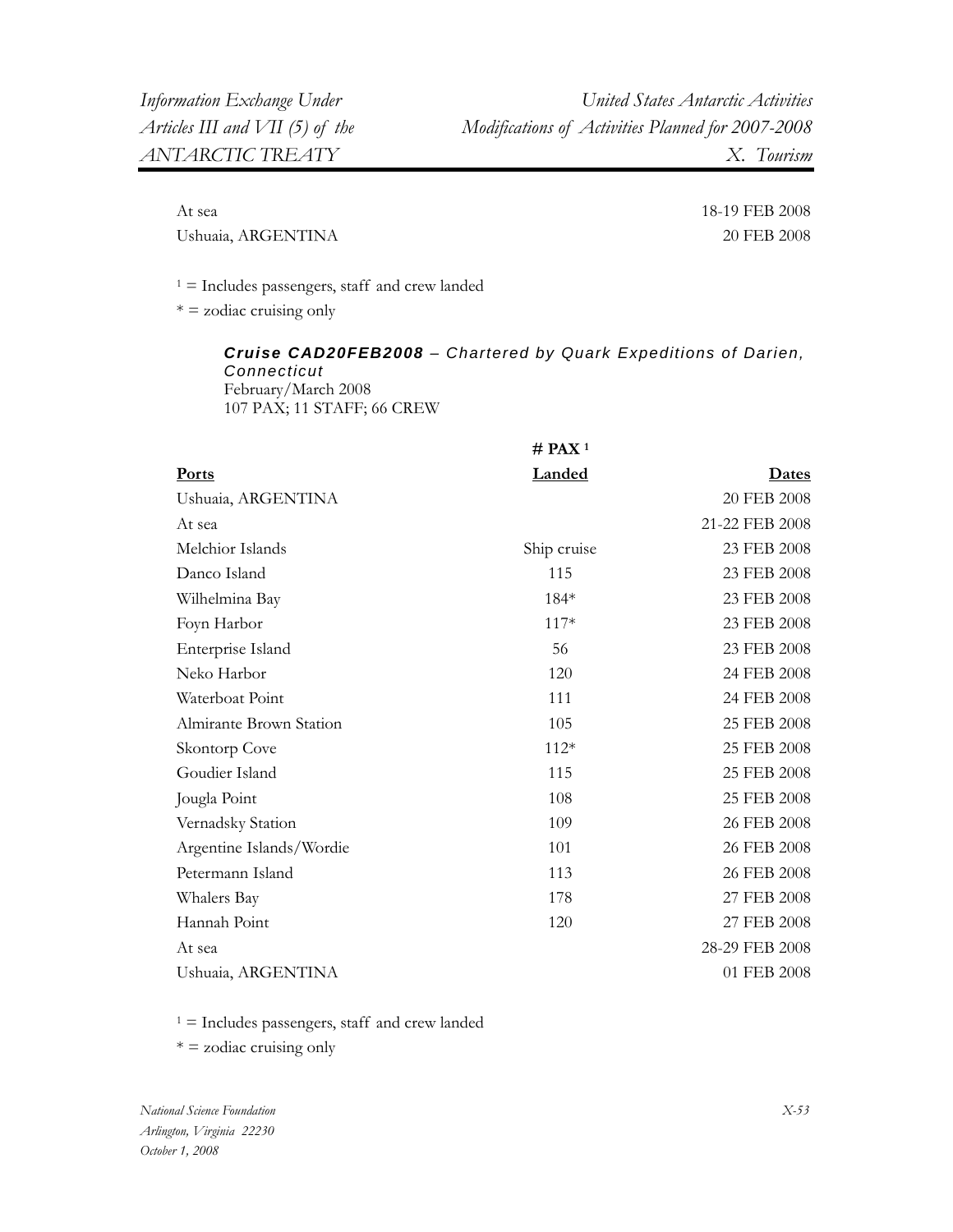| | | |
|---|---|---|
| At sea | | 18-19 FEB 2008 |
| Ushuaia, ARGENTINA | | 20 FEB 2008 |

[1] = Includes passengers, staff and crew landed

* = zodiac cruising only

***Cruise CAD20FEB2008** – Chartered by Quark Expeditions of Darien, Connecticut*
February/March 2008
107 PAX; 11 STAFF; 66 CREW

| Ports | # PAX [1] Landed | Dates |
|---|---|---|
| Ushuaia, ARGENTINA | | 20 FEB 2008 |
| At sea | | 21-22 FEB 2008 |
| Melchior Islands | Ship cruise | 23 FEB 2008 |
| Danco Island | 115 | 23 FEB 2008 |
| Wilhelmina Bay | 184* | 23 FEB 2008 |
| Foyn Harbor | 117* | 23 FEB 2008 |
| Enterprise Island | 56 | 23 FEB 2008 |
| Neko Harbor | 120 | 24 FEB 2008 |
| Waterboat Point | 111 | 24 FEB 2008 |
| Almirante Brown Station | 105 | 25 FEB 2008 |
| Skontorp Cove | 112* | 25 FEB 2008 |
| Goudier Island | 115 | 25 FEB 2008 |
| Jougla Point | 108 | 25 FEB 2008 |
| Vernadsky Station | 109 | 26 FEB 2008 |
| Argentine Islands/Wordie | 101 | 26 FEB 2008 |
| Petermann Island | 113 | 26 FEB 2008 |
| Whalers Bay | 178 | 27 FEB 2008 |
| Hannah Point | 120 | 27 FEB 2008 |
| At sea | | 28-29 FEB 2008 |
| Ushuaia, ARGENTINA | | 01 FEB 2008 |

[1] = Includes passengers, staff and crew landed

* = zodiac cruising only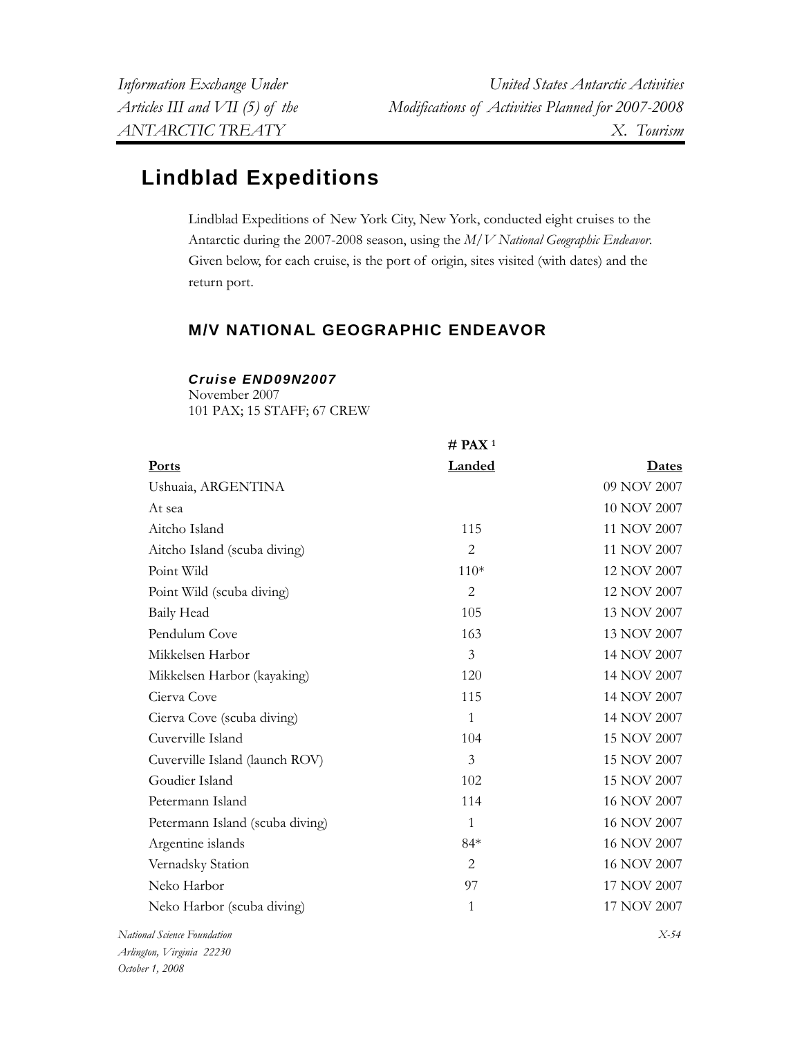# Lindblad Expeditions

Lindblad Expeditions of New York City, New York, conducted eight cruises to the Antarctic during the 2007-2008 season, using the *M/V National Geographic Endeavor*. Given below, for each cruise, is the port of origin, sites visited (with dates) and the return port.

## M/V NATIONAL GEOGRAPHIC ENDEAVOR

### *Cruise END09N2007*

November 2007
101 PAX; 15 STAFF; 67 CREW

| Ports | # PAX [1] Landed | Dates |
|---|---|---|
| Ushuaia, ARGENTINA | | 09 NOV 2007 |
| At sea | | 10 NOV 2007 |
| Aitcho Island | 115 | 11 NOV 2007 |
| Aitcho Island (scuba diving) | 2 | 11 NOV 2007 |
| Point Wild | 110* | 12 NOV 2007 |
| Point Wild (scuba diving) | 2 | 12 NOV 2007 |
| Baily Head | 105 | 13 NOV 2007 |
| Pendulum Cove | 163 | 13 NOV 2007 |
| Mikkelsen Harbor | 3 | 14 NOV 2007 |
| Mikkelsen Harbor (kayaking) | 120 | 14 NOV 2007 |
| Cierva Cove | 115 | 14 NOV 2007 |
| Cierva Cove (scuba diving) | 1 | 14 NOV 2007 |
| Cuverville Island | 104 | 15 NOV 2007 |
| Cuverville Island (launch ROV) | 3 | 15 NOV 2007 |
| Goudier Island | 102 | 15 NOV 2007 |
| Petermann Island | 114 | 16 NOV 2007 |
| Petermann Island (scuba diving) | 1 | 16 NOV 2007 |
| Argentine islands | 84* | 16 NOV 2007 |
| Vernadsky Station | 2 | 16 NOV 2007 |
| Neko Harbor | 97 | 17 NOV 2007 |
| Neko Harbor (scuba diving) | 1 | 17 NOV 2007 |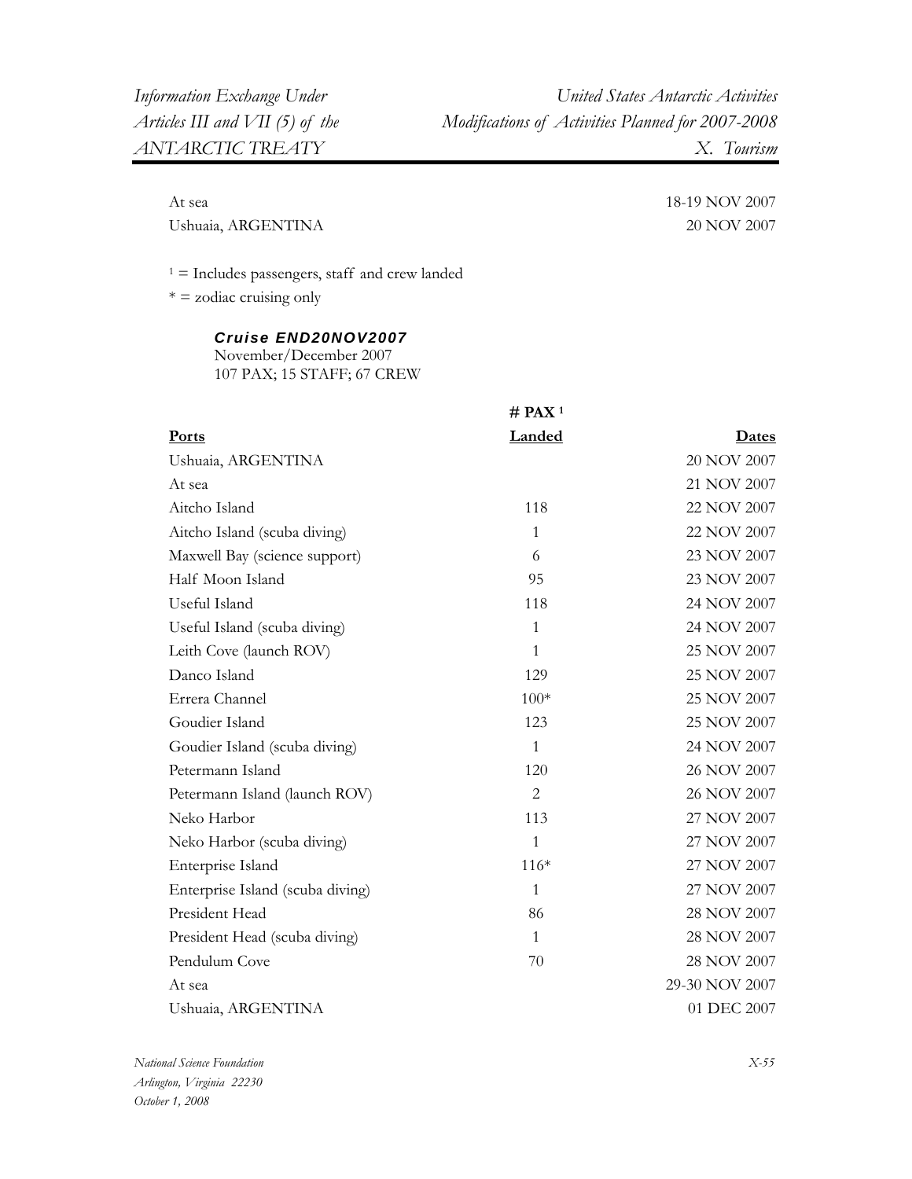| | | |
|---|---|---|
| At sea | | 18-19 NOV 2007 |
| Ushuaia, ARGENTINA | | 20 NOV 2007 |

[1] = Includes passengers, staff and crew landed

* = zodiac cruising only

### *Cruise END20NOV2007*

November/December 2007
107 PAX; 15 STAFF; 67 CREW

| Ports | # PAX [1] Landed | Dates |
|---|---|---|
| Ushuaia, ARGENTINA | | 20 NOV 2007 |
| At sea | | 21 NOV 2007 |
| Aitcho Island | 118 | 22 NOV 2007 |
| Aitcho Island (scuba diving) | 1 | 22 NOV 2007 |
| Maxwell Bay (science support) | 6 | 23 NOV 2007 |
| Half Moon Island | 95 | 23 NOV 2007 |
| Useful Island | 118 | 24 NOV 2007 |
| Useful Island (scuba diving) | 1 | 24 NOV 2007 |
| Leith Cove (launch ROV) | 1 | 25 NOV 2007 |
| Danco Island | 129 | 25 NOV 2007 |
| Errera Channel | 100* | 25 NOV 2007 |
| Goudier Island | 123 | 25 NOV 2007 |
| Goudier Island (scuba diving) | 1 | 24 NOV 2007 |
| Petermann Island | 120 | 26 NOV 2007 |
| Petermann Island (launch ROV) | 2 | 26 NOV 2007 |
| Neko Harbor | 113 | 27 NOV 2007 |
| Neko Harbor (scuba diving) | 1 | 27 NOV 2007 |
| Enterprise Island | 116* | 27 NOV 2007 |
| Enterprise Island (scuba diving) | 1 | 27 NOV 2007 |
| President Head | 86 | 28 NOV 2007 |
| President Head (scuba diving) | 1 | 28 NOV 2007 |
| Pendulum Cove | 70 | 28 NOV 2007 |
| At sea | | 29-30 NOV 2007 |
| Ushuaia, ARGENTINA | | 01 DEC 2007 |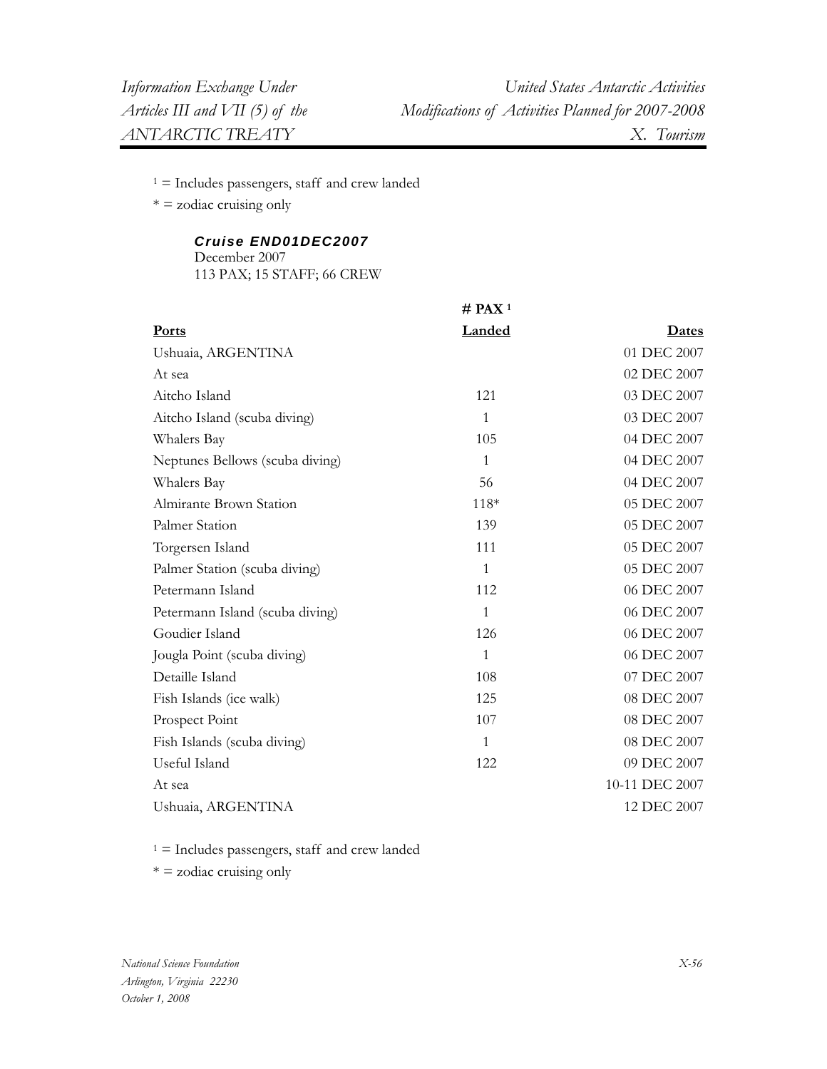[1] = Includes passengers, staff and crew landed

* = zodiac cruising only

***Cruise END01DEC2007***
December 2007
113 PAX; 15 STAFF; 66 CREW

| Ports | # PAX [1] Landed | Dates |
|---|---|---|
| Ushuaia, ARGENTINA | | 01 DEC 2007 |
| At sea | | 02 DEC 2007 |
| Aitcho Island | 121 | 03 DEC 2007 |
| Aitcho Island (scuba diving) | 1 | 03 DEC 2007 |
| Whalers Bay | 105 | 04 DEC 2007 |
| Neptunes Bellows (scuba diving) | 1 | 04 DEC 2007 |
| Whalers Bay | 56 | 04 DEC 2007 |
| Almirante Brown Station | 118* | 05 DEC 2007 |
| Palmer Station | 139 | 05 DEC 2007 |
| Torgersen Island | 111 | 05 DEC 2007 |
| Palmer Station (scuba diving) | 1 | 05 DEC 2007 |
| Petermann Island | 112 | 06 DEC 2007 |
| Petermann Island (scuba diving) | 1 | 06 DEC 2007 |
| Goudier Island | 126 | 06 DEC 2007 |
| Jougla Point (scuba diving) | 1 | 06 DEC 2007 |
| Detaille Island | 108 | 07 DEC 2007 |
| Fish Islands (ice walk) | 125 | 08 DEC 2007 |
| Prospect Point | 107 | 08 DEC 2007 |
| Fish Islands (scuba diving) | 1 | 08 DEC 2007 |
| Useful Island | 122 | 09 DEC 2007 |
| At sea | | 10-11 DEC 2007 |
| Ushuaia, ARGENTINA | | 12 DEC 2007 |

[1] = Includes passengers, staff and crew landed

* = zodiac cruising only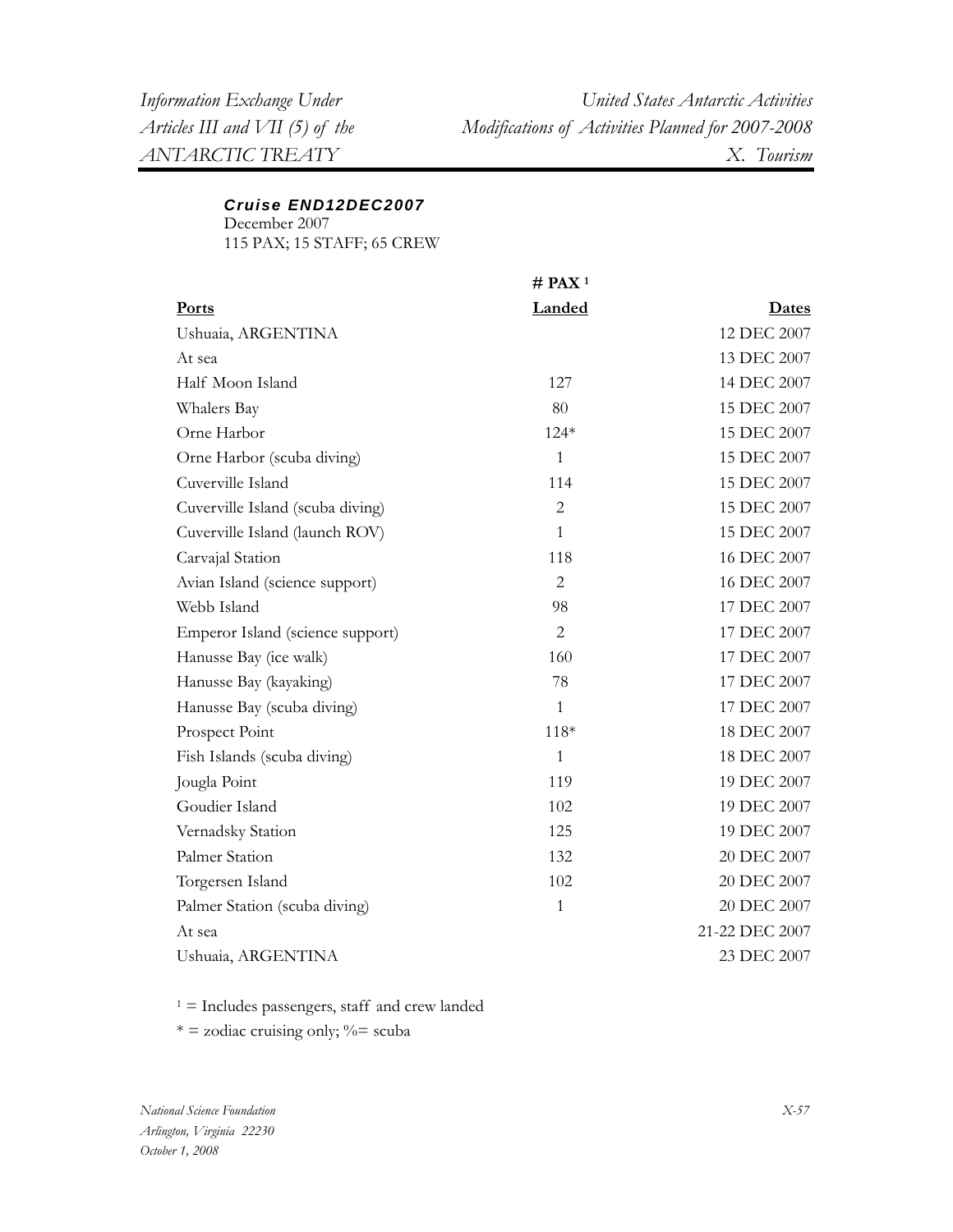***Cruise END12DEC2007***
December 2007
115 PAX; 15 STAFF; 65 CREW

| Ports | # PAX [1] Landed | Dates |
|---|---|---|
| Ushuaia, ARGENTINA | | 12 DEC 2007 |
| At sea | | 13 DEC 2007 |
| Half Moon Island | 127 | 14 DEC 2007 |
| Whalers Bay | 80 | 15 DEC 2007 |
| Orne Harbor | 124* | 15 DEC 2007 |
| Orne Harbor (scuba diving) | 1 | 15 DEC 2007 |
| Cuverville Island | 114 | 15 DEC 2007 |
| Cuverville Island (scuba diving) | 2 | 15 DEC 2007 |
| Cuverville Island (launch ROV) | 1 | 15 DEC 2007 |
| Carvajal Station | 118 | 16 DEC 2007 |
| Avian Island (science support) | 2 | 16 DEC 2007 |
| Webb Island | 98 | 17 DEC 2007 |
| Emperor Island (science support) | 2 | 17 DEC 2007 |
| Hanusse Bay (ice walk) | 160 | 17 DEC 2007 |
| Hanusse Bay (kayaking) | 78 | 17 DEC 2007 |
| Hanusse Bay (scuba diving) | 1 | 17 DEC 2007 |
| Prospect Point | 118* | 18 DEC 2007 |
| Fish Islands (scuba diving) | 1 | 18 DEC 2007 |
| Jougla Point | 119 | 19 DEC 2007 |
| Goudier Island | 102 | 19 DEC 2007 |
| Vernadsky Station | 125 | 19 DEC 2007 |
| Palmer Station | 132 | 20 DEC 2007 |
| Torgersen Island | 102 | 20 DEC 2007 |
| Palmer Station (scuba diving) | 1 | 20 DEC 2007 |
| At sea | | 21-22 DEC 2007 |
| Ushuaia, ARGENTINA | | 23 DEC 2007 |

[1] = Includes passengers, staff and crew landed

* = zodiac cruising only; %= scuba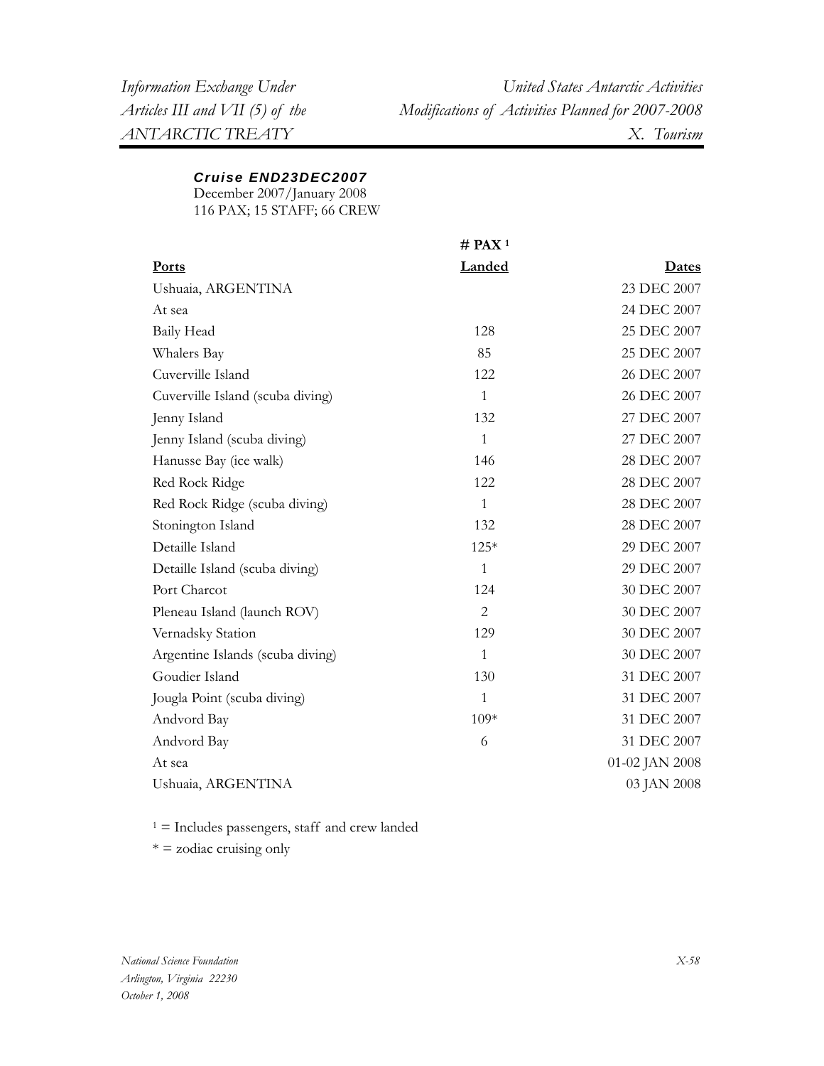***Cruise END23DEC2007***

December 2007/January 2008
116 PAX; 15 STAFF; 66 CREW

| Ports | # PAX [1] Landed | Dates |
|---|---|---|
| Ushuaia, ARGENTINA | | 23 DEC 2007 |
| At sea | | 24 DEC 2007 |
| Baily Head | 128 | 25 DEC 2007 |
| Whalers Bay | 85 | 25 DEC 2007 |
| Cuverville Island | 122 | 26 DEC 2007 |
| Cuverville Island (scuba diving) | 1 | 26 DEC 2007 |
| Jenny Island | 132 | 27 DEC 2007 |
| Jenny Island (scuba diving) | 1 | 27 DEC 2007 |
| Hanusse Bay (ice walk) | 146 | 28 DEC 2007 |
| Red Rock Ridge | 122 | 28 DEC 2007 |
| Red Rock Ridge (scuba diving) | 1 | 28 DEC 2007 |
| Stonington Island | 132 | 28 DEC 2007 |
| Detaille Island | 125* | 29 DEC 2007 |
| Detaille Island (scuba diving) | 1 | 29 DEC 2007 |
| Port Charcot | 124 | 30 DEC 2007 |
| Pleneau Island (launch ROV) | 2 | 30 DEC 2007 |
| Vernadsky Station | 129 | 30 DEC 2007 |
| Argentine Islands (scuba diving) | 1 | 30 DEC 2007 |
| Goudier Island | 130 | 31 DEC 2007 |
| Jougla Point (scuba diving) | 1 | 31 DEC 2007 |
| Andvord Bay | 109* | 31 DEC 2007 |
| Andvord Bay | 6 | 31 DEC 2007 |
| At sea | | 01-02 JAN 2008 |
| Ushuaia, ARGENTINA | | 03 JAN 2008 |

[1] = Includes passengers, staff and crew landed

* = zodiac cruising only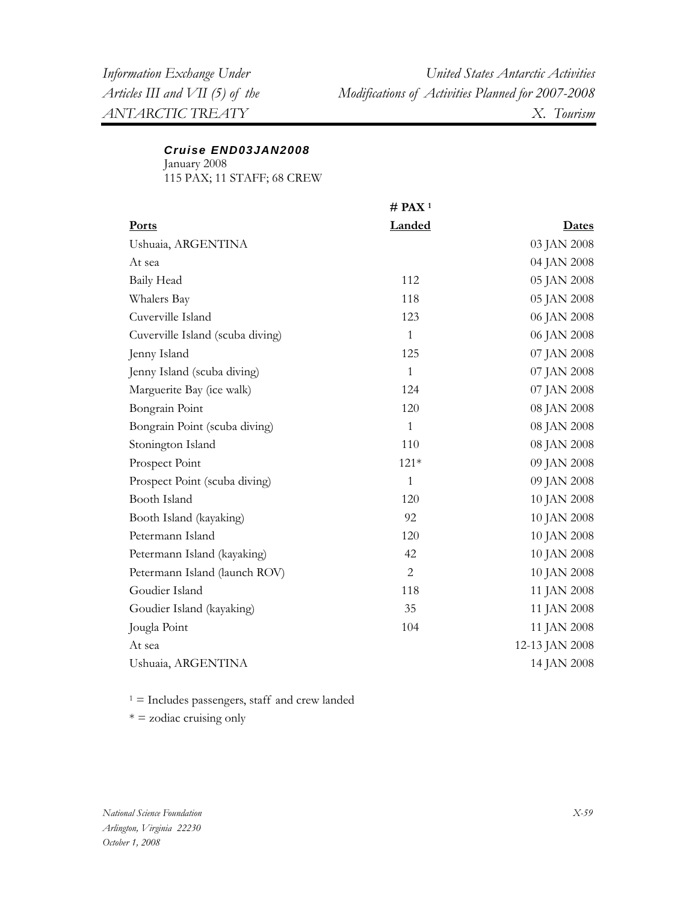***Cruise END03JAN2008***
January 2008
115 PAX; 11 STAFF; 68 CREW

| Ports | # PAX [1] Landed | Dates |
|---|---|---|
| Ushuaia, ARGENTINA | | 03 JAN 2008 |
| At sea | | 04 JAN 2008 |
| Baily Head | 112 | 05 JAN 2008 |
| Whalers Bay | 118 | 05 JAN 2008 |
| Cuverville Island | 123 | 06 JAN 2008 |
| Cuverville Island (scuba diving) | 1 | 06 JAN 2008 |
| Jenny Island | 125 | 07 JAN 2008 |
| Jenny Island (scuba diving) | 1 | 07 JAN 2008 |
| Marguerite Bay (ice walk) | 124 | 07 JAN 2008 |
| Bongrain Point | 120 | 08 JAN 2008 |
| Bongrain Point (scuba diving) | 1 | 08 JAN 2008 |
| Stonington Island | 110 | 08 JAN 2008 |
| Prospect Point | 121* | 09 JAN 2008 |
| Prospect Point (scuba diving) | 1 | 09 JAN 2008 |
| Booth Island | 120 | 10 JAN 2008 |
| Booth Island (kayaking) | 92 | 10 JAN 2008 |
| Petermann Island | 120 | 10 JAN 2008 |
| Petermann Island (kayaking) | 42 | 10 JAN 2008 |
| Petermann Island (launch ROV) | 2 | 10 JAN 2008 |
| Goudier Island | 118 | 11 JAN 2008 |
| Goudier Island (kayaking) | 35 | 11 JAN 2008 |
| Jougla Point | 104 | 11 JAN 2008 |
| At sea | | 12-13 JAN 2008 |
| Ushuaia, ARGENTINA | | 14 JAN 2008 |

[1] = Includes passengers, staff and crew landed

* = zodiac cruising only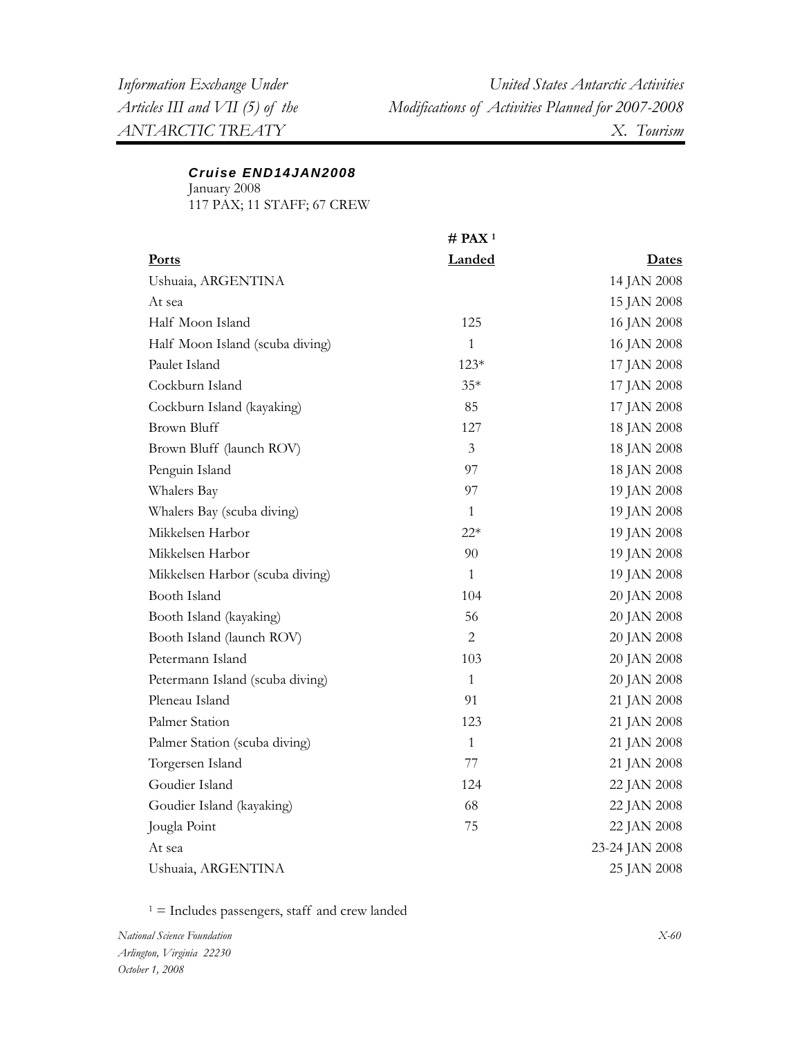### *Cruise END14JAN2008*

January 2008
117 PAX; 11 STAFF; 67 CREW

| **Ports** | **# PAX [1] Landed** | **Dates** |
|---|---|---|
| Ushuaia, ARGENTINA | | 14 JAN 2008 |
| At sea | | 15 JAN 2008 |
| Half Moon Island | 125 | 16 JAN 2008 |
| Half Moon Island (scuba diving) | 1 | 16 JAN 2008 |
| Paulet Island | 123* | 17 JAN 2008 |
| Cockburn Island | 35* | 17 JAN 2008 |
| Cockburn Island (kayaking) | 85 | 17 JAN 2008 |
| Brown Bluff | 127 | 18 JAN 2008 |
| Brown Bluff (launch ROV) | 3 | 18 JAN 2008 |
| Penguin Island | 97 | 18 JAN 2008 |
| Whalers Bay | 97 | 19 JAN 2008 |
| Whalers Bay (scuba diving) | 1 | 19 JAN 2008 |
| Mikkelsen Harbor | 22* | 19 JAN 2008 |
| Mikkelsen Harbor | 90 | 19 JAN 2008 |
| Mikkelsen Harbor (scuba diving) | 1 | 19 JAN 2008 |
| Booth Island | 104 | 20 JAN 2008 |
| Booth Island (kayaking) | 56 | 20 JAN 2008 |
| Booth Island (launch ROV) | 2 | 20 JAN 2008 |
| Petermann Island | 103 | 20 JAN 2008 |
| Petermann Island (scuba diving) | 1 | 20 JAN 2008 |
| Pleneau Island | 91 | 21 JAN 2008 |
| Palmer Station | 123 | 21 JAN 2008 |
| Palmer Station (scuba diving) | 1 | 21 JAN 2008 |
| Torgersen Island | 77 | 21 JAN 2008 |
| Goudier Island | 124 | 22 JAN 2008 |
| Goudier Island (kayaking) | 68 | 22 JAN 2008 |
| Jougla Point | 75 | 22 JAN 2008 |
| At sea | | 23-24 JAN 2008 |
| Ushuaia, ARGENTINA | | 25 JAN 2008 |

[1] = Includes passengers, staff and crew landed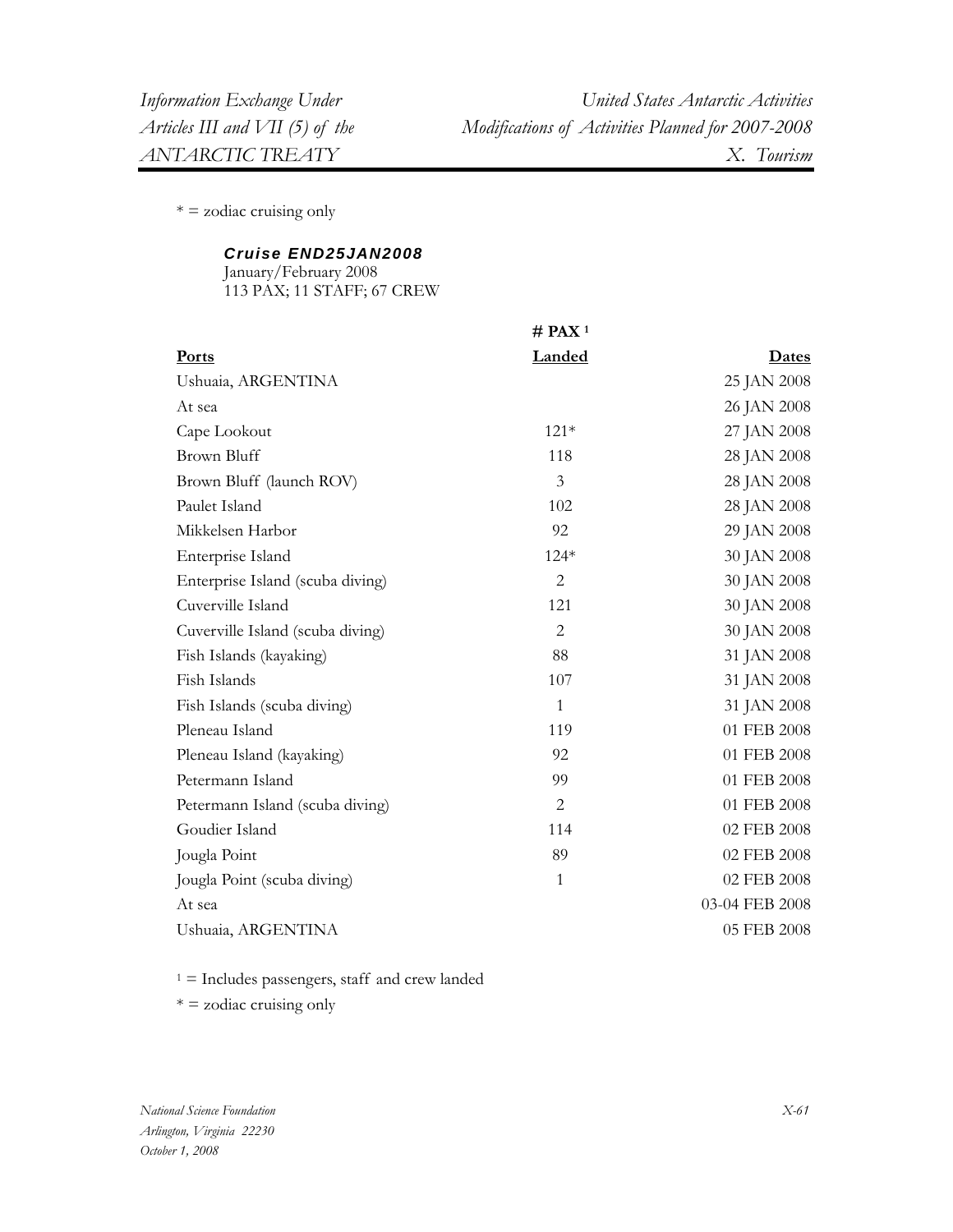* = zodiac cruising only

***Cruise END25JAN2008***
January/February 2008
113 PAX; 11 STAFF; 67 CREW

| Ports | # PAX [1] Landed | Dates |
|---|---|---|
| Ushuaia, ARGENTINA | | 25 JAN 2008 |
| At sea | | 26 JAN 2008 |
| Cape Lookout | 121* | 27 JAN 2008 |
| Brown Bluff | 118 | 28 JAN 2008 |
| Brown Bluff (launch ROV) | 3 | 28 JAN 2008 |
| Paulet Island | 102 | 28 JAN 2008 |
| Mikkelsen Harbor | 92 | 29 JAN 2008 |
| Enterprise Island | 124* | 30 JAN 2008 |
| Enterprise Island (scuba diving) | 2 | 30 JAN 2008 |
| Cuverville Island | 121 | 30 JAN 2008 |
| Cuverville Island (scuba diving) | 2 | 30 JAN 2008 |
| Fish Islands (kayaking) | 88 | 31 JAN 2008 |
| Fish Islands | 107 | 31 JAN 2008 |
| Fish Islands (scuba diving) | 1 | 31 JAN 2008 |
| Pleneau Island | 119 | 01 FEB 2008 |
| Pleneau Island (kayaking) | 92 | 01 FEB 2008 |
| Petermann Island | 99 | 01 FEB 2008 |
| Petermann Island (scuba diving) | 2 | 01 FEB 2008 |
| Goudier Island | 114 | 02 FEB 2008 |
| Jougla Point | 89 | 02 FEB 2008 |
| Jougla Point (scuba diving) | 1 | 02 FEB 2008 |
| At sea | | 03-04 FEB 2008 |
| Ushuaia, ARGENTINA | | 05 FEB 2008 |

[1] = Includes passengers, staff and crew landed

* = zodiac cruising only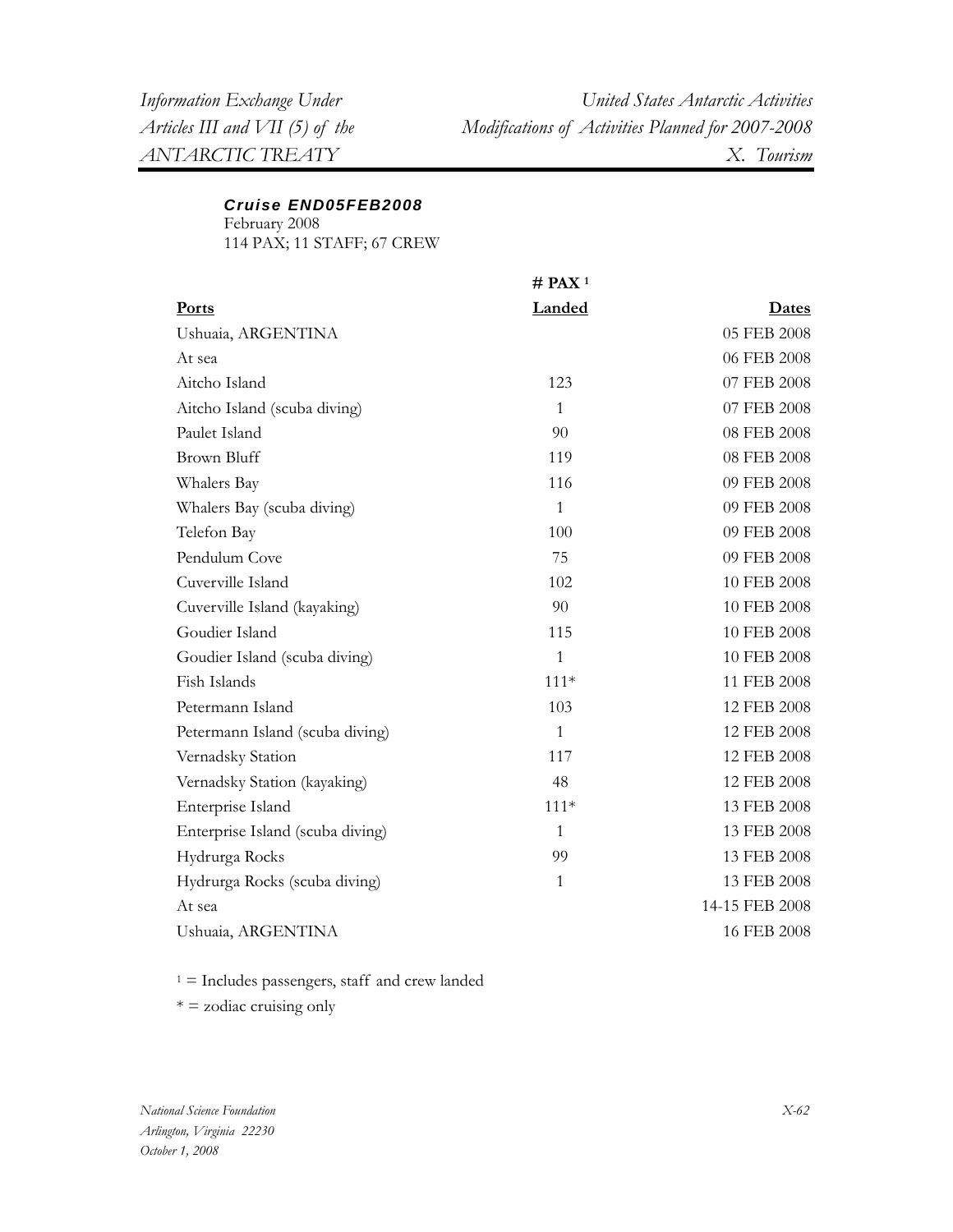***Cruise END05FEB2008***

February 2008
114 PAX; 11 STAFF; 67 CREW

| Ports | # PAX [1] Landed | Dates |
|---|---|---|
| Ushuaia, ARGENTINA | | 05 FEB 2008 |
| At sea | | 06 FEB 2008 |
| Aitcho Island | 123 | 07 FEB 2008 |
| Aitcho Island (scuba diving) | 1 | 07 FEB 2008 |
| Paulet Island | 90 | 08 FEB 2008 |
| Brown Bluff | 119 | 08 FEB 2008 |
| Whalers Bay | 116 | 09 FEB 2008 |
| Whalers Bay (scuba diving) | 1 | 09 FEB 2008 |
| Telefon Bay | 100 | 09 FEB 2008 |
| Pendulum Cove | 75 | 09 FEB 2008 |
| Cuverville Island | 102 | 10 FEB 2008 |
| Cuverville Island (kayaking) | 90 | 10 FEB 2008 |
| Goudier Island | 115 | 10 FEB 2008 |
| Goudier Island (scuba diving) | 1 | 10 FEB 2008 |
| Fish Islands | 111* | 11 FEB 2008 |
| Petermann Island | 103 | 12 FEB 2008 |
| Petermann Island (scuba diving) | 1 | 12 FEB 2008 |
| Vernadsky Station | 117 | 12 FEB 2008 |
| Vernadsky Station (kayaking) | 48 | 12 FEB 2008 |
| Enterprise Island | 111* | 13 FEB 2008 |
| Enterprise Island (scuba diving) | 1 | 13 FEB 2008 |
| Hydrurga Rocks | 99 | 13 FEB 2008 |
| Hydrurga Rocks (scuba diving) | 1 | 13 FEB 2008 |
| At sea | | 14-15 FEB 2008 |
| Ushuaia, ARGENTINA | | 16 FEB 2008 |

[1] = Includes passengers, staff and crew landed

* = zodiac cruising only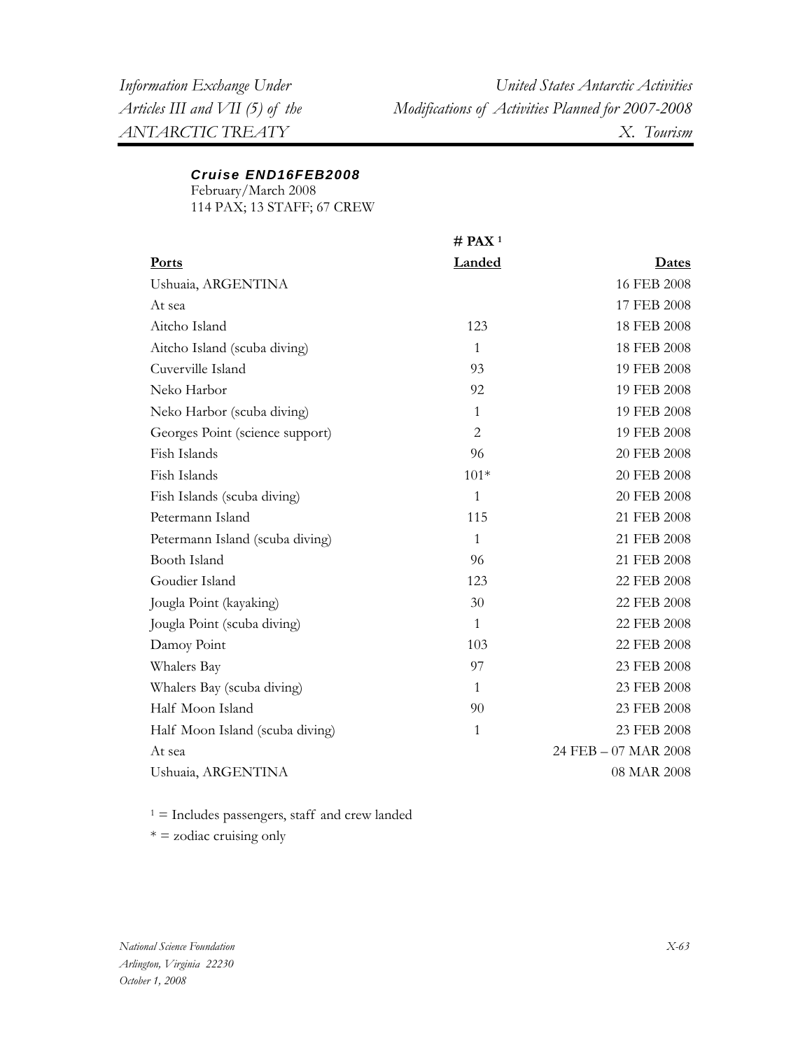***Cruise END16FEB2008***
February/March 2008
114 PAX; 13 STAFF; 67 CREW

| Ports | # PAX [1] Landed | Dates |
|---|---|---|
| Ushuaia, ARGENTINA | | 16 FEB 2008 |
| At sea | | 17 FEB 2008 |
| Aitcho Island | 123 | 18 FEB 2008 |
| Aitcho Island (scuba diving) | 1 | 18 FEB 2008 |
| Cuverville Island | 93 | 19 FEB 2008 |
| Neko Harbor | 92 | 19 FEB 2008 |
| Neko Harbor (scuba diving) | 1 | 19 FEB 2008 |
| Georges Point (science support) | 2 | 19 FEB 2008 |
| Fish Islands | 96 | 20 FEB 2008 |
| Fish Islands | 101* | 20 FEB 2008 |
| Fish Islands (scuba diving) | 1 | 20 FEB 2008 |
| Petermann Island | 115 | 21 FEB 2008 |
| Petermann Island (scuba diving) | 1 | 21 FEB 2008 |
| Booth Island | 96 | 21 FEB 2008 |
| Goudier Island | 123 | 22 FEB 2008 |
| Jougla Point (kayaking) | 30 | 22 FEB 2008 |
| Jougla Point (scuba diving) | 1 | 22 FEB 2008 |
| Damoy Point | 103 | 22 FEB 2008 |
| Whalers Bay | 97 | 23 FEB 2008 |
| Whalers Bay (scuba diving) | 1 | 23 FEB 2008 |
| Half Moon Island | 90 | 23 FEB 2008 |
| Half Moon Island (scuba diving) | 1 | 23 FEB 2008 |
| At sea | | 24 FEB – 07 MAR 2008 |
| Ushuaia, ARGENTINA | | 08 MAR 2008 |

[1] = Includes passengers, staff and crew landed

* = zodiac cruising only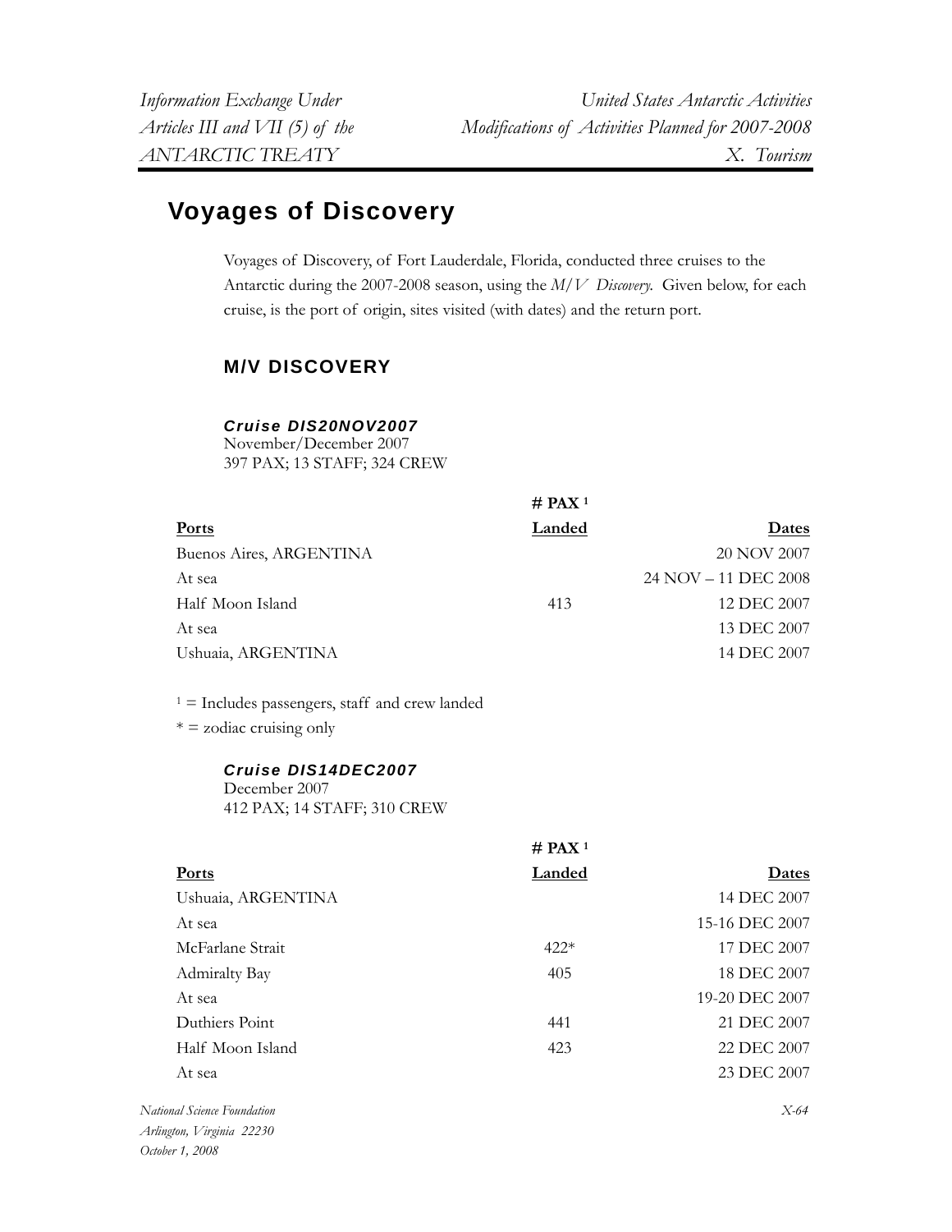# Voyages of Discovery

Voyages of Discovery, of Fort Lauderdale, Florida, conducted three cruises to the Antarctic during the 2007-2008 season, using the *M/V Discovery.* Given below, for each cruise, is the port of origin, sites visited (with dates) and the return port.

## M/V DISCOVERY

### *Cruise DIS20NOV2007*

November/December 2007
397 PAX; 13 STAFF; 324 CREW

| Ports | # PAX [1] Landed | Dates |
|---|---|---|
| Buenos Aires, ARGENTINA | | 20 NOV 2007 |
| At sea | | 24 NOV – 11 DEC 2008 |
| Half Moon Island | 413 | 12 DEC 2007 |
| At sea | | 13 DEC 2007 |
| Ushuaia, ARGENTINA | | 14 DEC 2007 |

[1] = Includes passengers, staff and crew landed
* = zodiac cruising only

### *Cruise DIS14DEC2007*

December 2007
412 PAX; 14 STAFF; 310 CREW

| Ports | # PAX [1] Landed | Dates |
|---|---|---|
| Ushuaia, ARGENTINA | | 14 DEC 2007 |
| At sea | | 15-16 DEC 2007 |
| McFarlane Strait | 422* | 17 DEC 2007 |
| Admiralty Bay | 405 | 18 DEC 2007 |
| At sea | | 19-20 DEC 2007 |
| Duthiers Point | 441 | 21 DEC 2007 |
| Half Moon Island | 423 | 22 DEC 2007 |
| At sea | | 23 DEC 2007 |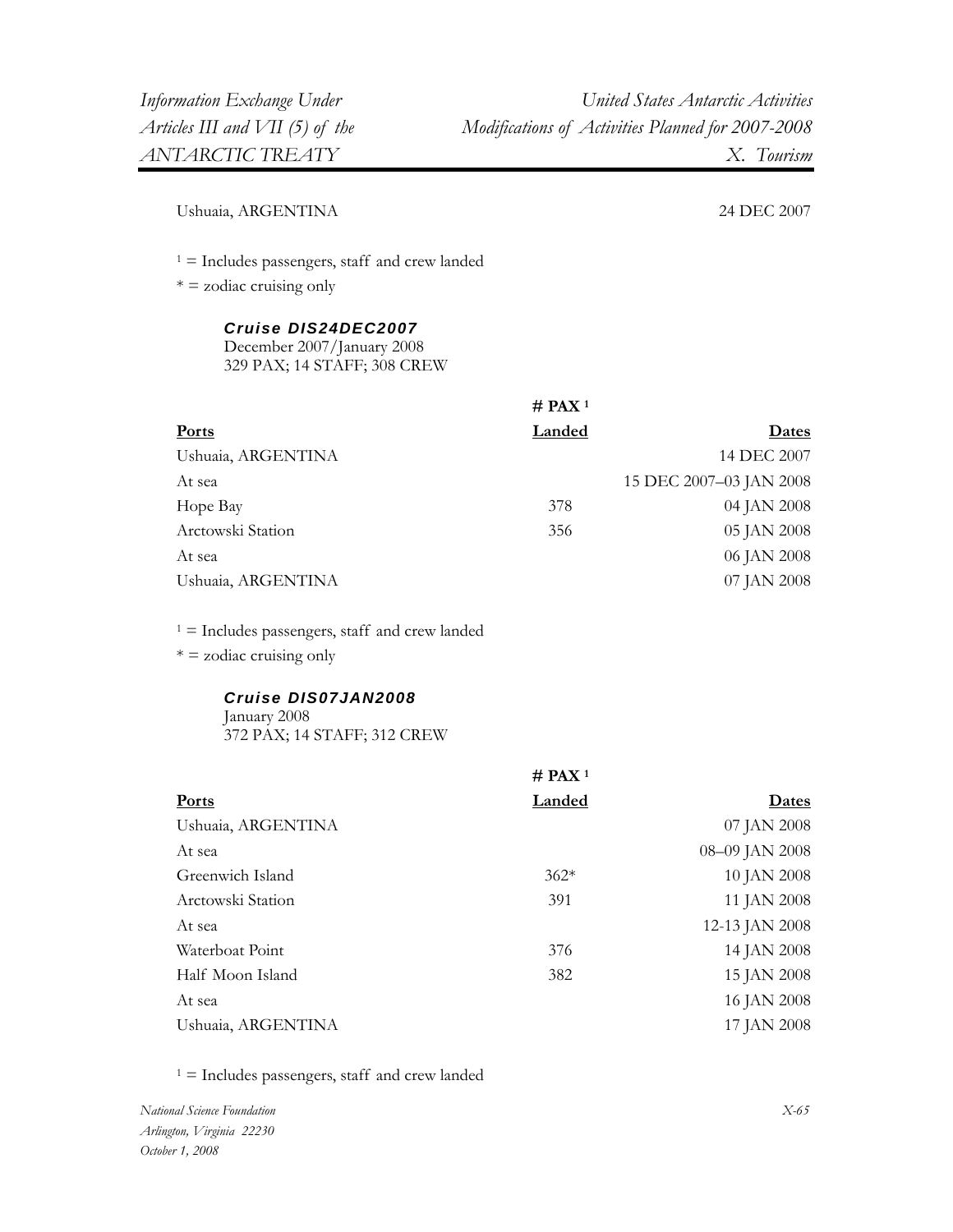| | | |
|---|---|---|
| Ushuaia, ARGENTINA | | 24 DEC 2007 |

[1] = Includes passengers, staff and crew landed
\* = zodiac cruising only

***Cruise DIS24DEC2007***
December 2007/January 2008
329 PAX; 14 STAFF; 308 CREW

| Ports | # PAX [1] Landed | Dates |
|---|---|---|
| Ushuaia, ARGENTINA | | 14 DEC 2007 |
| At sea | | 15 DEC 2007–03 JAN 2008 |
| Hope Bay | 378 | 04 JAN 2008 |
| Arctowski Station | 356 | 05 JAN 2008 |
| At sea | | 06 JAN 2008 |
| Ushuaia, ARGENTINA | | 07 JAN 2008 |

[1] = Includes passengers, staff and crew landed
\* = zodiac cruising only

***Cruise DIS07JAN2008***
January 2008
372 PAX; 14 STAFF; 312 CREW

| Ports | # PAX [1] Landed | Dates |
|---|---|---|
| Ushuaia, ARGENTINA | | 07 JAN 2008 |
| At sea | | 08–09 JAN 2008 |
| Greenwich Island | 362* | 10 JAN 2008 |
| Arctowski Station | 391 | 11 JAN 2008 |
| At sea | | 12-13 JAN 2008 |
| Waterboat Point | 376 | 14 JAN 2008 |
| Half Moon Island | 382 | 15 JAN 2008 |
| At sea | | 16 JAN 2008 |
| Ushuaia, ARGENTINA | | 17 JAN 2008 |

[1] = Includes passengers, staff and crew landed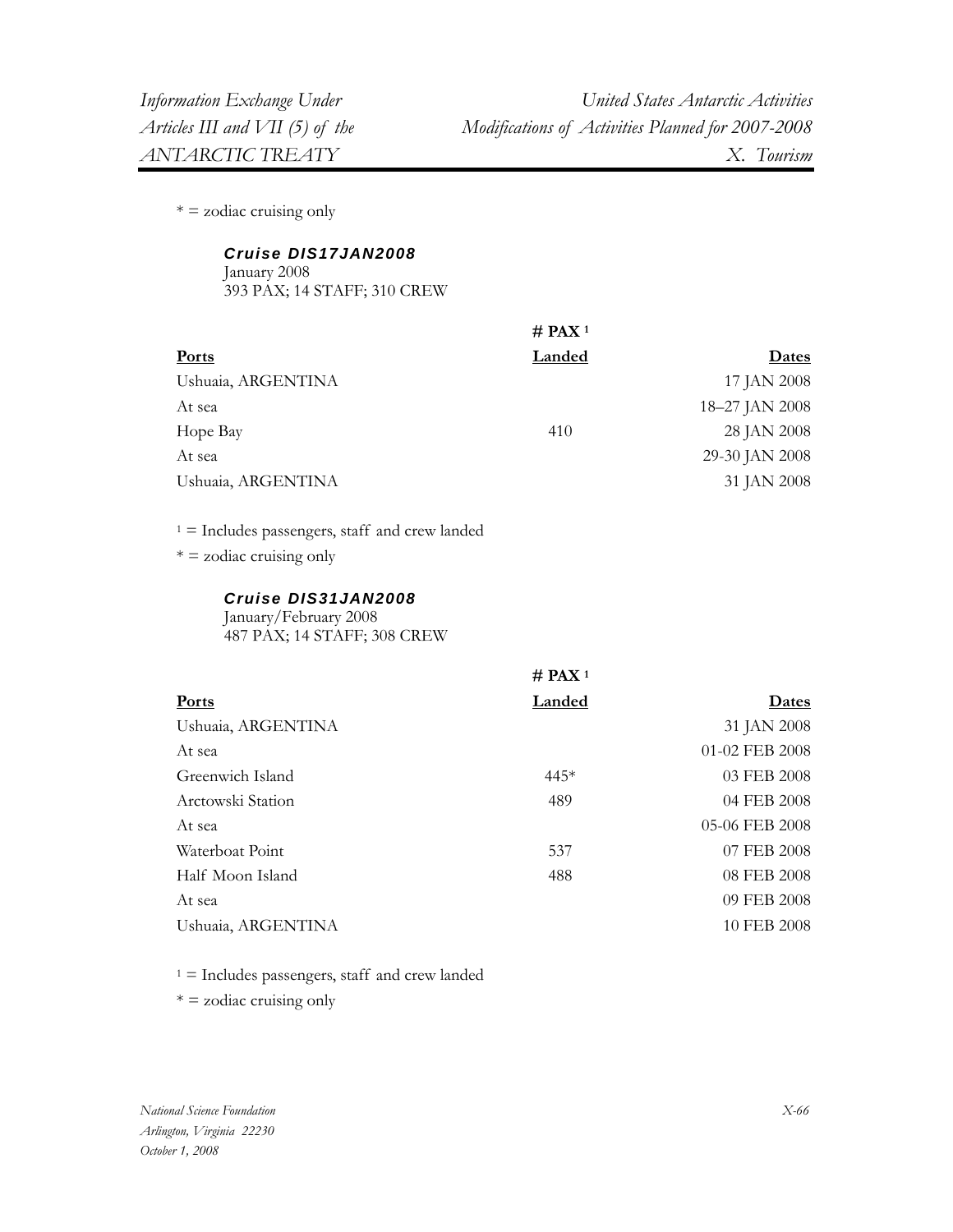\* = zodiac cruising only

### *Cruise DIS17JAN2008*

January 2008
393 PAX; 14 STAFF; 310 CREW

| Ports | # PAX [1] Landed | Dates |
|---|---|---|
| Ushuaia, ARGENTINA | | 17 JAN 2008 |
| At sea | | 18–27 JAN 2008 |
| Hope Bay | 410 | 28 JAN 2008 |
| At sea | | 29-30 JAN 2008 |
| Ushuaia, ARGENTINA | | 31 JAN 2008 |

[1] = Includes passengers, staff and crew landed

\* = zodiac cruising only

### *Cruise DIS31JAN2008*

January/February 2008
487 PAX; 14 STAFF; 308 CREW

| Ports | # PAX [1] Landed | Dates |
|---|---|---|
| Ushuaia, ARGENTINA | | 31 JAN 2008 |
| At sea | | 01-02 FEB 2008 |
| Greenwich Island | 445* | 03 FEB 2008 |
| Arctowski Station | 489 | 04 FEB 2008 |
| At sea | | 05-06 FEB 2008 |
| Waterboat Point | 537 | 07 FEB 2008 |
| Half Moon Island | 488 | 08 FEB 2008 |
| At sea | | 09 FEB 2008 |
| Ushuaia, ARGENTINA | | 10 FEB 2008 |

[1] = Includes passengers, staff and crew landed

\* = zodiac cruising only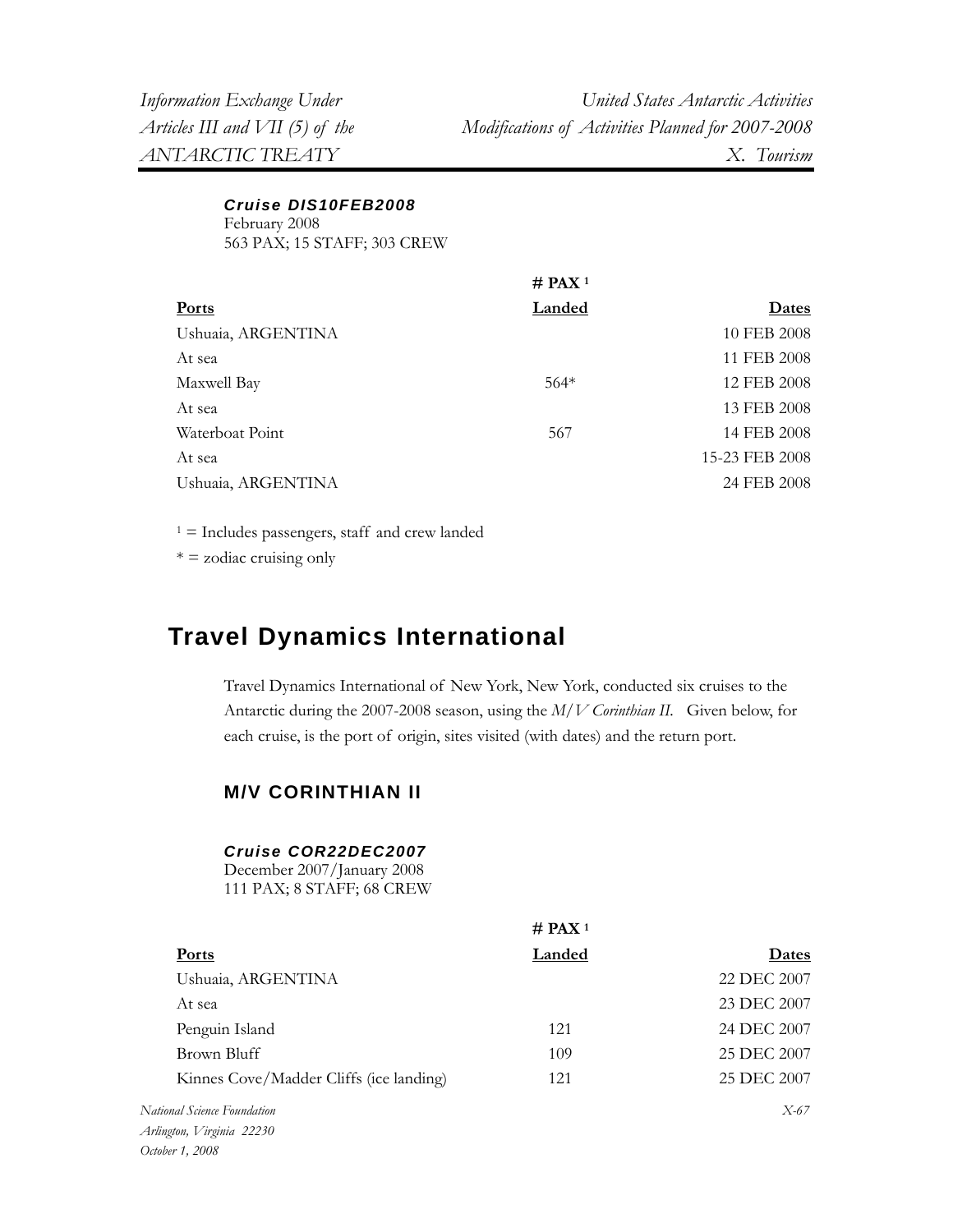### *Cruise DIS10FEB2008*

February 2008
563 PAX; 15 STAFF; 303 CREW

| Ports | # PAX [1] Landed | Dates |
|---|---|---|
| Ushuaia, ARGENTINA | | 10 FEB 2008 |
| At sea | | 11 FEB 2008 |
| Maxwell Bay | 564* | 12 FEB 2008 |
| At sea | | 13 FEB 2008 |
| Waterboat Point | 567 | 14 FEB 2008 |
| At sea | | 15-23 FEB 2008 |
| Ushuaia, ARGENTINA | | 24 FEB 2008 |

[1] = Includes passengers, staff and crew landed

* = zodiac cruising only

## Travel Dynamics International

Travel Dynamics International of New York, New York, conducted six cruises to the Antarctic during the 2007-2008 season, using the *M/V Corinthian II*. Given below, for each cruise, is the port of origin, sites visited (with dates) and the return port.

### M/V CORINTHIAN II

#### *Cruise COR22DEC2007*

December 2007/January 2008
111 PAX; 8 STAFF; 68 CREW

| Ports | # PAX [1] Landed | Dates |
|---|---|---|
| Ushuaia, ARGENTINA | | 22 DEC 2007 |
| At sea | | 23 DEC 2007 |
| Penguin Island | 121 | 24 DEC 2007 |
| Brown Bluff | 109 | 25 DEC 2007 |
| Kinnes Cove/Madder Cliffs (ice landing) | 121 | 25 DEC 2007 |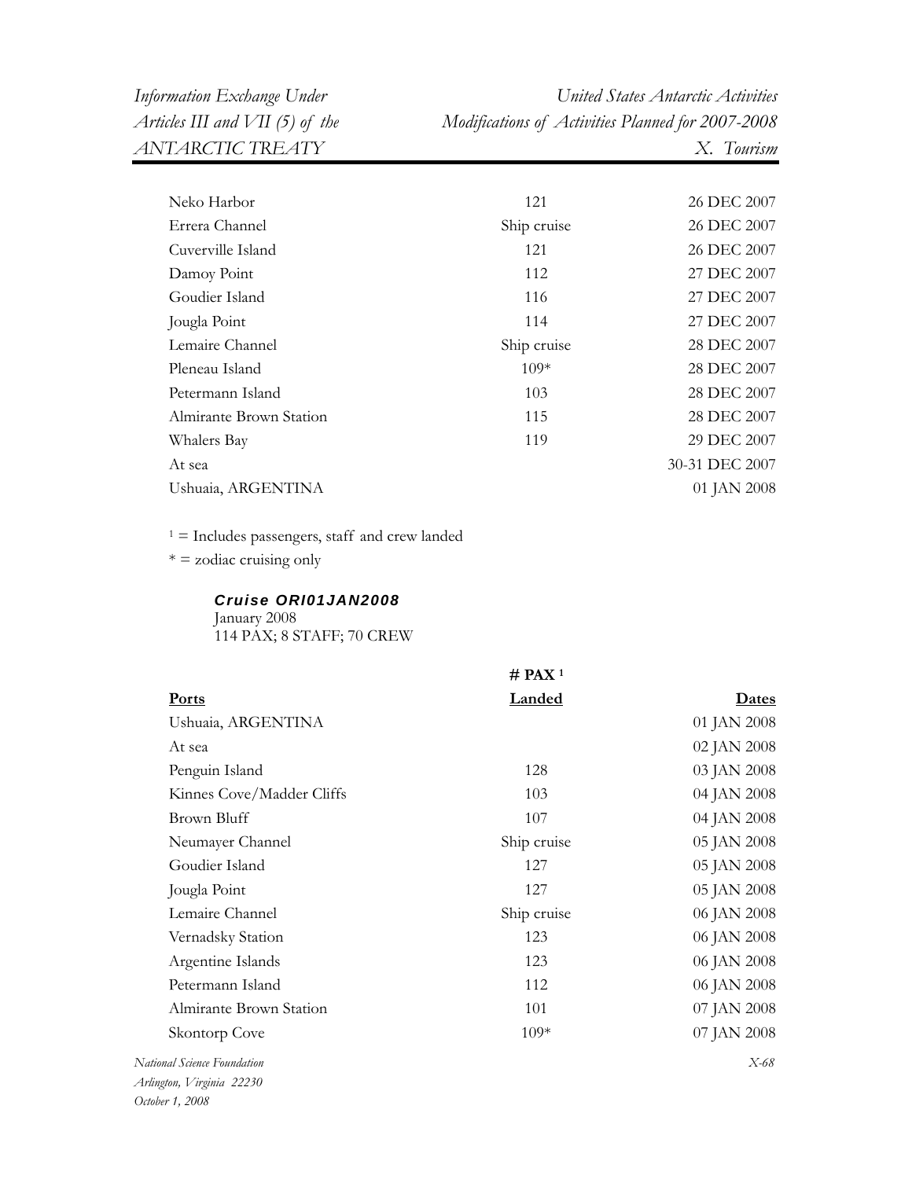| Neko Harbor | 121 | 26 DEC 2007 |
|---|---|---|
| Errera Channel | Ship cruise | 26 DEC 2007 |
| Cuverville Island | 121 | 26 DEC 2007 |
| Damoy Point | 112 | 27 DEC 2007 |
| Goudier Island | 116 | 27 DEC 2007 |
| Jougla Point | 114 | 27 DEC 2007 |
| Lemaire Channel | Ship cruise | 28 DEC 2007 |
| Pleneau Island | 109* | 28 DEC 2007 |
| Petermann Island | 103 | 28 DEC 2007 |
| Almirante Brown Station | 115 | 28 DEC 2007 |
| Whalers Bay | 119 | 29 DEC 2007 |
| At sea | | 30-31 DEC 2007 |
| Ushuaia, ARGENTINA | | 01 JAN 2008 |

[1] = Includes passengers, staff and crew landed

* = zodiac cruising only

***Cruise ORI01JAN2008***

January 2008
114 PAX; 8 STAFF; 70 CREW

| **Ports** | **# PAX [1] Landed** | **Dates** |
|---|---|---|
| Ushuaia, ARGENTINA | | 01 JAN 2008 |
| At sea | | 02 JAN 2008 |
| Penguin Island | 128 | 03 JAN 2008 |
| Kinnes Cove/Madder Cliffs | 103 | 04 JAN 2008 |
| Brown Bluff | 107 | 04 JAN 2008 |
| Neumayer Channel | Ship cruise | 05 JAN 2008 |
| Goudier Island | 127 | 05 JAN 2008 |
| Jougla Point | 127 | 05 JAN 2008 |
| Lemaire Channel | Ship cruise | 06 JAN 2008 |
| Vernadsky Station | 123 | 06 JAN 2008 |
| Argentine Islands | 123 | 06 JAN 2008 |
| Petermann Island | 112 | 06 JAN 2008 |
| Almirante Brown Station | 101 | 07 JAN 2008 |
| Skontorp Cove | 109* | 07 JAN 2008 |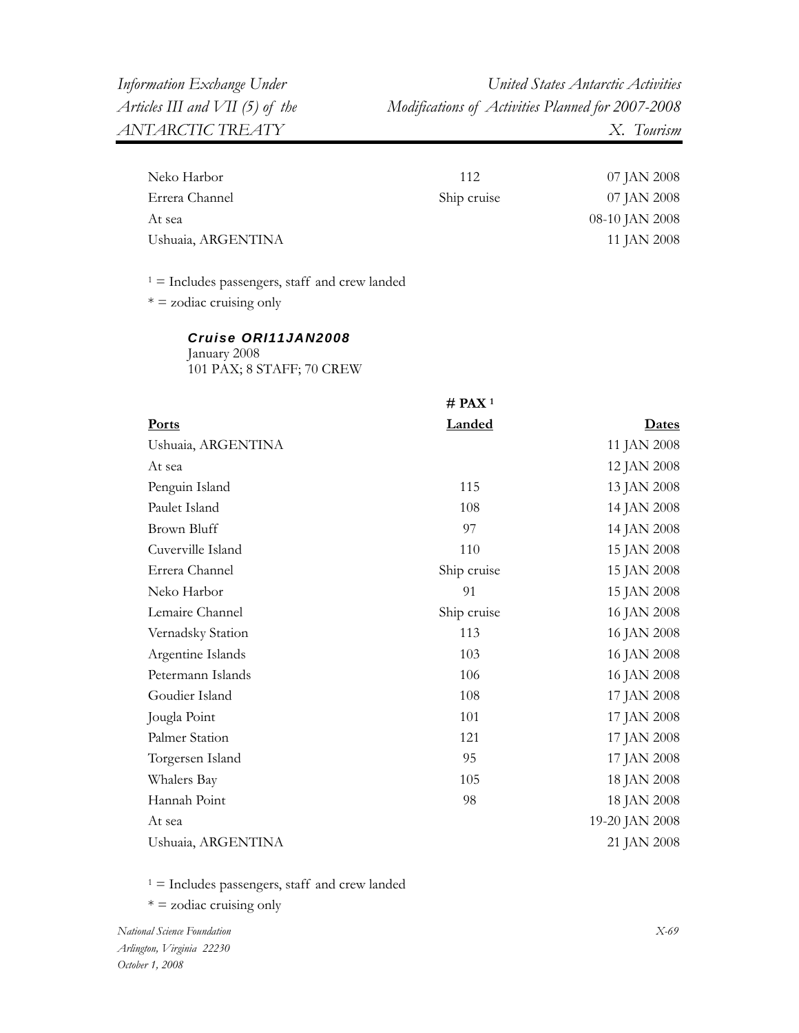| | | |
|---|---|---|
| Neko Harbor | 112 | 07 JAN 2008 |
| Errera Channel | Ship cruise | 07 JAN 2008 |
| At sea | | 08-10 JAN 2008 |
| Ushuaia, ARGENTINA | | 11 JAN 2008 |

[1] = Includes passengers, staff and crew landed
* = zodiac cruising only

***Cruise ORI11JAN2008***
January 2008
101 PAX; 8 STAFF; 70 CREW

| Ports | # PAX [1] Landed | Dates |
|---|---|---|
| Ushuaia, ARGENTINA | | 11 JAN 2008 |
| At sea | | 12 JAN 2008 |
| Penguin Island | 115 | 13 JAN 2008 |
| Paulet Island | 108 | 14 JAN 2008 |
| Brown Bluff | 97 | 14 JAN 2008 |
| Cuverville Island | 110 | 15 JAN 2008 |
| Errera Channel | Ship cruise | 15 JAN 2008 |
| Neko Harbor | 91 | 15 JAN 2008 |
| Lemaire Channel | Ship cruise | 16 JAN 2008 |
| Vernadsky Station | 113 | 16 JAN 2008 |
| Argentine Islands | 103 | 16 JAN 2008 |
| Petermann Islands | 106 | 16 JAN 2008 |
| Goudier Island | 108 | 17 JAN 2008 |
| Jougla Point | 101 | 17 JAN 2008 |
| Palmer Station | 121 | 17 JAN 2008 |
| Torgersen Island | 95 | 17 JAN 2008 |
| Whalers Bay | 105 | 18 JAN 2008 |
| Hannah Point | 98 | 18 JAN 2008 |
| At sea | | 19-20 JAN 2008 |
| Ushuaia, ARGENTINA | | 21 JAN 2008 |

[1] = Includes passengers, staff and crew landed
* = zodiac cruising only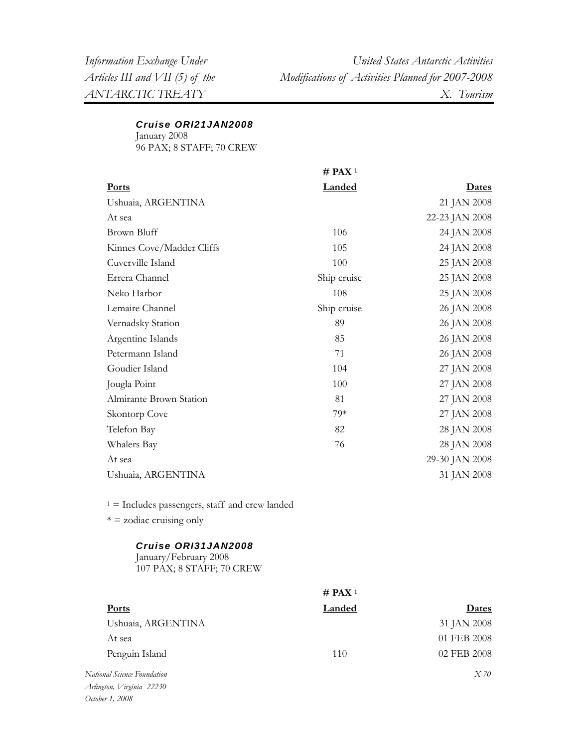#### *Cruise ORI21JAN2008*

January 2008
96 PAX; 8 STAFF; 70 CREW

| Ports | # PAX [1] Landed | Dates |
|---|---|---|
| Ushuaia, ARGENTINA | | 21 JAN 2008 |
| At sea | | 22-23 JAN 2008 |
| Brown Bluff | 106 | 24 JAN 2008 |
| Kinnes Cove/Madder Cliffs | 105 | 24 JAN 2008 |
| Cuverville Island | 100 | 25 JAN 2008 |
| Errera Channel | Ship cruise | 25 JAN 2008 |
| Neko Harbor | 108 | 25 JAN 2008 |
| Lemaire Channel | Ship cruise | 26 JAN 2008 |
| Vernadsky Station | 89 | 26 JAN 2008 |
| Argentine Islands | 85 | 26 JAN 2008 |
| Petermann Island | 71 | 26 JAN 2008 |
| Goudier Island | 104 | 27 JAN 2008 |
| Jougla Point | 100 | 27 JAN 2008 |
| Almirante Brown Station | 81 | 27 JAN 2008 |
| Skontorp Cove | 79* | 27 JAN 2008 |
| Telefon Bay | 82 | 28 JAN 2008 |
| Whalers Bay | 76 | 28 JAN 2008 |
| At sea | | 29-30 JAN 2008 |
| Ushuaia, ARGENTINA | | 31 JAN 2008 |

[1] = Includes passengers, staff and crew landed

* = zodiac cruising only

#### *Cruise ORI31JAN2008*

January/February 2008
107 PAX; 8 STAFF; 70 CREW

| Ports | # PAX [1] Landed | Dates |
|---|---|---|
| Ushuaia, ARGENTINA | | 31 JAN 2008 |
| At sea | | 01 FEB 2008 |
| Penguin Island | 110 | 02 FEB 2008 |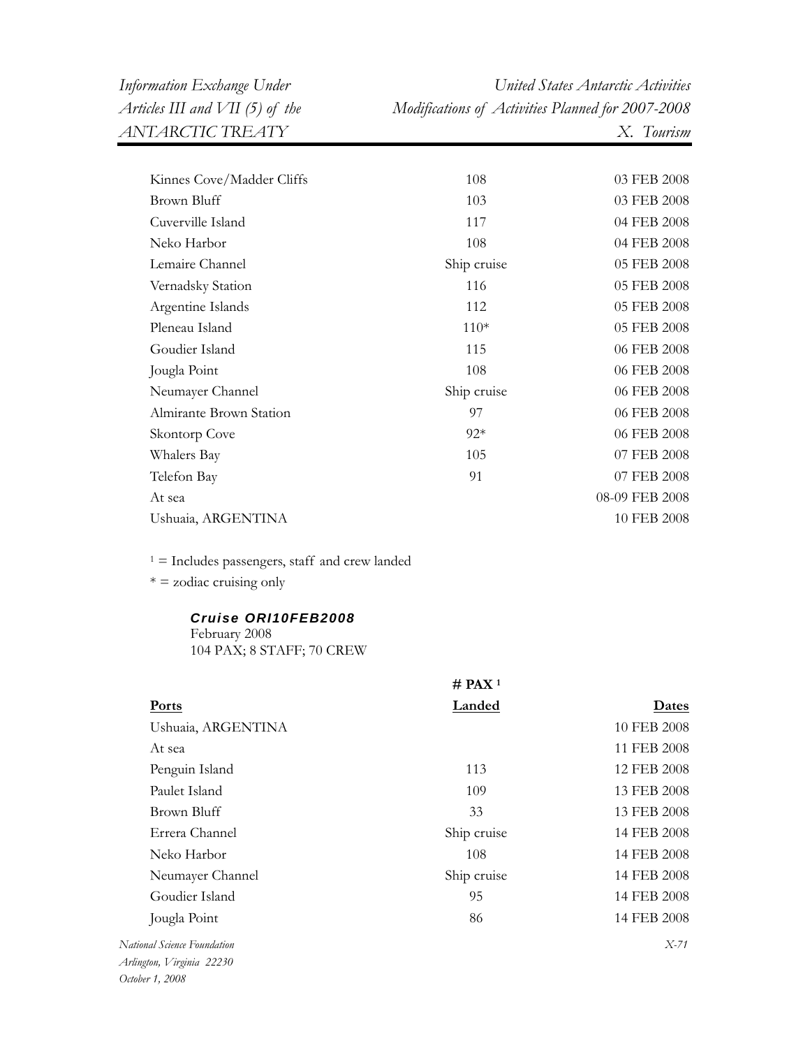| | | |
|---|---|---|
| Kinnes Cove/Madder Cliffs | 108 | 03 FEB 2008 |
| Brown Bluff | 103 | 03 FEB 2008 |
| Cuverville Island | 117 | 04 FEB 2008 |
| Neko Harbor | 108 | 04 FEB 2008 |
| Lemaire Channel | Ship cruise | 05 FEB 2008 |
| Vernadsky Station | 116 | 05 FEB 2008 |
| Argentine Islands | 112 | 05 FEB 2008 |
| Pleneau Island | 110* | 05 FEB 2008 |
| Goudier Island | 115 | 06 FEB 2008 |
| Jougla Point | 108 | 06 FEB 2008 |
| Neumayer Channel | Ship cruise | 06 FEB 2008 |
| Almirante Brown Station | 97 | 06 FEB 2008 |
| Skontorp Cove | 92* | 06 FEB 2008 |
| Whalers Bay | 105 | 07 FEB 2008 |
| Telefon Bay | 91 | 07 FEB 2008 |
| At sea | | 08-09 FEB 2008 |
| Ushuaia, ARGENTINA | | 10 FEB 2008 |

[1] = Includes passengers, staff and crew landed

* = zodiac cruising only

### *Cruise ORI10FEB2008*

February 2008
104 PAX; 8 STAFF; 70 CREW

| **Ports** | **# PAX [1] Landed** | **Dates** |
|---|---|---|
| Ushuaia, ARGENTINA | | 10 FEB 2008 |
| At sea | | 11 FEB 2008 |
| Penguin Island | 113 | 12 FEB 2008 |
| Paulet Island | 109 | 13 FEB 2008 |
| Brown Bluff | 33 | 13 FEB 2008 |
| Errera Channel | Ship cruise | 14 FEB 2008 |
| Neko Harbor | 108 | 14 FEB 2008 |
| Neumayer Channel | Ship cruise | 14 FEB 2008 |
| Goudier Island | 95 | 14 FEB 2008 |
| Jougla Point | 86 | 14 FEB 2008 |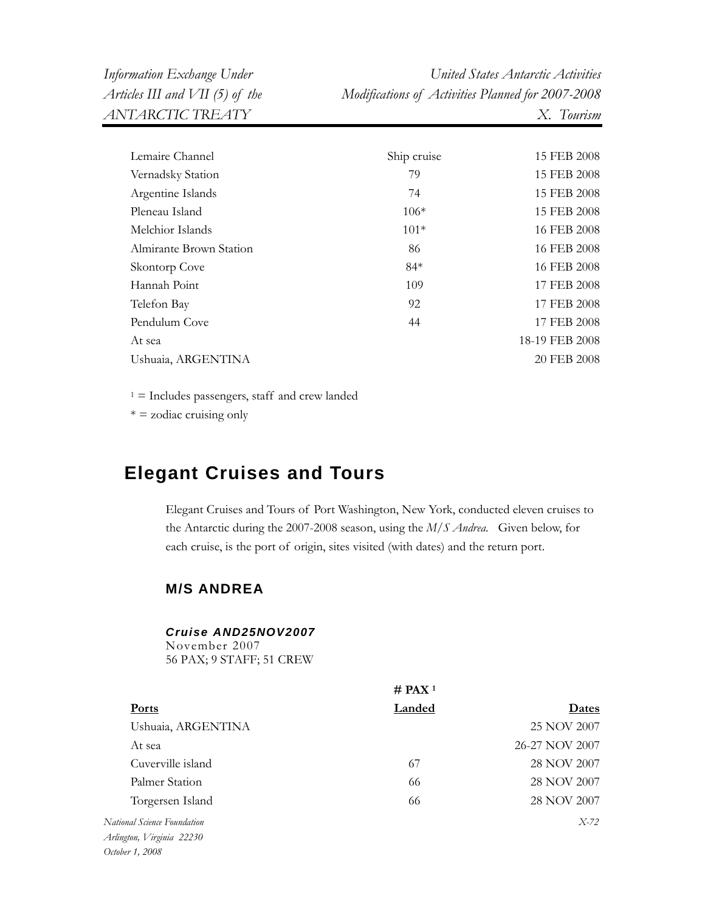| | | |
|---|---|---|
| Lemaire Channel | Ship cruise | 15 FEB 2008 |
| Vernadsky Station | 79 | 15 FEB 2008 |
| Argentine Islands | 74 | 15 FEB 2008 |
| Pleneau Island | 106* | 15 FEB 2008 |
| Melchior Islands | 101* | 16 FEB 2008 |
| Almirante Brown Station | 86 | 16 FEB 2008 |
| Skontorp Cove | 84* | 16 FEB 2008 |
| Hannah Point | 109 | 17 FEB 2008 |
| Telefon Bay | 92 | 17 FEB 2008 |
| Pendulum Cove | 44 | 17 FEB 2008 |
| At sea | | 18-19 FEB 2008 |
| Ushuaia, ARGENTINA | | 20 FEB 2008 |

[1] = Includes passengers, staff and crew landed

* = zodiac cruising only

## Elegant Cruises and Tours

Elegant Cruises and Tours of Port Washington, New York, conducted eleven cruises to the Antarctic during the 2007-2008 season, using the *M/S Andrea*. Given below, for each cruise, is the port of origin, sites visited (with dates) and the return port.

### M/S ANDREA

***Cruise AND25NOV2007***
November 2007
56 PAX; 9 STAFF; 51 CREW

| Ports | # PAX [1] Landed | Dates |
|---|---|---|
| Ushuaia, ARGENTINA | | 25 NOV 2007 |
| At sea | | 26-27 NOV 2007 |
| Cuverville island | 67 | 28 NOV 2007 |
| Palmer Station | 66 | 28 NOV 2007 |
| Torgersen Island | 66 | 28 NOV 2007 |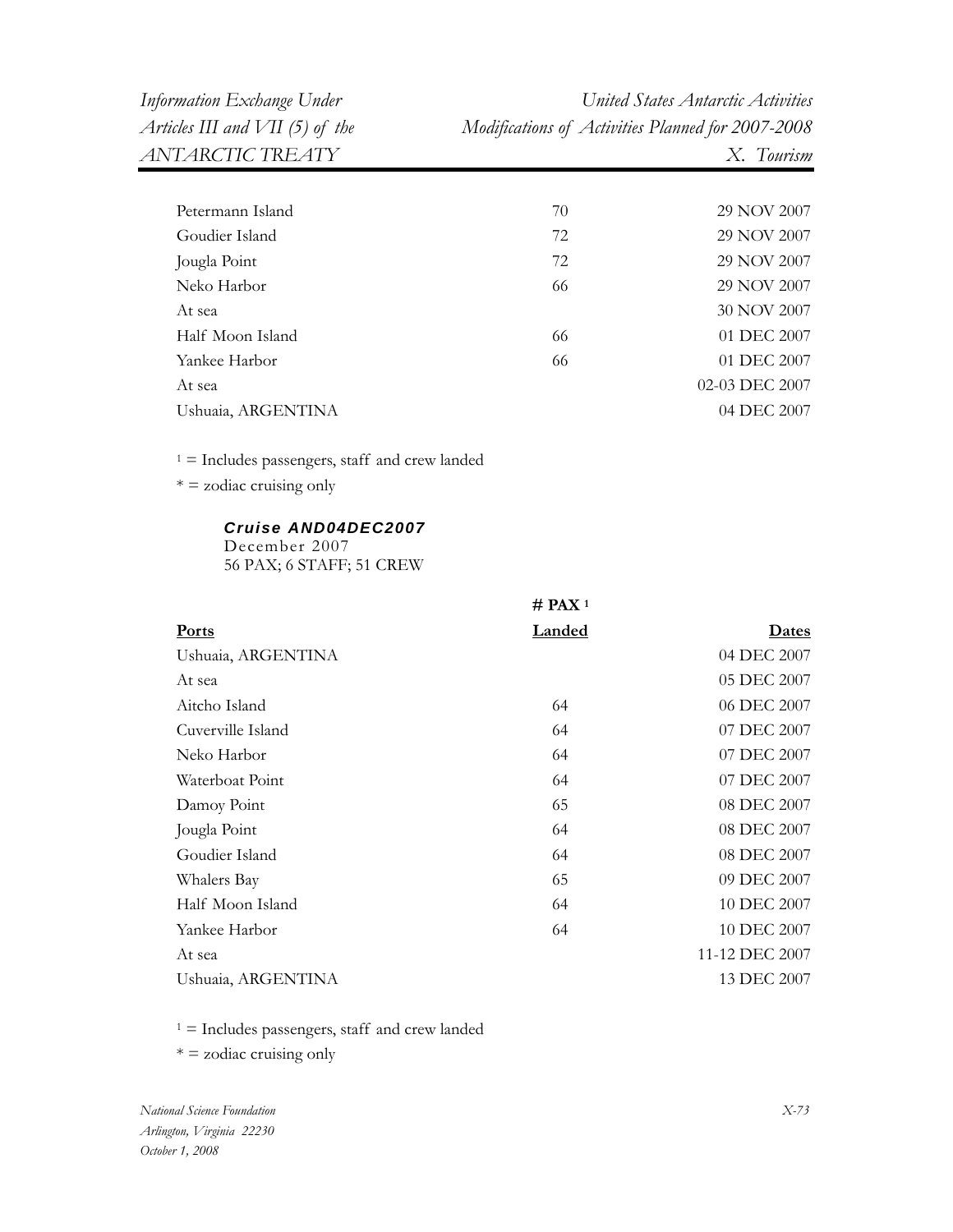| Ports | # PAX [1] Landed | Dates |
|---|---|---|
| Petermann Island | 70 | 29 NOV 2007 |
| Goudier Island | 72 | 29 NOV 2007 |
| Jougla Point | 72 | 29 NOV 2007 |
| Neko Harbor | 66 | 29 NOV 2007 |
| At sea | | 30 NOV 2007 |
| Half Moon Island | 66 | 01 DEC 2007 |
| Yankee Harbor | 66 | 01 DEC 2007 |
| At sea | | 02-03 DEC 2007 |
| Ushuaia, ARGENTINA | | 04 DEC 2007 |

[1] = Includes passengers, staff and crew landed

* = zodiac cruising only

***Cruise AND04DEC2007***
December 2007
56 PAX; 6 STAFF; 51 CREW

| Ports | # PAX [1] Landed | Dates |
|---|---|---|
| Ushuaia, ARGENTINA | | 04 DEC 2007 |
| At sea | | 05 DEC 2007 |
| Aitcho Island | 64 | 06 DEC 2007 |
| Cuverville Island | 64 | 07 DEC 2007 |
| Neko Harbor | 64 | 07 DEC 2007 |
| Waterboat Point | 64 | 07 DEC 2007 |
| Damoy Point | 65 | 08 DEC 2007 |
| Jougla Point | 64 | 08 DEC 2007 |
| Goudier Island | 64 | 08 DEC 2007 |
| Whalers Bay | 65 | 09 DEC 2007 |
| Half Moon Island | 64 | 10 DEC 2007 |
| Yankee Harbor | 64 | 10 DEC 2007 |
| At sea | | 11-12 DEC 2007 |
| Ushuaia, ARGENTINA | | 13 DEC 2007 |

[1] = Includes passengers, staff and crew landed

* = zodiac cruising only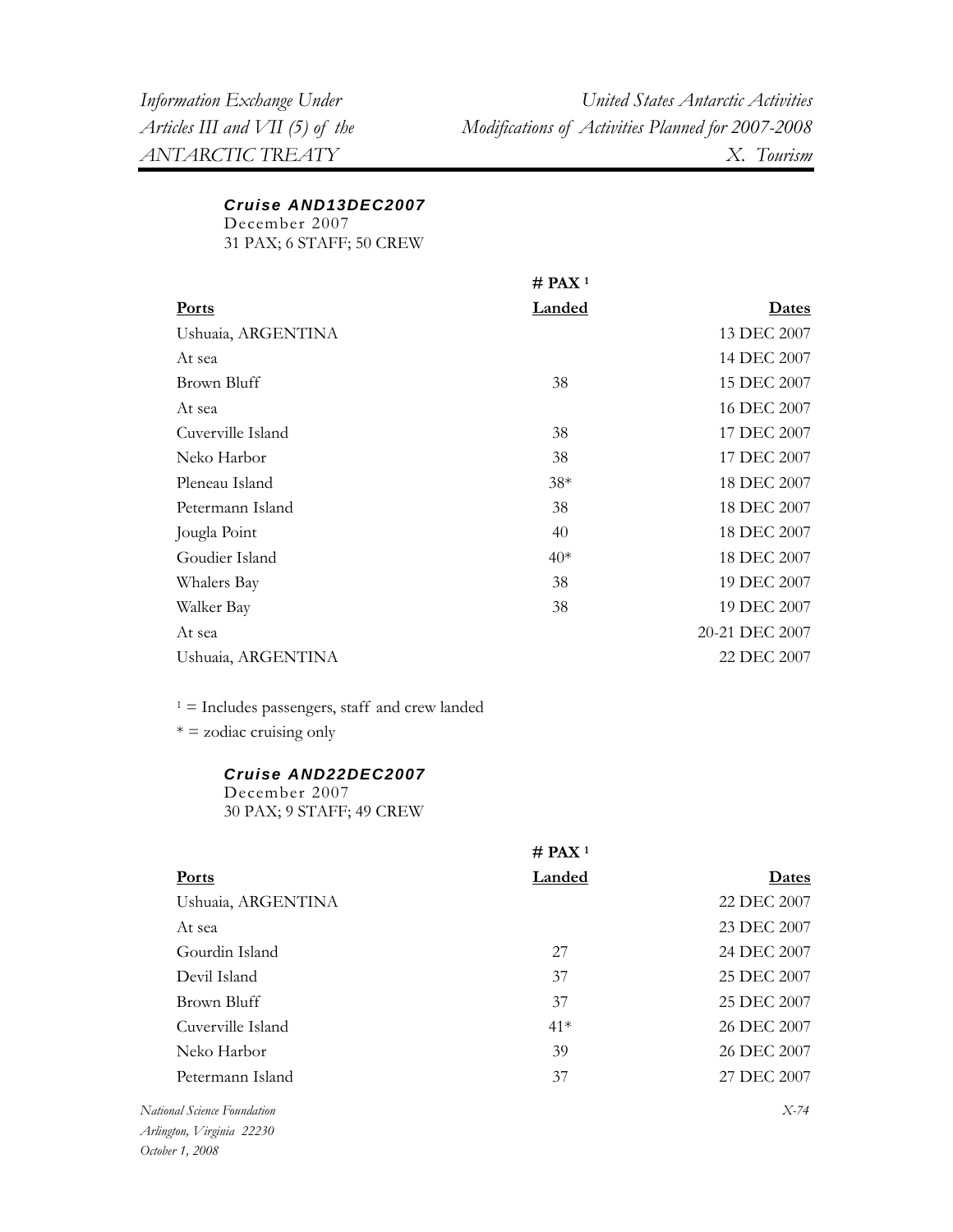### *Cruise AND13DEC2007*

December 2007
31 PAX; 6 STAFF; 50 CREW

| Ports | # PAX [1] Landed | Dates |
|---|---|---|
| Ushuaia, ARGENTINA | | 13 DEC 2007 |
| At sea | | 14 DEC 2007 |
| Brown Bluff | 38 | 15 DEC 2007 |
| At sea | | 16 DEC 2007 |
| Cuverville Island | 38 | 17 DEC 2007 |
| Neko Harbor | 38 | 17 DEC 2007 |
| Pleneau Island | 38* | 18 DEC 2007 |
| Petermann Island | 38 | 18 DEC 2007 |
| Jougla Point | 40 | 18 DEC 2007 |
| Goudier Island | 40* | 18 DEC 2007 |
| Whalers Bay | 38 | 19 DEC 2007 |
| Walker Bay | 38 | 19 DEC 2007 |
| At sea | | 20-21 DEC 2007 |
| Ushuaia, ARGENTINA | | 22 DEC 2007 |

[1] = Includes passengers, staff and crew landed
* = zodiac cruising only

### *Cruise AND22DEC2007*

December 2007
30 PAX; 9 STAFF; 49 CREW

| Ports | # PAX [1] Landed | Dates |
|---|---|---|
| Ushuaia, ARGENTINA | | 22 DEC 2007 |
| At sea | | 23 DEC 2007 |
| Gourdin Island | 27 | 24 DEC 2007 |
| Devil Island | 37 | 25 DEC 2007 |
| Brown Bluff | 37 | 25 DEC 2007 |
| Cuverville Island | 41* | 26 DEC 2007 |
| Neko Harbor | 39 | 26 DEC 2007 |
| Petermann Island | 37 | 27 DEC 2007 |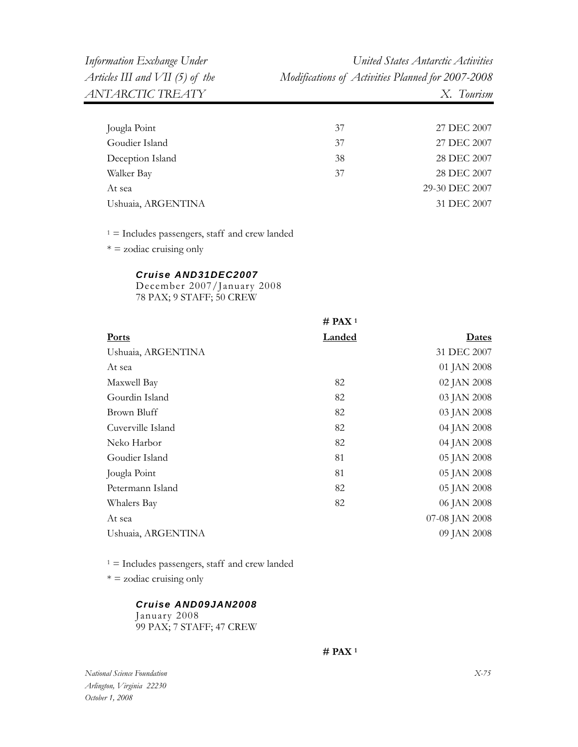| Ports | # PAX [1] Landed | Dates |
|---|---|---|
| Jougla Point | 37 | 27 DEC 2007 |
| Goudier Island | 37 | 27 DEC 2007 |
| Deception Island | 38 | 28 DEC 2007 |
| Walker Bay | 37 | 28 DEC 2007 |
| At sea | | 29-30 DEC 2007 |
| Ushuaia, ARGENTINA | | 31 DEC 2007 |

[1] = Includes passengers, staff and crew landed

* = zodiac cruising only

### *Cruise AND31DEC2007*

December 2007/January 2008
78 PAX; 9 STAFF; 50 CREW

| Ports | # PAX [1] Landed | Dates |
|---|---|---|
| Ushuaia, ARGENTINA | | 31 DEC 2007 |
| At sea | | 01 JAN 2008 |
| Maxwell Bay | 82 | 02 JAN 2008 |
| Gourdin Island | 82 | 03 JAN 2008 |
| Brown Bluff | 82 | 03 JAN 2008 |
| Cuverville Island | 82 | 04 JAN 2008 |
| Neko Harbor | 82 | 04 JAN 2008 |
| Goudier Island | 81 | 05 JAN 2008 |
| Jougla Point | 81 | 05 JAN 2008 |
| Petermann Island | 82 | 05 JAN 2008 |
| Whalers Bay | 82 | 06 JAN 2008 |
| At sea | | 07-08 JAN 2008 |
| Ushuaia, ARGENTINA | | 09 JAN 2008 |

[1] = Includes passengers, staff and crew landed

* = zodiac cruising only

### *Cruise AND09JAN2008*

January 2008
99 PAX; 7 STAFF; 47 CREW

**# PAX [1]**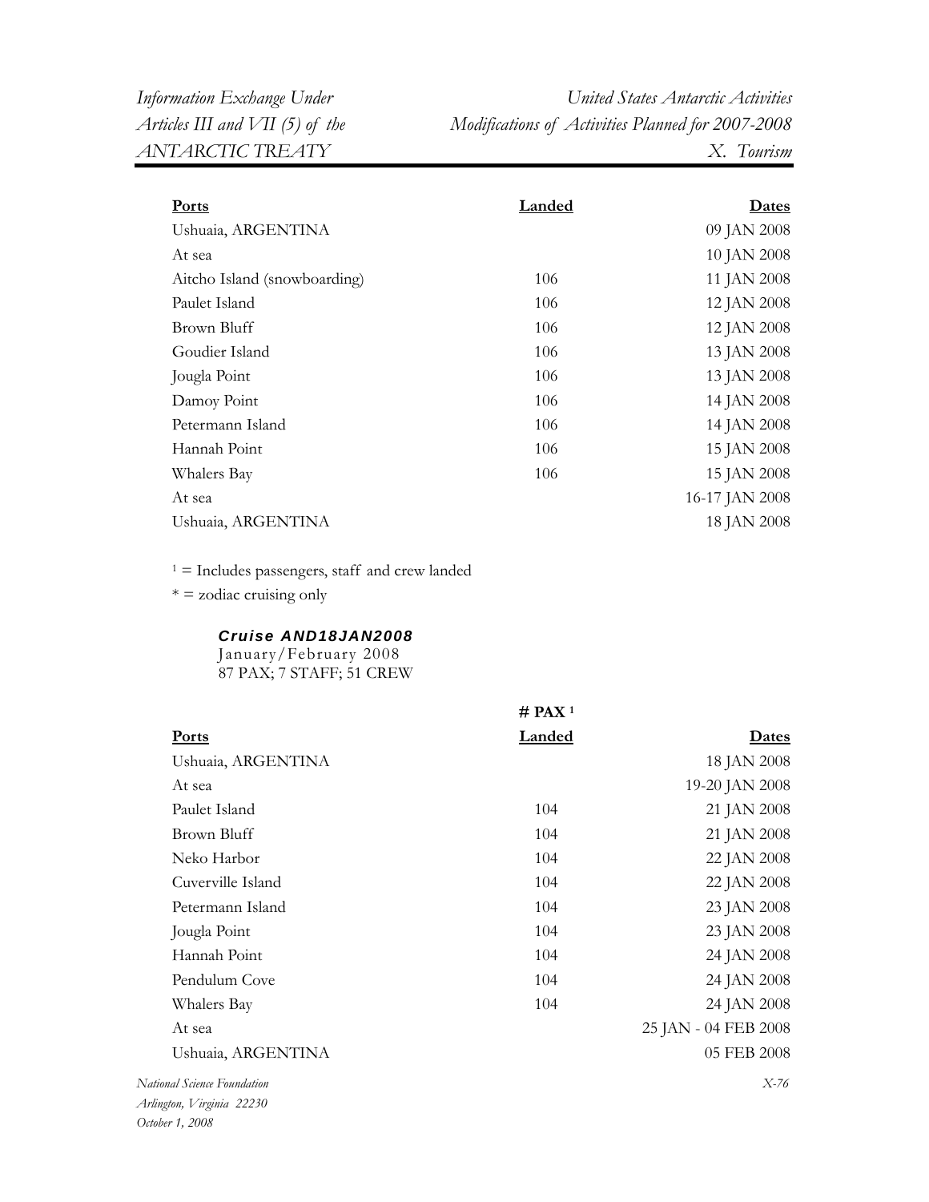| Ports | Landed | Dates |
|---|---|---|
| Ushuaia, ARGENTINA | | 09 JAN 2008 |
| At sea | | 10 JAN 2008 |
| Aitcho Island (snowboarding) | 106 | 11 JAN 2008 |
| Paulet Island | 106 | 12 JAN 2008 |
| Brown Bluff | 106 | 12 JAN 2008 |
| Goudier Island | 106 | 13 JAN 2008 |
| Jougla Point | 106 | 13 JAN 2008 |
| Damoy Point | 106 | 14 JAN 2008 |
| Petermann Island | 106 | 14 JAN 2008 |
| Hannah Point | 106 | 15 JAN 2008 |
| Whalers Bay | 106 | 15 JAN 2008 |
| At sea | | 16-17 JAN 2008 |
| Ushuaia, ARGENTINA | | 18 JAN 2008 |

[1] = Includes passengers, staff and crew landed

* = zodiac cruising only

***Cruise AND18JAN2008***

January/February 2008

87 PAX; 7 STAFF; 51 CREW

| Ports | # PAX [1] Landed | Dates |
|---|---|---|
| Ushuaia, ARGENTINA | | 18 JAN 2008 |
| At sea | | 19-20 JAN 2008 |
| Paulet Island | 104 | 21 JAN 2008 |
| Brown Bluff | 104 | 21 JAN 2008 |
| Neko Harbor | 104 | 22 JAN 2008 |
| Cuverville Island | 104 | 22 JAN 2008 |
| Petermann Island | 104 | 23 JAN 2008 |
| Jougla Point | 104 | 23 JAN 2008 |
| Hannah Point | 104 | 24 JAN 2008 |
| Pendulum Cove | 104 | 24 JAN 2008 |
| Whalers Bay | 104 | 24 JAN 2008 |
| At sea | | 25 JAN - 04 FEB 2008 |
| Ushuaia, ARGENTINA | | 05 FEB 2008 |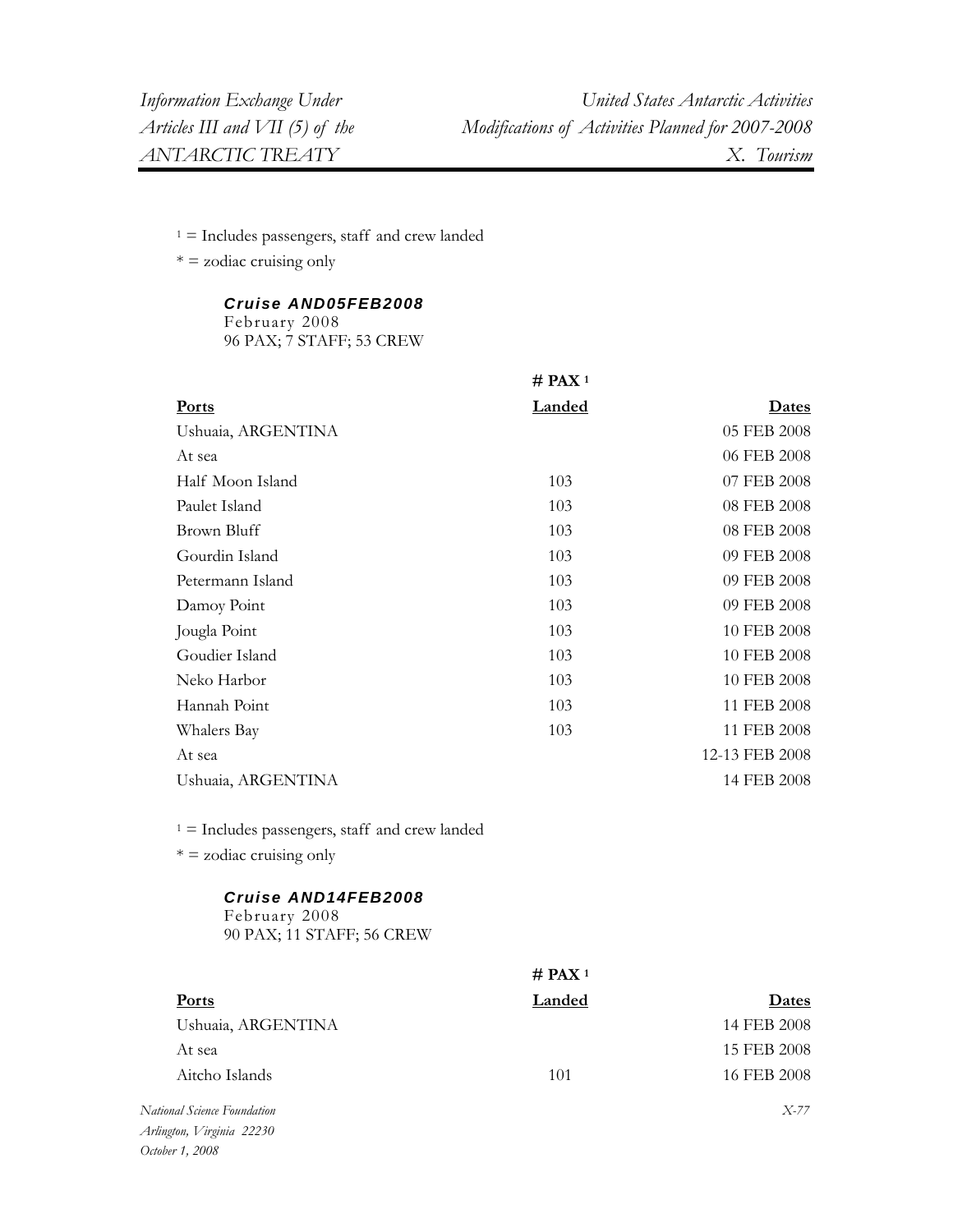[1] = Includes passengers, staff and crew landed

\* = zodiac cruising only

***Cruise AND05FEB2008***
February 2008
96 PAX; 7 STAFF; 53 CREW

| Ports | # PAX [1] Landed | Dates |
|---|---|---|
| Ushuaia, ARGENTINA | | 05 FEB 2008 |
| At sea | | 06 FEB 2008 |
| Half Moon Island | 103 | 07 FEB 2008 |
| Paulet Island | 103 | 08 FEB 2008 |
| Brown Bluff | 103 | 08 FEB 2008 |
| Gourdin Island | 103 | 09 FEB 2008 |
| Petermann Island | 103 | 09 FEB 2008 |
| Damoy Point | 103 | 09 FEB 2008 |
| Jougla Point | 103 | 10 FEB 2008 |
| Goudier Island | 103 | 10 FEB 2008 |
| Neko Harbor | 103 | 10 FEB 2008 |
| Hannah Point | 103 | 11 FEB 2008 |
| Whalers Bay | 103 | 11 FEB 2008 |
| At sea | | 12-13 FEB 2008 |
| Ushuaia, ARGENTINA | | 14 FEB 2008 |

[1] = Includes passengers, staff and crew landed

\* = zodiac cruising only

***Cruise AND14FEB2008***
February 2008
90 PAX; 11 STAFF; 56 CREW

| Ports | # PAX [1] Landed | Dates |
|---|---|---|
| Ushuaia, ARGENTINA | | 14 FEB 2008 |
| At sea | | 15 FEB 2008 |
| Aitcho Islands | 101 | 16 FEB 2008 |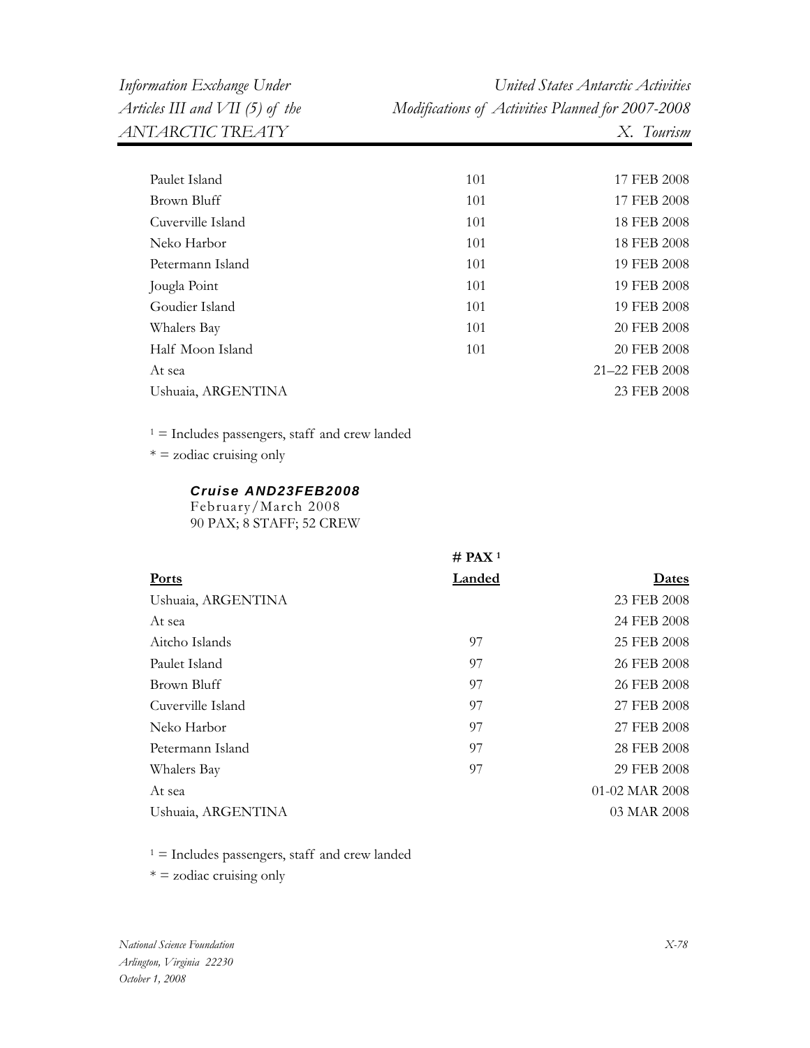| Ports | # PAX [1] Landed | Dates |
|---|---|---|
| Paulet Island | 101 | 17 FEB 2008 |
| Brown Bluff | 101 | 17 FEB 2008 |
| Cuverville Island | 101 | 18 FEB 2008 |
| Neko Harbor | 101 | 18 FEB 2008 |
| Petermann Island | 101 | 19 FEB 2008 |
| Jougla Point | 101 | 19 FEB 2008 |
| Goudier Island | 101 | 19 FEB 2008 |
| Whalers Bay | 101 | 20 FEB 2008 |
| Half Moon Island | 101 | 20 FEB 2008 |
| At sea | | 21–22 FEB 2008 |
| Ushuaia, ARGENTINA | | 23 FEB 2008 |

[1] = Includes passengers, staff and crew landed
* = zodiac cruising only

***Cruise AND23FEB2008***
February/March 2008
90 PAX; 8 STAFF; 52 CREW

| Ports | # PAX [1] Landed | Dates |
|---|---|---|
| Ushuaia, ARGENTINA | | 23 FEB 2008 |
| At sea | | 24 FEB 2008 |
| Aitcho Islands | 97 | 25 FEB 2008 |
| Paulet Island | 97 | 26 FEB 2008 |
| Brown Bluff | 97 | 26 FEB 2008 |
| Cuverville Island | 97 | 27 FEB 2008 |
| Neko Harbor | 97 | 27 FEB 2008 |
| Petermann Island | 97 | 28 FEB 2008 |
| Whalers Bay | 97 | 29 FEB 2008 |
| At sea | | 01-02 MAR 2008 |
| Ushuaia, ARGENTINA | | 03 MAR 2008 |

[1] = Includes passengers, staff and crew landed
* = zodiac cruising only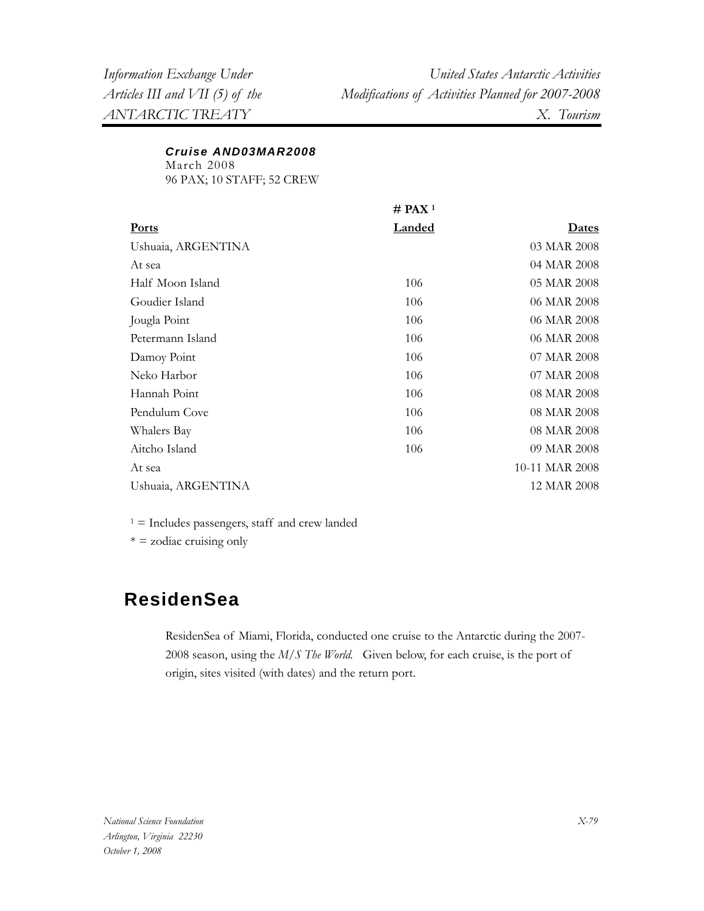***Cruise AND03MAR2008***
March 2008
96 PAX; 10 STAFF; 52 CREW

| Ports | # PAX [1] Landed | Dates |
|---|---|---|
| Ushuaia, ARGENTINA | | 03 MAR 2008 |
| At sea | | 04 MAR 2008 |
| Half Moon Island | 106 | 05 MAR 2008 |
| Goudier Island | 106 | 06 MAR 2008 |
| Jougla Point | 106 | 06 MAR 2008 |
| Petermann Island | 106 | 06 MAR 2008 |
| Damoy Point | 106 | 07 MAR 2008 |
| Neko Harbor | 106 | 07 MAR 2008 |
| Hannah Point | 106 | 08 MAR 2008 |
| Pendulum Cove | 106 | 08 MAR 2008 |
| Whalers Bay | 106 | 08 MAR 2008 |
| Aitcho Island | 106 | 09 MAR 2008 |
| At sea | | 10-11 MAR 2008 |
| Ushuaia, ARGENTINA | | 12 MAR 2008 |

[1] = Includes passengers, staff and crew landed
* = zodiac cruising only

## ResidenSea

ResidenSea of Miami, Florida, conducted one cruise to the Antarctic during the 2007-2008 season, using the *M/S The World*. Given below, for each cruise, is the port of origin, sites visited (with dates) and the return port.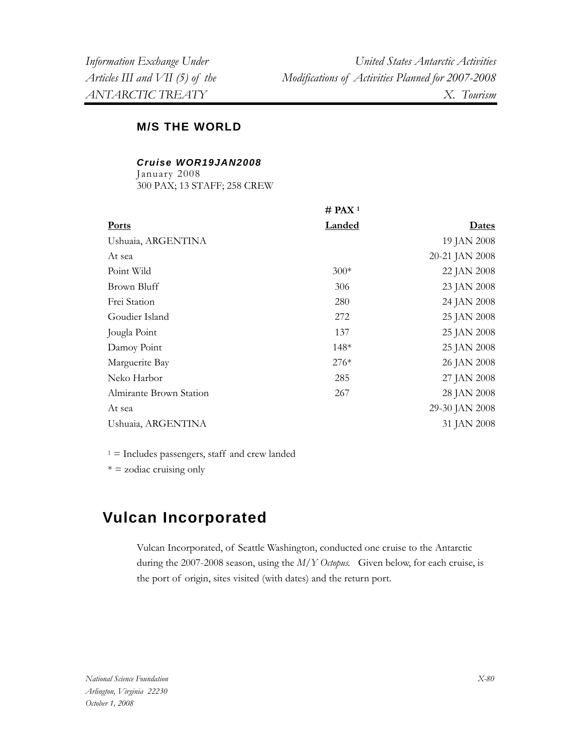## M/S THE WORLD

***Cruise WOR19JAN2008***
January 2008
300 PAX; 13 STAFF; 258 CREW

| Ports | # PAX [1] Landed | Dates |
|---|---|---|
| Ushuaia, ARGENTINA | | 19 JAN 2008 |
| At sea | | 20-21 JAN 2008 |
| Point Wild | 300* | 22 JAN 2008 |
| Brown Bluff | 306 | 23 JAN 2008 |
| Frei Station | 280 | 24 JAN 2008 |
| Goudier Island | 272 | 25 JAN 2008 |
| Jougla Point | 137 | 25 JAN 2008 |
| Damoy Point | 148* | 25 JAN 2008 |
| Marguerite Bay | 276* | 26 JAN 2008 |
| Neko Harbor | 285 | 27 JAN 2008 |
| Almirante Brown Station | 267 | 28 JAN 2008 |
| At sea | | 29-30 JAN 2008 |
| Ushuaia, ARGENTINA | | 31 JAN 2008 |

[1] = Includes passengers, staff and crew landed

* = zodiac cruising only

# Vulcan Incorporated

Vulcan Incorporated, of Seattle Washington, conducted one cruise to the Antarctic during the 2007-2008 season, using the *M/Y Octopus.* Given below, for each cruise, is the port of origin, sites visited (with dates) and the return port.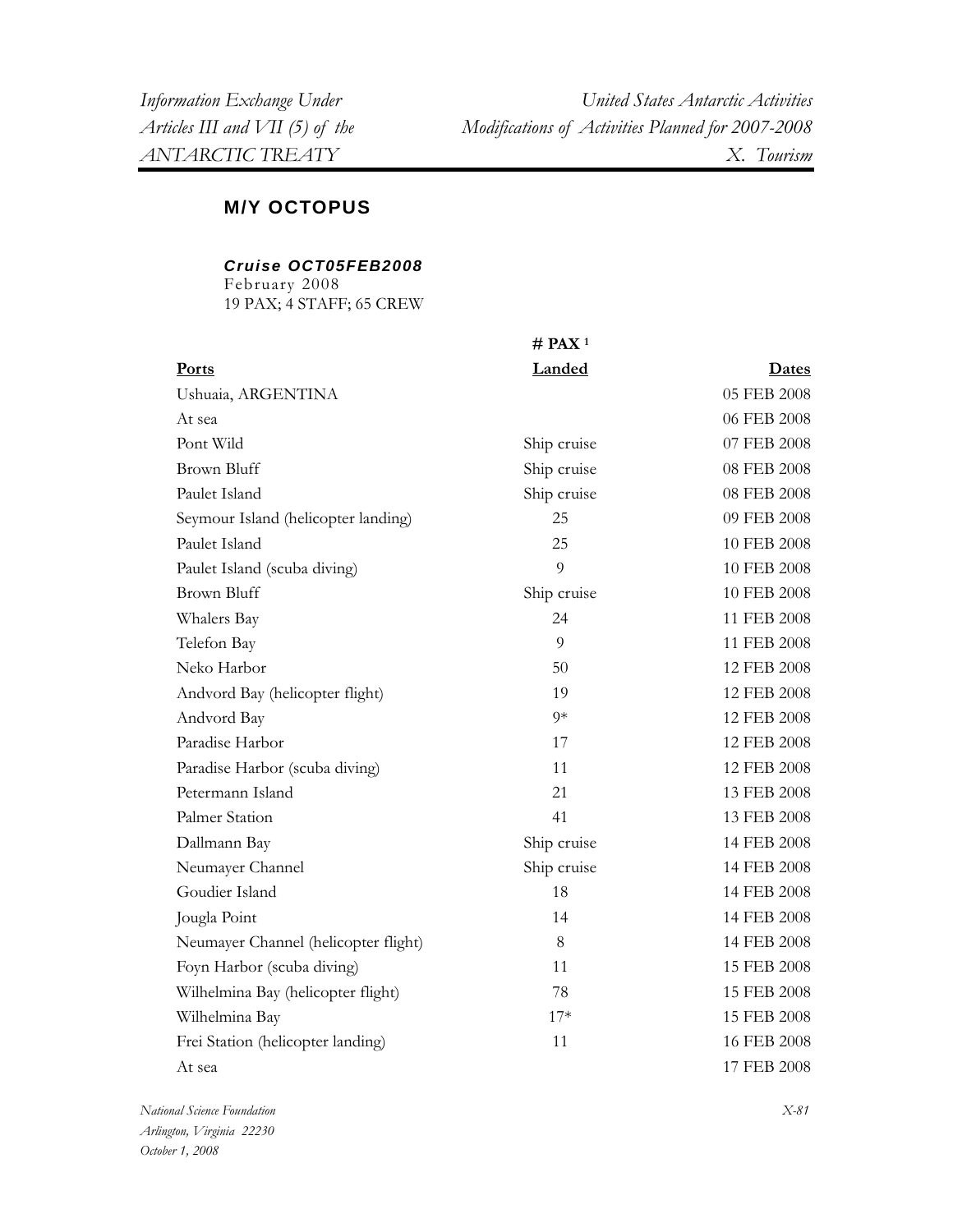## M/Y OCTOPUS

### *Cruise OCT05FEB2008*

February 2008
19 PAX; 4 STAFF; 65 CREW

| Ports | # PAX [1] Landed | Dates |
|---|---|---|
| Ushuaia, ARGENTINA | | 05 FEB 2008 |
| At sea | | 06 FEB 2008 |
| Pont Wild | Ship cruise | 07 FEB 2008 |
| Brown Bluff | Ship cruise | 08 FEB 2008 |
| Paulet Island | Ship cruise | 08 FEB 2008 |
| Seymour Island (helicopter landing) | 25 | 09 FEB 2008 |
| Paulet Island | 25 | 10 FEB 2008 |
| Paulet Island (scuba diving) | 9 | 10 FEB 2008 |
| Brown Bluff | Ship cruise | 10 FEB 2008 |
| Whalers Bay | 24 | 11 FEB 2008 |
| Telefon Bay | 9 | 11 FEB 2008 |
| Neko Harbor | 50 | 12 FEB 2008 |
| Andvord Bay (helicopter flight) | 19 | 12 FEB 2008 |
| Andvord Bay | 9* | 12 FEB 2008 |
| Paradise Harbor | 17 | 12 FEB 2008 |
| Paradise Harbor (scuba diving) | 11 | 12 FEB 2008 |
| Petermann Island | 21 | 13 FEB 2008 |
| Palmer Station | 41 | 13 FEB 2008 |
| Dallmann Bay | Ship cruise | 14 FEB 2008 |
| Neumayer Channel | Ship cruise | 14 FEB 2008 |
| Goudier Island | 18 | 14 FEB 2008 |
| Jougla Point | 14 | 14 FEB 2008 |
| Neumayer Channel (helicopter flight) | 8 | 14 FEB 2008 |
| Foyn Harbor (scuba diving) | 11 | 15 FEB 2008 |
| Wilhelmina Bay (helicopter flight) | 78 | 15 FEB 2008 |
| Wilhelmina Bay | 17* | 15 FEB 2008 |
| Frei Station (helicopter landing) | 11 | 16 FEB 2008 |
| At sea | | 17 FEB 2008 |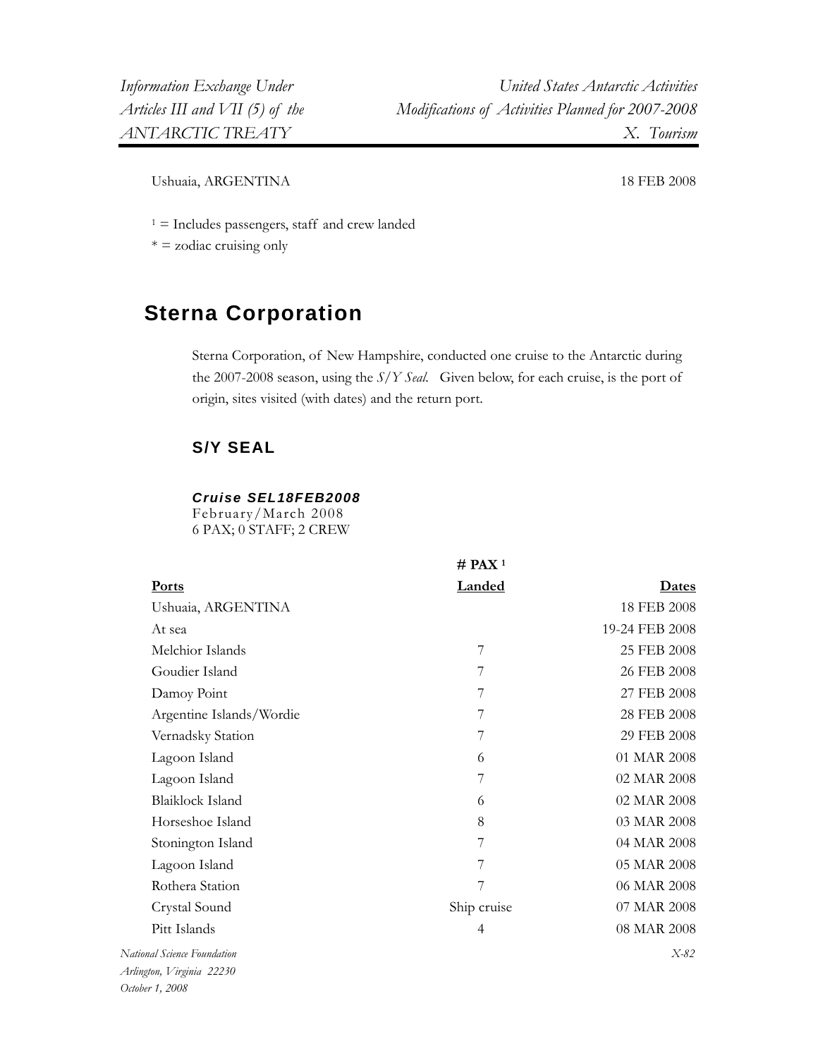| | | |
|---|---|---|
| Ushuaia, ARGENTINA | | 18 FEB 2008 |

[1] = Includes passengers, staff and crew landed
\* = zodiac cruising only

## Sterna Corporation

Sterna Corporation, of New Hampshire, conducted one cruise to the Antarctic during the 2007-2008 season, using the *S/Y Seal*. Given below, for each cruise, is the port of origin, sites visited (with dates) and the return port.

### S/Y SEAL

***Cruise SEL18FEB2008***
February/March 2008
6 PAX; 0 STAFF; 2 CREW

| **Ports** | **# PAX [1] Landed** | **Dates** |
|---|---|---|
| Ushuaia, ARGENTINA | | 18 FEB 2008 |
| At sea | | 19-24 FEB 2008 |
| Melchior Islands | 7 | 25 FEB 2008 |
| Goudier Island | 7 | 26 FEB 2008 |
| Damoy Point | 7 | 27 FEB 2008 |
| Argentine Islands/Wordie | 7 | 28 FEB 2008 |
| Vernadsky Station | 7 | 29 FEB 2008 |
| Lagoon Island | 6 | 01 MAR 2008 |
| Lagoon Island | 7 | 02 MAR 2008 |
| Blaiklock Island | 6 | 02 MAR 2008 |
| Horseshoe Island | 8 | 03 MAR 2008 |
| Stonington Island | 7 | 04 MAR 2008 |
| Lagoon Island | 7 | 05 MAR 2008 |
| Rothera Station | 7 | 06 MAR 2008 |
| Crystal Sound | Ship cruise | 07 MAR 2008 |
| Pitt Islands | 4 | 08 MAR 2008 |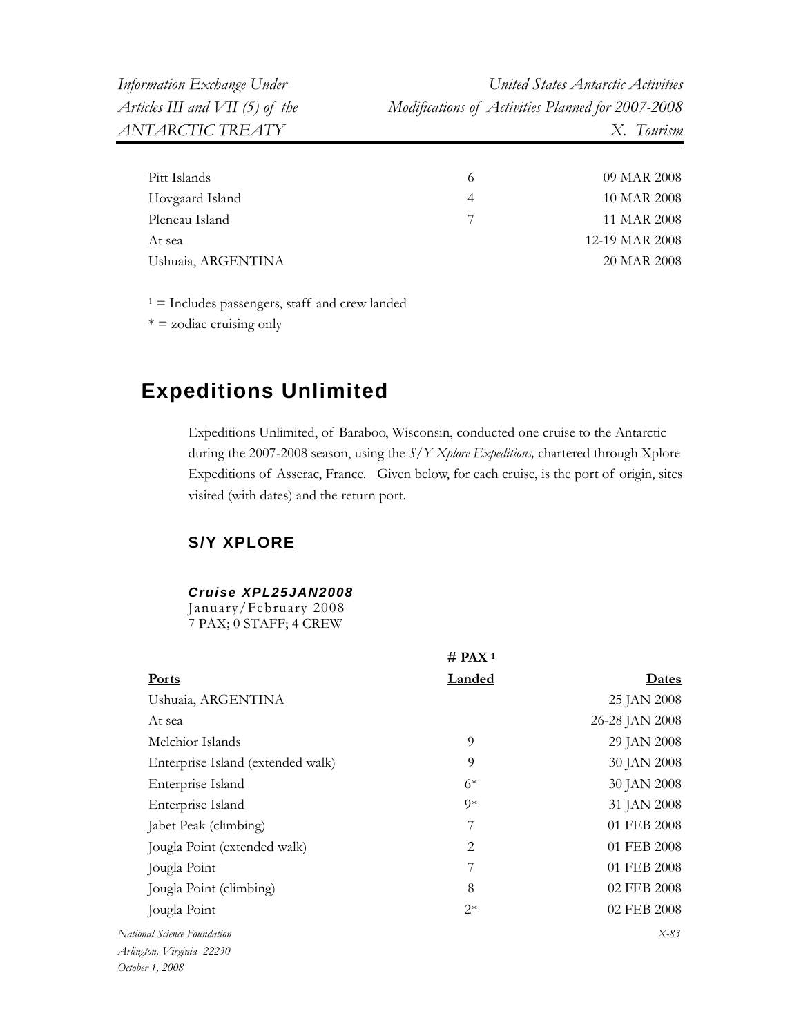| | | |
|---|---|---|
| Pitt Islands | 6 | 09 MAR 2008 |
| Hovgaard Island | 4 | 10 MAR 2008 |
| Pleneau Island | 7 | 11 MAR 2008 |
| At sea | | 12-19 MAR 2008 |
| Ushuaia, ARGENTINA | | 20 MAR 2008 |

[1] = Includes passengers, staff and crew landed

* = zodiac cruising only

## Expeditions Unlimited

Expeditions Unlimited, of Baraboo, Wisconsin, conducted one cruise to the Antarctic during the 2007-2008 season, using the *S/Y Xplore Expeditions,* chartered through Xplore Expeditions of Asserac, France. Given below, for each cruise, is the port of origin, sites visited (with dates) and the return port.

### S/Y XPLORE

***Cruise XPL25JAN2008***
January/February 2008
7 PAX; 0 STAFF; 4 CREW

| **Ports** | **# PAX [1] Landed** | **Dates** |
|---|---|---|
| Ushuaia, ARGENTINA | | 25 JAN 2008 |
| At sea | | 26-28 JAN 2008 |
| Melchior Islands | 9 | 29 JAN 2008 |
| Enterprise Island (extended walk) | 9 | 30 JAN 2008 |
| Enterprise Island | 6* | 30 JAN 2008 |
| Enterprise Island | 9* | 31 JAN 2008 |
| Jabet Peak (climbing) | 7 | 01 FEB 2008 |
| Jougla Point (extended walk) | 2 | 01 FEB 2008 |
| Jougla Point | 7 | 01 FEB 2008 |
| Jougla Point (climbing) | 8 | 02 FEB 2008 |
| Jougla Point | 2* | 02 FEB 2008 |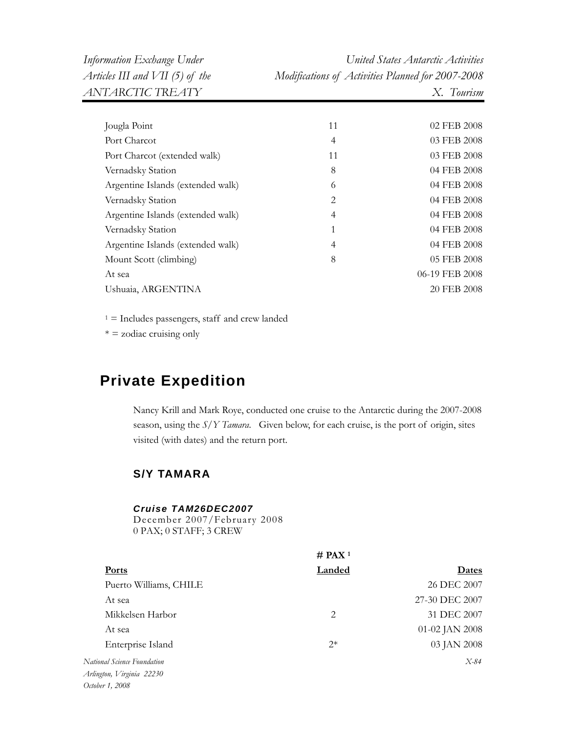| | | |
|---|---|---|
| Jougla Point | 11 | 02 FEB 2008 |
| Port Charcot | 4 | 03 FEB 2008 |
| Port Charcot (extended walk) | 11 | 03 FEB 2008 |
| Vernadsky Station | 8 | 04 FEB 2008 |
| Argentine Islands (extended walk) | 6 | 04 FEB 2008 |
| Vernadsky Station | 2 | 04 FEB 2008 |
| Argentine Islands (extended walk) | 4 | 04 FEB 2008 |
| Vernadsky Station | 1 | 04 FEB 2008 |
| Argentine Islands (extended walk) | 4 | 04 FEB 2008 |
| Mount Scott (climbing) | 8 | 05 FEB 2008 |
| At sea | | 06-19 FEB 2008 |
| Ushuaia, ARGENTINA | | 20 FEB 2008 |

[1] = Includes passengers, staff and crew landed

* = zodiac cruising only

## Private Expedition

Nancy Krill and Mark Roye, conducted one cruise to the Antarctic during the 2007-2008 season, using the *S/Y Tamara*. Given below, for each cruise, is the port of origin, sites visited (with dates) and the return port.

### S/Y TAMARA

***Cruise TAM26DEC2007***
December 2007/February 2008
0 PAX; 0 STAFF; 3 CREW

| Ports | # PAX [1] Landed | Dates |
|---|---|---|
| Puerto Williams, CHILE | | 26 DEC 2007 |
| At sea | | 27-30 DEC 2007 |
| Mikkelsen Harbor | 2 | 31 DEC 2007 |
| At sea | | 01-02 JAN 2008 |
| Enterprise Island | 2* | 03 JAN 2008 |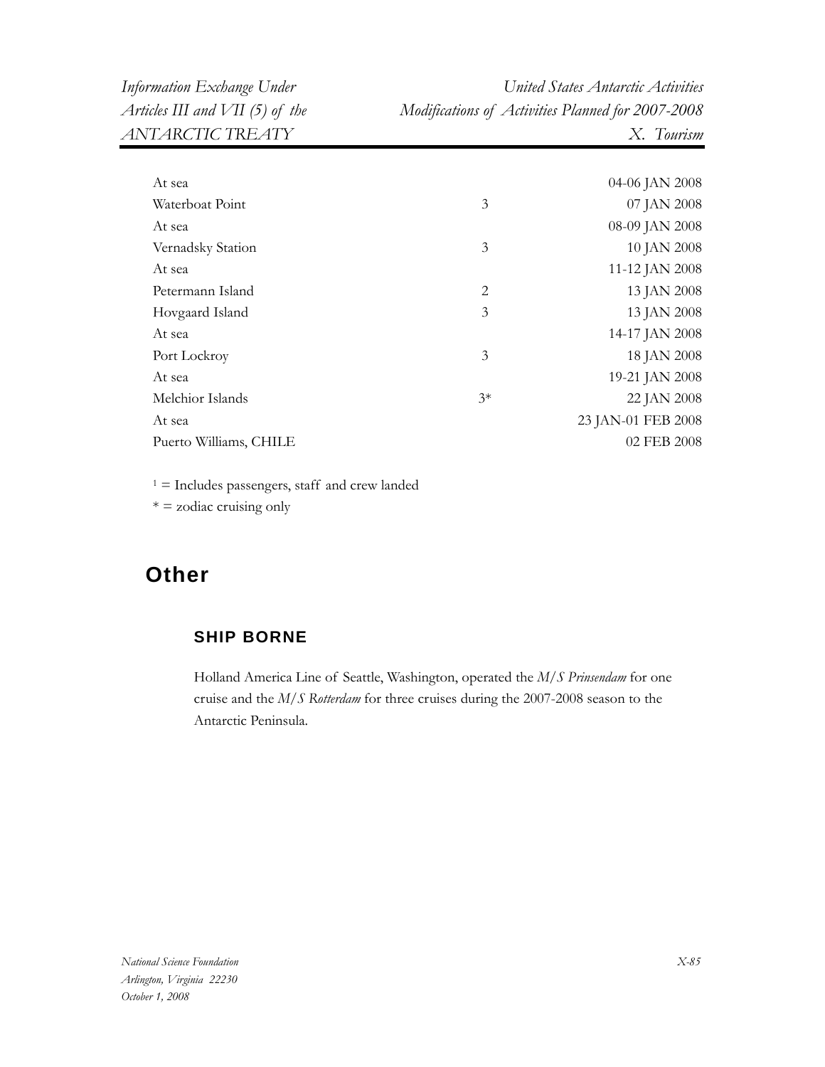| | | |
|---|---|---|
| At sea | | 04-06 JAN 2008 |
| Waterboat Point | 3 | 07 JAN 2008 |
| At sea | | 08-09 JAN 2008 |
| Vernadsky Station | 3 | 10 JAN 2008 |
| At sea | | 11-12 JAN 2008 |
| Petermann Island | 2 | 13 JAN 2008 |
| Hovgaard Island | 3 | 13 JAN 2008 |
| At sea | | 14-17 JAN 2008 |
| Port Lockroy | 3 | 18 JAN 2008 |
| At sea | | 19-21 JAN 2008 |
| Melchior Islands | 3* | 22 JAN 2008 |
| At sea | | 23 JAN-01 FEB 2008 |
| Puerto Williams, CHILE | | 02 FEB 2008 |

[1] = Includes passengers, staff and crew landed

* = zodiac cruising only

# Other

## SHIP BORNE

Holland America Line of Seattle, Washington, operated the *M/S Prinsendam* for one cruise and the *M/S Rotterdam* for three cruises during the 2007-2008 season to the Antarctic Peninsula.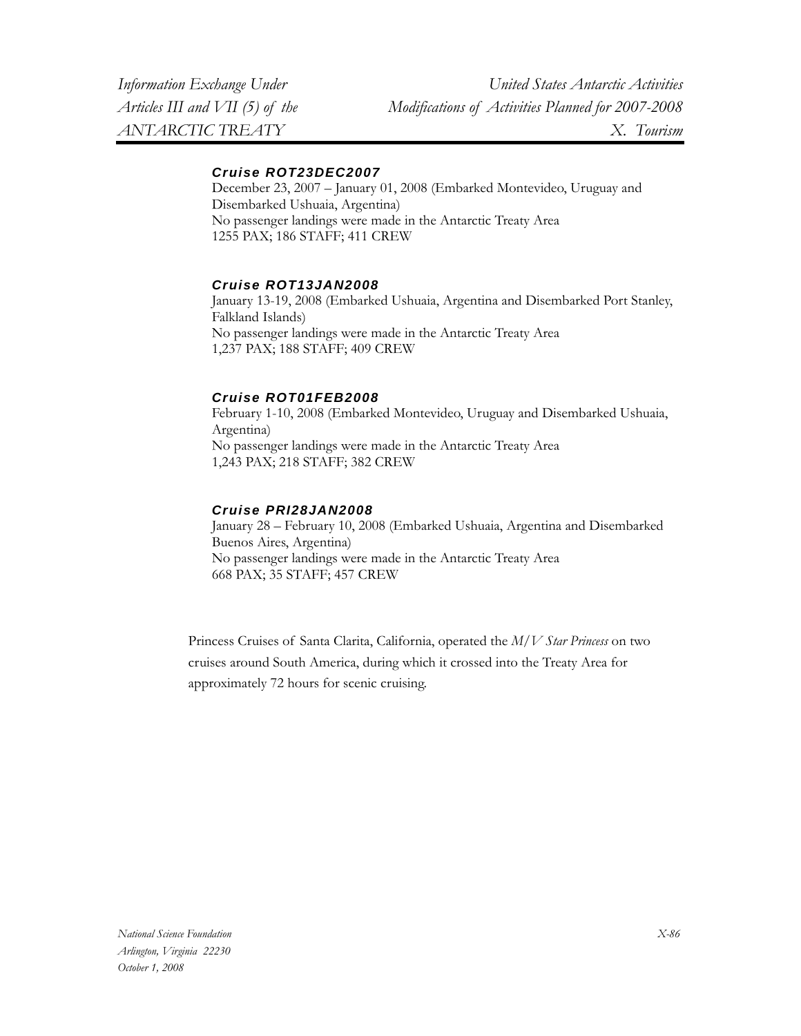#### *Cruise ROT23DEC2007*

December 23, 2007 – January 01, 2008 (Embarked Montevideo, Uruguay and Disembarked Ushuaia, Argentina)
No passenger landings were made in the Antarctic Treaty Area
1255 PAX; 186 STAFF; 411 CREW

#### *Cruise ROT13JAN2008*

January 13-19, 2008 (Embarked Ushuaia, Argentina and Disembarked Port Stanley, Falkland Islands)
No passenger landings were made in the Antarctic Treaty Area
1,237 PAX; 188 STAFF; 409 CREW

#### *Cruise ROT01FEB2008*

February 1-10, 2008 (Embarked Montevideo, Uruguay and Disembarked Ushuaia, Argentina)
No passenger landings were made in the Antarctic Treaty Area
1,243 PAX; 218 STAFF; 382 CREW

#### *Cruise PRI28JAN2008*

January 28 – February 10, 2008 (Embarked Ushuaia, Argentina and Disembarked Buenos Aires, Argentina)
No passenger landings were made in the Antarctic Treaty Area
668 PAX; 35 STAFF; 457 CREW

Princess Cruises of Santa Clarita, California, operated the *M/V Star Princess* on two cruises around South America, during which it crossed into the Treaty Area for approximately 72 hours for scenic cruising.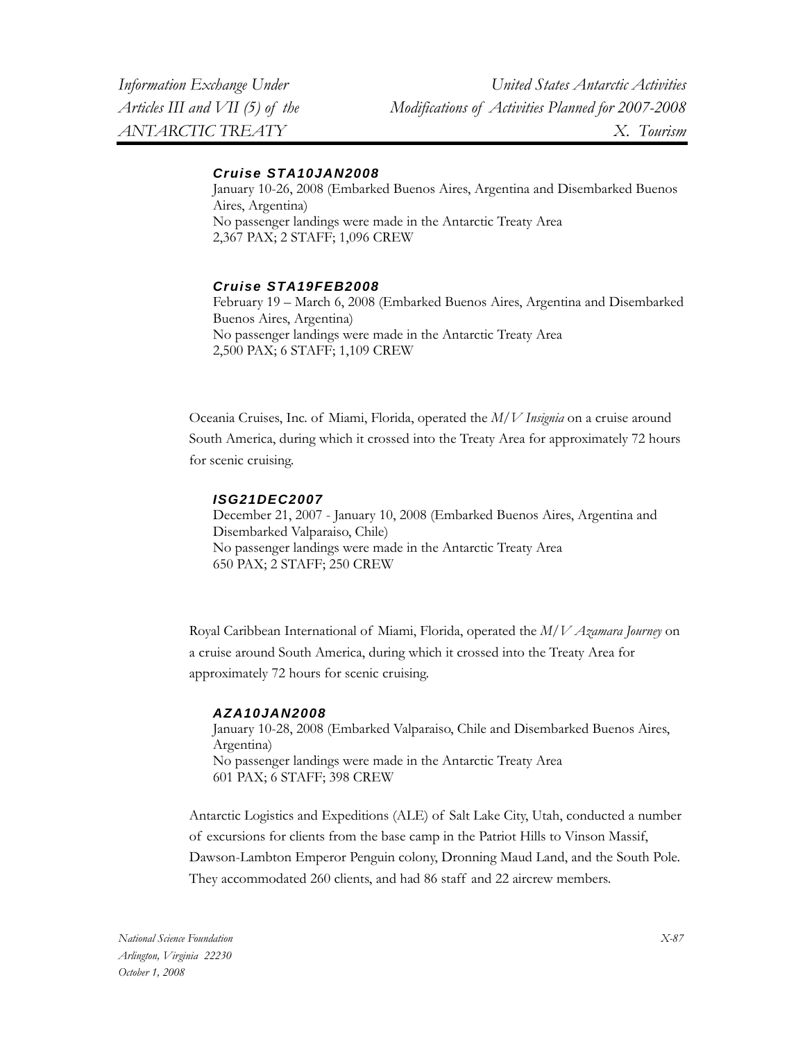***Cruise STA10JAN2008***

January 10-26, 2008 (Embarked Buenos Aires, Argentina and Disembarked Buenos Aires, Argentina)
No passenger landings were made in the Antarctic Treaty Area
2,367 PAX; 2 STAFF; 1,096 CREW

***Cruise STA19FEB2008***

February 19 – March 6, 2008 (Embarked Buenos Aires, Argentina and Disembarked Buenos Aires, Argentina)
No passenger landings were made in the Antarctic Treaty Area
2,500 PAX; 6 STAFF; 1,109 CREW

Oceania Cruises, Inc. of Miami, Florida, operated the *M/V Insignia* on a cruise around South America, during which it crossed into the Treaty Area for approximately 72 hours for scenic cruising.

***ISG21DEC2007***

December 21, 2007 - January 10, 2008 (Embarked Buenos Aires, Argentina and Disembarked Valparaiso, Chile)
No passenger landings were made in the Antarctic Treaty Area
650 PAX; 2 STAFF; 250 CREW

Royal Caribbean International of Miami, Florida, operated the *M/V Azamara Journey* on a cruise around South America, during which it crossed into the Treaty Area for approximately 72 hours for scenic cruising.

***AZA10JAN2008***

January 10-28, 2008 (Embarked Valparaiso, Chile and Disembarked Buenos Aires, Argentina)
No passenger landings were made in the Antarctic Treaty Area
601 PAX; 6 STAFF; 398 CREW

Antarctic Logistics and Expeditions (ALE) of Salt Lake City, Utah, conducted a number of excursions for clients from the base camp in the Patriot Hills to Vinson Massif, Dawson-Lambton Emperor Penguin colony, Dronning Maud Land, and the South Pole. They accommodated 260 clients, and had 86 staff and 22 aircrew members.